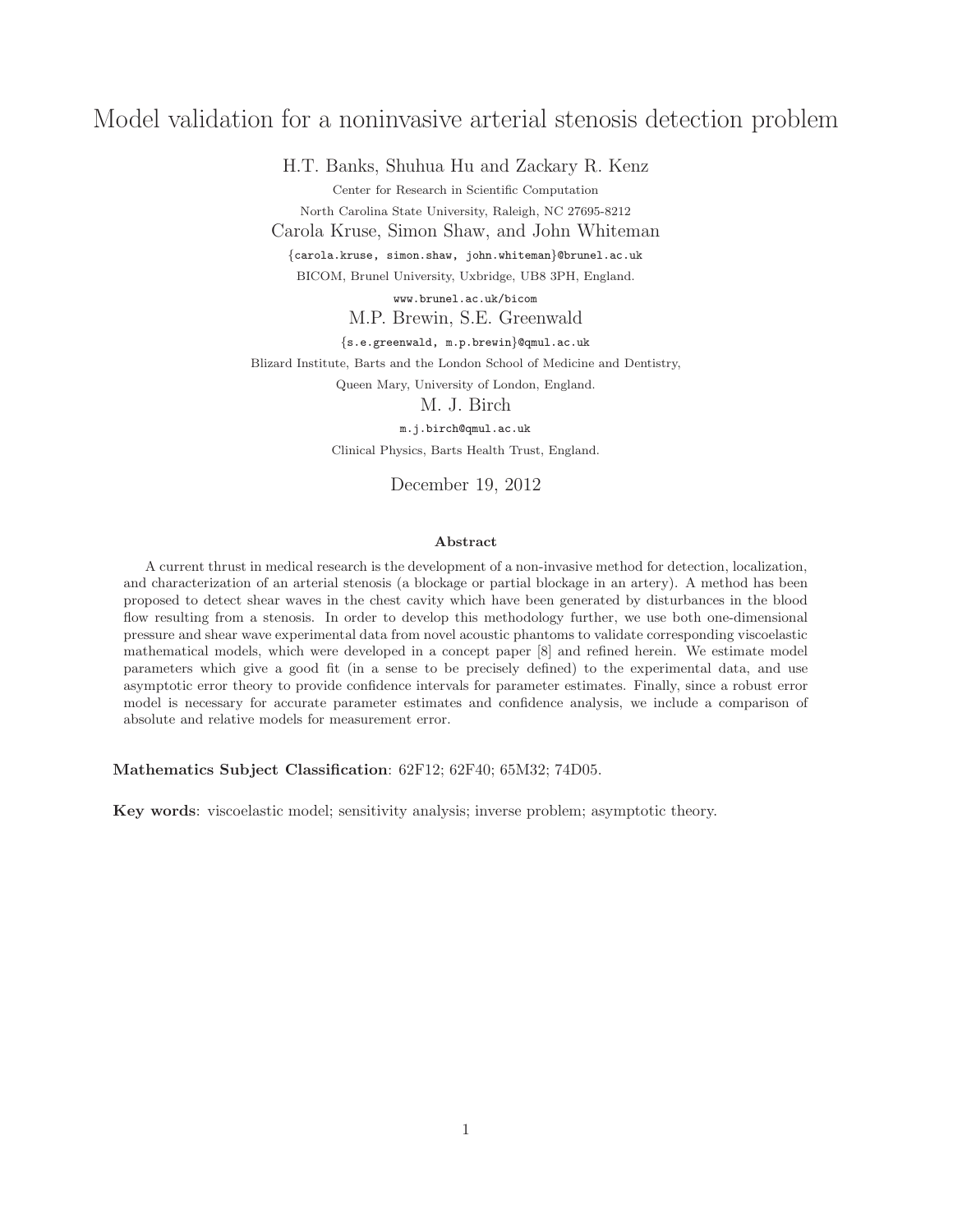# Model validation for a noninvasive arterial stenosis detection problem

H.T. Banks, Shuhua Hu and Zackary R. Kenz

Center for Research in Scientific Computation

North Carolina State University, Raleigh, NC 27695-8212

Carola Kruse, Simon Shaw, and John Whiteman

{carola.kruse, simon.shaw, john.whiteman}@brunel.ac.uk

BICOM, Brunel University, Uxbridge, UB8 3PH, England.

www.brunel.ac.uk/bicom

M.P. Brewin, S.E. Greenwald

{s.e.greenwald, m.p.brewin}@qmul.ac.uk

Blizard Institute, Barts and the London School of Medicine and Dentistry,

Queen Mary, University of London, England.

M. J. Birch

m.j.birch@qmul.ac.uk

Clinical Physics, Barts Health Trust, England.

December 19, 2012

### Abstract

A current thrust in medical research is the development of a non-invasive method for detection, localization, and characterization of an arterial stenosis (a blockage or partial blockage in an artery). A method has been proposed to detect shear waves in the chest cavity which have been generated by disturbances in the blood flow resulting from a stenosis. In order to develop this methodology further, we use both one-dimensional pressure and shear wave experimental data from novel acoustic phantoms to validate corresponding viscoelastic mathematical models, which were developed in a concept paper [8] and refined herein. We estimate model parameters which give a good fit (in a sense to be precisely defined) to the experimental data, and use asymptotic error theory to provide confidence intervals for parameter estimates. Finally, since a robust error model is necessary for accurate parameter estimates and confidence analysis, we include a comparison of absolute and relative models for measurement error.

**Mathematics Subject Classification**: 62F12; 62F40; 65M32; 74D05.

**Key words**: viscoelastic model; sensitivity analysis; inverse problem; asymptotic theory.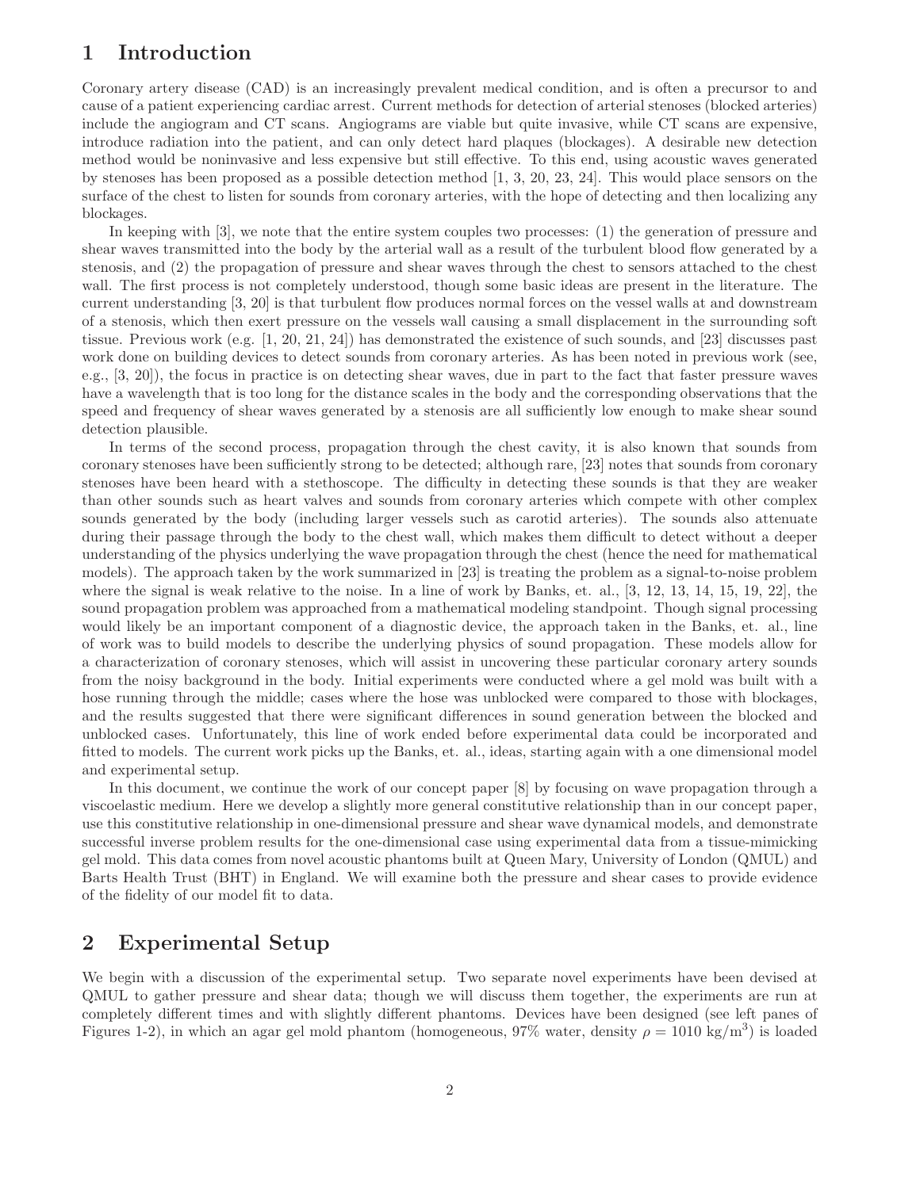# 1 Introduction

Coronary artery disease (CAD) is an increasingly prevalent medical condition, and is often a precursor to and cause of a patient experiencing cardiac arrest. Current methods for detection of arterial stenoses (blocked arteries) include the angiogram and CT scans. Angiograms are viable but quite invasive, while CT scans are expensive, introduce radiation into the patient, and can only detect hard plaques (blockages). A desirable new detection method would be noninvasive and less expensive but still effective. To this end, using acoustic waves generated by stenoses has been proposed as a possible detection method [1, 3, 20, 23, 24]. This would place sensors on the surface of the chest to listen for sounds from coronary arteries, with the hope of detecting and then localizing any blockages.

In keeping with [3], we note that the entire system couples two processes: (1) the generation of pressure and shear waves transmitted into the body by the arterial wall as a result of the turbulent blood flow generated by a stenosis, and (2) the propagation of pressure and shear waves through the chest to sensors attached to the chest wall. The first process is not completely understood, though some basic ideas are present in the literature. The current understanding [3, 20] is that turbulent flow produces normal forces on the vessel walls at and downstream of a stenosis, which then exert pressure on the vessels wall causing a small displacement in the surrounding soft tissue. Previous work (e.g. [1, 20, 21, 24]) has demonstrated the existence of such sounds, and [23] discusses past work done on building devices to detect sounds from coronary arteries. As has been noted in previous work (see, e.g., [3, 20]), the focus in practice is on detecting shear waves, due in part to the fact that faster pressure waves have a wavelength that is too long for the distance scales in the body and the corresponding observations that the speed and frequency of shear waves generated by a stenosis are all sufficiently low enough to make shear sound detection plausible.

In terms of the second process, propagation through the chest cavity, it is also known that sounds from coronary stenoses have been sufficiently strong to be detected; although rare, [23] notes that sounds from coronary stenoses have been heard with a stethoscope. The difficulty in detecting these sounds is that they are weaker than other sounds such as heart valves and sounds from coronary arteries which compete with other complex sounds generated by the body (including larger vessels such as carotid arteries). The sounds also attenuate during their passage through the body to the chest wall, which makes them difficult to detect without a deeper understanding of the physics underlying the wave propagation through the chest (hence the need for mathematical models). The approach taken by the work summarized in [23] is treating the problem as a signal-to-noise problem where the signal is weak relative to the noise. In a line of work by Banks, et. al., [3, 12, 13, 14, 15, 19, 22], the sound propagation problem was approached from a mathematical modeling standpoint. Though signal processing would likely be an important component of a diagnostic device, the approach taken in the Banks, et. al., line of work was to build models to describe the underlying physics of sound propagation. These models allow for a characterization of coronary stenoses, which will assist in uncovering these particular coronary artery sounds from the noisy background in the body. Initial experiments were conducted where a gel mold was built with a hose running through the middle; cases where the hose was unblocked were compared to those with blockages, and the results suggested that there were significant differences in sound generation between the blocked and unblocked cases. Unfortunately, this line of work ended before experimental data could be incorporated and fitted to models. The current work picks up the Banks, et. al., ideas, starting again with a one dimensional model and experimental setup.

In this document, we continue the work of our concept paper [8] by focusing on wave propagation through a viscoelastic medium. Here we develop a slightly more general constitutive relationship than in our concept paper, use this constitutive relationship in one-dimensional pressure and shear wave dynamical models, and demonstrate successful inverse problem results for the one-dimensional case using experimental data from a tissue-mimicking gel mold. This data comes from novel acoustic phantoms built at Queen Mary, University of London (QMUL) and Barts Health Trust (BHT) in England. We will examine both the pressure and shear cases to provide evidence of the fidelity of our model fit to data.

# 2 Experimental Setup

We begin with a discussion of the experimental setup. Two separate novel experiments have been devised at QMUL to gather pressure and shear data; though we will discuss them together, the experiments are run at completely different times and with slightly different phantoms. Devices have been designed (see left panes of Figures 1-2), in which an agar gel mold phantom (homogeneous, 97% water, density $\rho = 1010$ kg/m$^3$) is loaded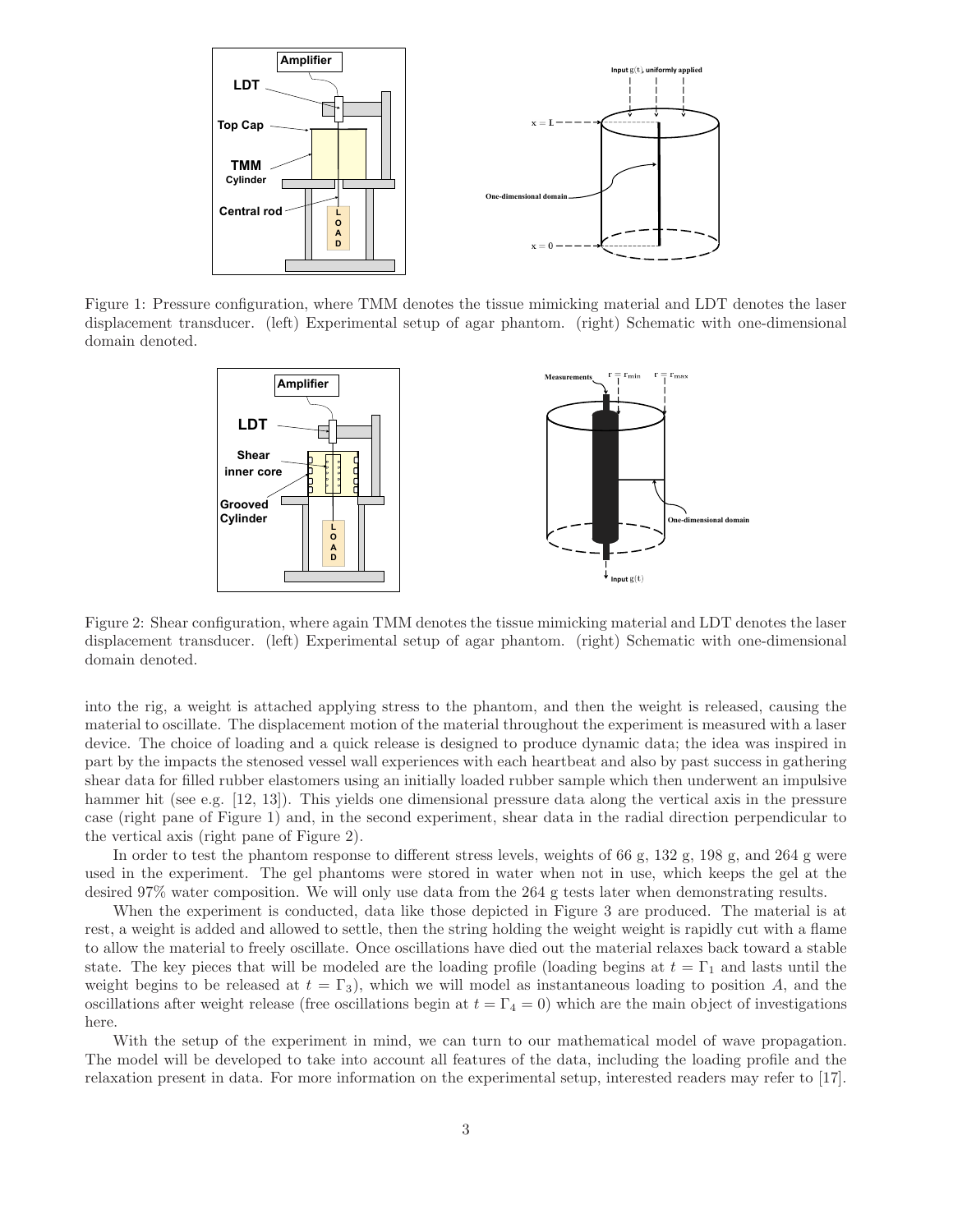Figure 1: Pressure configuration, where TMM denotes the tissue mimicking material and LDT denotes the laser displacement transducer. (left) Experimental setup of agar phantom. (right) Schematic with one-dimensional domain denoted.

Figure 2: Shear configuration, where again TMM denotes the tissue mimicking material and LDT denotes the laser displacement transducer. (left) Experimental setup of agar phantom. (right) Schematic with one-dimensional domain denoted.

into the rig, a weight is attached applying stress to the phantom, and then the weight is released, causing the material to oscillate. The displacement motion of the material throughout the experiment is measured with a laser device. The choice of loading and a quick release is designed to produce dynamic data; the idea was inspired in part by the impacts the stenosed vessel wall experiences with each heartbeat and also by past success in gathering shear data for filled rubber elastomers using an initially loaded rubber sample which then underwent an impulsive hammer hit (see e.g. [12, 13]). This yields one dimensional pressure data along the vertical axis in the pressure case (right pane of Figure 1) and, in the second experiment, shear data in the radial direction perpendicular to the vertical axis (right pane of Figure 2).

In order to test the phantom response to different stress levels, weights of 66 g, 132 g, 198 g, and 264 g were used in the experiment. The gel phantoms were stored in water when not in use, which keeps the gel at the desired 97% water composition. We will only use data from the 264 g tests later when demonstrating results.

When the experiment is conducted, data like those depicted in Figure 3 are produced. The material is at rest, a weight is added and allowed to settle, then the string holding the weight weight is rapidly cut with a flame to allow the material to freely oscillate. Once oscillations have died out the material relaxes back toward a stable state. The key pieces that will be modeled are the loading profile (loading begins at $t = \Gamma_1$ and lasts until the weight begins to be released at $t = \Gamma_3$), which we will model as instantaneous loading to position $A$, and the oscillations after weight release (free oscillations begin at $t = \Gamma_4 = 0$) which are the main object of investigations here.

With the setup of the experiment in mind, we can turn to our mathematical model of wave propagation. The model will be developed to take into account all features of the data, including the loading profile and the relaxation present in data. For more information on the experimental setup, interested readers may refer to [17].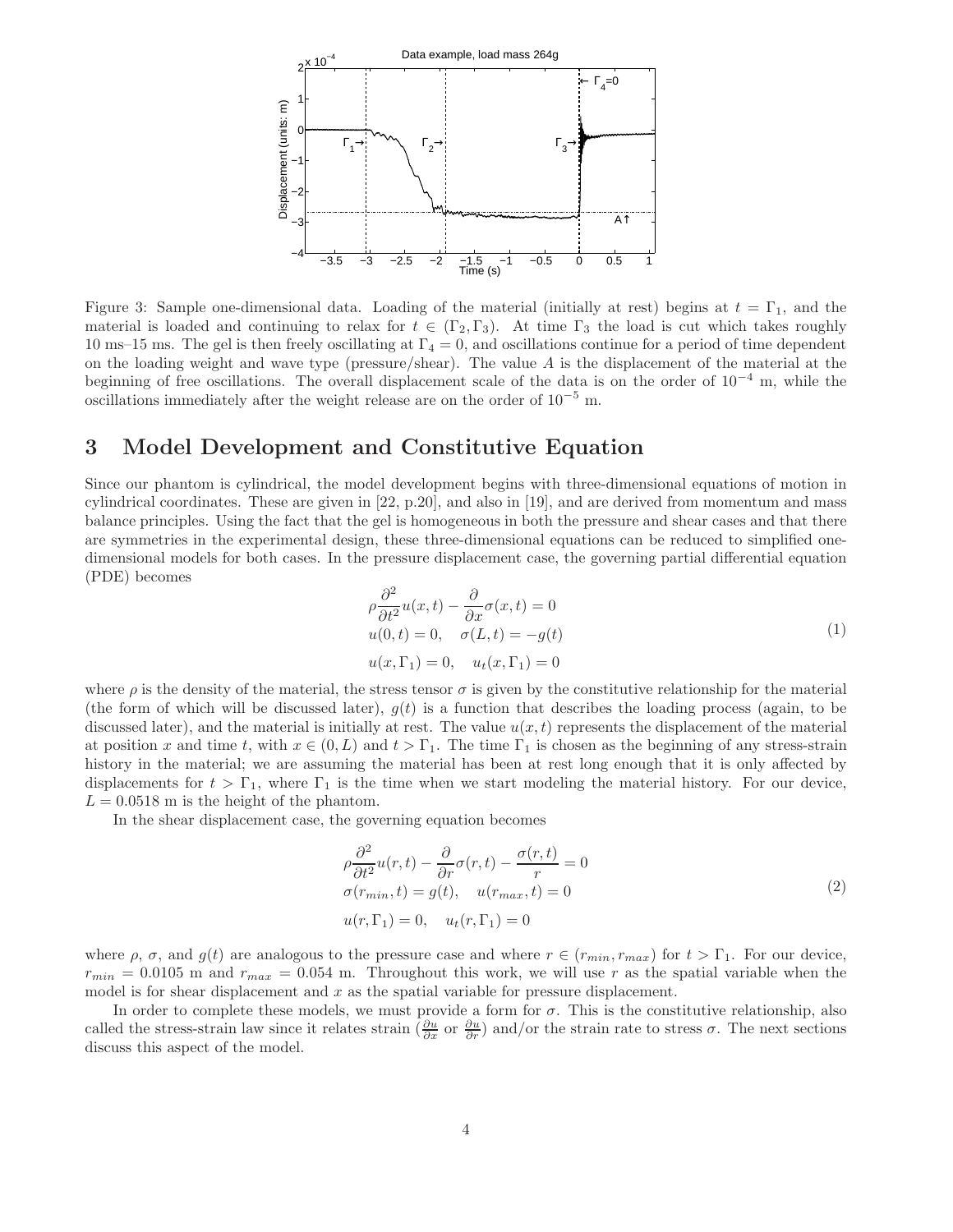Figure 3: Sample one-dimensional data. Loading of the material (initially at rest) begins at $t = \Gamma_1$, and the material is loaded and continuing to relax for $t \in (\Gamma_2, \Gamma_3)$. At time $\Gamma_3$ the load is cut which takes roughly 10 ms–15 ms. The gel is then freely oscillating at $\Gamma_4 = 0$, and oscillations continue for a period of time dependent on the loading weight and wave type (pressure/shear). The value $A$ is the displacement of the material at the beginning of free oscillations. The overall displacement scale of the data is on the order of $10^{-4}$ m, while the oscillations immediately after the weight release are on the order of $10^{-5}$ m.

# 3 Model Development and Constitutive Equation

Since our phantom is cylindrical, the model development begins with three-dimensional equations of motion in cylindrical coordinates. These are given in [22, p.20], and also in [19], and are derived from momentum and mass balance principles. Using the fact that the gel is homogeneous in both the pressure and shear cases and that there are symmetries in the experimental design, these three-dimensional equations can be reduced to simplified one-dimensional models for both cases. In the pressure displacement case, the governing partial differential equation (PDE) becomes

$$
\begin{aligned}
&\rho \frac{\partial^2}{\partial t^2} u(x,t) - \frac{\partial}{\partial x}\sigma(x,t) = 0 \\
&u(0,t) = 0, \quad \sigma(L,t) = -g(t) \\
&u(x,\Gamma_1) = 0, \quad u_t(x,\Gamma_1) = 0
\end{aligned}
\tag{1}
$$

where $\rho$ is the density of the material, the stress tensor $\sigma$ is given by the constitutive relationship for the material (the form of which will be discussed later), $g(t)$ is a function that describes the loading process (again, to be discussed later), and the material is initially at rest. The value $u(x,t)$ represents the displacement of the material at position $x$ and time $t$, with $x \in (0, L)$ and $t > \Gamma_1$. The time $\Gamma_1$ is chosen as the beginning of any stress-strain history in the material; we are assuming the material has been at rest long enough that it is only affected by displacements for $t > \Gamma_1$, where $\Gamma_1$ is the time when we start modeling the material history. For our device, $L = 0.0518$ m is the height of the phantom.

In the shear displacement case, the governing equation becomes

$$
\begin{aligned}
&\rho \frac{\partial^2}{\partial t^2} u(r,t) - \frac{\partial}{\partial r}\sigma(r,t) - \frac{\sigma(r,t)}{r} = 0 \\
&\sigma(r_{min},t) = g(t), \quad u(r_{max},t) = 0 \\
&u(r,\Gamma_1) = 0, \quad u_t(r,\Gamma_1) = 0
\end{aligned}
\tag{2}
$$

where $\rho$, $\sigma$, and $g(t)$ are analogous to the pressure case and where $r \in (r_{min}, r_{max})$ for $t > \Gamma_1$. For our device, $r_{min} = 0.0105$ m and $r_{max} = 0.054$ m. Throughout this work, we will use $r$ as the spatial variable when the model is for shear displacement and $x$ as the spatial variable for pressure displacement.

In order to complete these models, we must provide a form for $\sigma$. This is the constitutive relationship, also called the stress-strain law since it relates strain ($\frac{\partial u}{\partial x}$ or $\frac{\partial u}{\partial r}$) and/or the strain rate to stress $\sigma$. The next sections discuss this aspect of the model.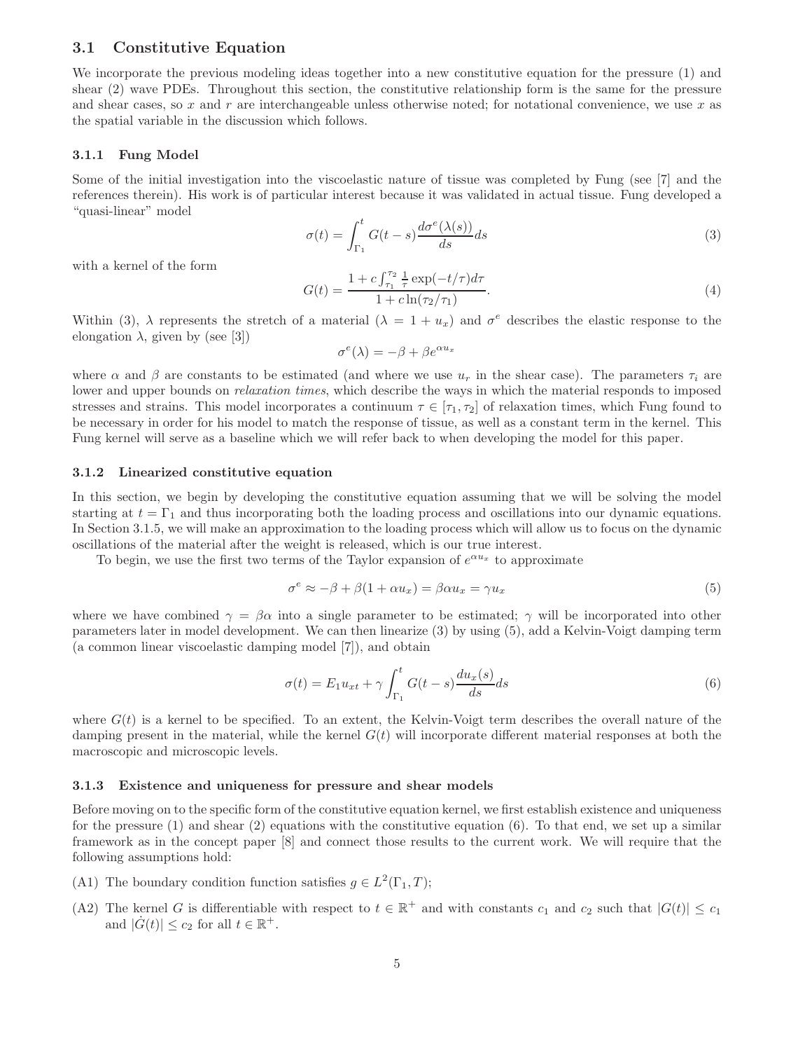### 3.1 Constitutive Equation

We incorporate the previous modeling ideas together into a new constitutive equation for the pressure (1) and shear (2) wave PDEs. Throughout this section, the constitutive relationship form is the same for the pressure and shear cases, so $x$ and $r$ are interchangeable unless otherwise noted; for notational convenience, we use $x$ as the spatial variable in the discussion which follows.

#### 3.1.1 Fung Model

Some of the initial investigation into the viscoelastic nature of tissue was completed by Fung (see [7] and the references therein). His work is of particular interest because it was validated in actual tissue. Fung developed a "quasi-linear" model

$$\sigma(t) = \int_{\Gamma_1}^{t} G(t-s)\frac{d\sigma^e(\lambda(s))}{ds}ds \tag{3}$$

with a kernel of the form

$$G(t) = \frac{1 + c\int_{\tau_1}^{\tau_2} \frac{1}{\tau}\exp(-t/\tau)d\tau}{1 + c\ln(\tau_2/\tau_1)}. \tag{4}$$

Within (3), $\lambda$ represents the stretch of a material ($\lambda = 1 + u_x$) and $\sigma^e$ describes the elastic response to the elongation $\lambda$, given by (see [3])

$$\sigma^e(\lambda) = -\beta + \beta e^{\alpha u_x}$$

where $\alpha$ and $\beta$ are constants to be estimated (and where we use $u_r$ in the shear case). The parameters $\tau_i$ are lower and upper bounds on *relaxation times*, which describe the ways in which the material responds to imposed stresses and strains. This model incorporates a continuum $\tau \in [\tau_1, \tau_2]$ of relaxation times, which Fung found to be necessary in order for his model to match the response of tissue, as well as a constant term in the kernel. This Fung kernel will serve as a baseline which we will refer back to when developing the model for this paper.

#### 3.1.2 Linearized constitutive equation

In this section, we begin by developing the constitutive equation assuming that we will be solving the model starting at $t = \Gamma_1$ and thus incorporating both the loading process and oscillations into our dynamic equations. In Section 3.1.5, we will make an approximation to the loading process which will allow us to focus on the dynamic oscillations of the material after the weight is released, which is our true interest.

To begin, we use the first two terms of the Taylor expansion of $e^{\alpha u_x}$ to approximate

$$\sigma^e \approx -\beta + \beta(1 + \alpha u_x) = \beta\alpha u_x = \gamma u_x \tag{5}$$

where we have combined $\gamma = \beta\alpha$ into a single parameter to be estimated; $\gamma$ will be incorporated into other parameters later in model development. We can then linearize (3) by using (5), add a Kelvin-Voigt damping term (a common linear viscoelastic damping model [7]), and obtain

$$\sigma(t) = E_1 u_{xt} + \gamma\int_{\Gamma_1}^{t} G(t-s)\frac{du_x(s)}{ds}ds \tag{6}$$

where $G(t)$ is a kernel to be specified. To an extent, the Kelvin-Voigt term describes the overall nature of the damping present in the material, while the kernel $G(t)$ will incorporate different material responses at both the macroscopic and microscopic levels.

#### 3.1.3 Existence and uniqueness for pressure and shear models

Before moving on to the specific form of the constitutive equation kernel, we first establish existence and uniqueness for the pressure (1) and shear (2) equations with the constitutive equation (6). To that end, we set up a similar framework as in the concept paper [8] and connect those results to the current work. We will require that the following assumptions hold:

(A1) The boundary condition function satisfies $g \in L^2(\Gamma_1, T)$;

(A2) The kernel $G$ is differentiable with respect to $t \in \mathbb{R}^+$ and with constants $c_1$ and $c_2$ such that $|G(t)| \leq c_1$ and $|\dot{G}(t)| \leq c_2$ for all $t \in \mathbb{R}^+$.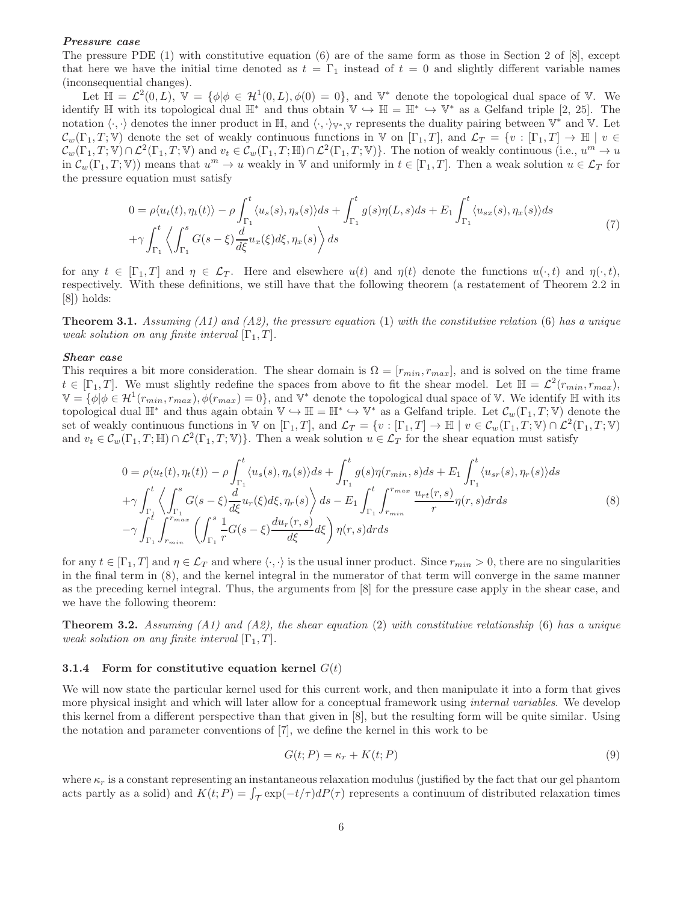***Pressure case***

The pressure PDE (1) with constitutive equation (6) are of the same form as those in Section 2 of [8], except that here we have the initial time denoted as $t = \Gamma_1$ instead of $t = 0$ and slightly different variable names (inconsequential changes).

Let $\mathbb{H} = \mathcal{L}^2(0, L)$, $\mathbb{V} = \{\phi | \phi \in \mathcal{H}^1(0, L), \phi(0) = 0\}$, and $\mathbb{V}^*$ denote the topological dual space of $\mathbb{V}$. We identify $\mathbb{H}$ with its topological dual $\mathbb{H}^*$ and thus obtain $\mathbb{V} \hookrightarrow \mathbb{H} = \mathbb{H}^* \hookrightarrow \mathbb{V}^*$ as a Gelfand triple [2, 25]. The notation $\langle \cdot, \cdot \rangle$ denotes the inner product in $\mathbb{H}$, and $\langle \cdot, \cdot \rangle_{\mathbb{V}^*, \mathbb{V}}$ represents the duality pairing between $\mathbb{V}^*$ and $\mathbb{V}$. Let $\mathcal{C}_w(\Gamma_1, T; \mathbb{V})$ denote the set of weakly continuous functions in $\mathbb{V}$ on $[\Gamma_1, T]$, and $\mathcal{L}_T = \{v : [\Gamma_1, T] \to \mathbb{H} \mid v \in \mathcal{C}_w(\Gamma_1, T; \mathbb{V}) \cap \mathcal{L}^2(\Gamma_1, T; \mathbb{V})$ and $v_t \in \mathcal{C}_w(\Gamma_1, T; \mathbb{H}) \cap \mathcal{L}^2(\Gamma_1, T; \mathbb{V})\}$. The notion of weakly continuous (i.e., $u^m \to u$ in $\mathcal{C}_w(\Gamma_1, T; \mathbb{V})$) means that $u^m \to u$ weakly in $\mathbb{V}$ and uniformly in $t \in [\Gamma_1, T]$. Then a weak solution $u \in \mathcal{L}_T$ for the pressure equation must satisfy

$$
\begin{aligned}
0 = \rho \langle u_t(t), \eta_t(t) \rangle - \rho \int_{\Gamma_1}^{t} \langle u_s(s), \eta_s(s) \rangle ds + \int_{\Gamma_1}^{t} g(s) \eta(L, s) ds + E_1 \int_{\Gamma_1}^{t} \langle u_{sx}(s), \eta_x(s) \rangle ds \\
+ \gamma \int_{\Gamma_1}^{t} \left\langle \int_{\Gamma_1}^{s} G(s - \xi) \frac{d}{d\xi} u_x(\xi) d\xi, \eta_x(s) \right\rangle ds
\end{aligned}
\tag{7}
$$

for any $t \in [\Gamma_1, T]$ and $\eta \in \mathcal{L}_T$. Here and elsewhere $u(t)$ and $\eta(t)$ denote the functions $u(\cdot, t)$ and $\eta(\cdot, t)$, respectively. With these definitions, we still have that the following theorem (a restatement of Theorem 2.2 in [8]) holds:

**Theorem 3.1.** *Assuming (A1) and (A2), the pressure equation* (1) *with the constitutive relation* (6) *has a unique weak solution on any finite interval* $[\Gamma_1, T]$.

***Shear case***

This requires a bit more consideration. The shear domain is $\Omega = [r_{min}, r_{max}]$, and is solved on the time frame $t \in [\Gamma_1, T]$. We must slightly redefine the spaces from above to fit the shear model. Let $\mathbb{H} = \mathcal{L}^2(r_{min}, r_{max})$, $\mathbb{V} = \{\phi | \phi \in \mathcal{H}^1(r_{min}, r_{max}), \phi(r_{max}) = 0\}$, and $\mathbb{V}^*$ denote the topological dual space of $\mathbb{V}$. We identify $\mathbb{H}$ with its topological dual $\mathbb{H}^*$ and thus again obtain $\mathbb{V} \hookrightarrow \mathbb{H} = \mathbb{H}^* \hookrightarrow \mathbb{V}^*$ as a Gelfand triple. Let $\mathcal{C}_w(\Gamma_1, T; \mathbb{V})$ denote the set of weakly continuous functions in $\mathbb{V}$ on $[\Gamma_1, T]$, and $\mathcal{L}_T = \{v : [\Gamma_1, T] \to \mathbb{H} \mid v \in \mathcal{C}_w(\Gamma_1, T; \mathbb{V}) \cap \mathcal{L}^2(\Gamma_1, T; \mathbb{V})$ and $v_t \in \mathcal{C}_w(\Gamma_1, T; \mathbb{H}) \cap \mathcal{L}^2(\Gamma_1, T; \mathbb{V})\}$. Then a weak solution $u \in \mathcal{L}_T$ for the shear equation must satisfy

$$
\begin{aligned}
0 = \rho \langle u_t(t), \eta_t(t) \rangle - \rho \int_{\Gamma_1}^{t} \langle u_s(s), \eta_s(s) \rangle ds + \int_{\Gamma_1}^{t} g(s) \eta(r_{min}, s) ds + E_1 \int_{\Gamma_1}^{t} \langle u_{sr}(s), \eta_r(s) \rangle ds \\
+ \gamma \int_{\Gamma_1}^{t} \left\langle \int_{\Gamma_1}^{s} G(s - \xi) \frac{d}{d\xi} u_r(\xi) d\xi, \eta_r(s) \right\rangle ds - E_1 \int_{\Gamma_1}^{t} \int_{r_{min}}^{r_{max}} \frac{u_{rt}(r, s)}{r} \eta(r, s) dr ds \\
- \gamma \int_{\Gamma_1}^{t} \int_{r_{min}}^{r_{max}} \left( \int_{\Gamma_1}^{s} \frac{1}{r} G(s - \xi) \frac{d u_r(r, s)}{d\xi} d\xi \right) \eta(r, s) dr ds
\end{aligned}
\tag{8}
$$

for any $t \in [\Gamma_1, T]$ and $\eta \in \mathcal{L}_T$ and where $\langle \cdot, \cdot \rangle$ is the usual inner product. Since $r_{min} > 0$, there are no singularities in the final term in (8), and the kernel integral in the numerator of that term will converge in the same manner as the preceding kernel integral. Thus, the arguments from [8] for the pressure case apply in the shear case, and we have the following theorem:

**Theorem 3.2.** *Assuming (A1) and (A2), the shear equation* (2) *with constitutive relationship* (6) *has a unique weak solution on any finite interval* $[\Gamma_1, T]$.

### 3.1.4 Form for constitutive equation kernel $G(t)$

We will now state the particular kernel used for this current work, and then manipulate it into a form that gives more physical insight and which will later allow for a conceptual framework using *internal variables*. We develop this kernel from a different perspective than that given in [8], but the resulting form will be quite similar. Using the notation and parameter conventions of [7], we define the kernel in this work to be

$$
G(t; P) = \kappa_r + K(t; P) \tag{9}
$$

where $\kappa_r$ is a constant representing an instantaneous relaxation modulus (justified by the fact that our gel phantom acts partly as a solid) and $K(t; P) = \int_{\mathcal{T}} \exp(-t/\tau) dP(\tau)$ represents a continuum of distributed relaxation times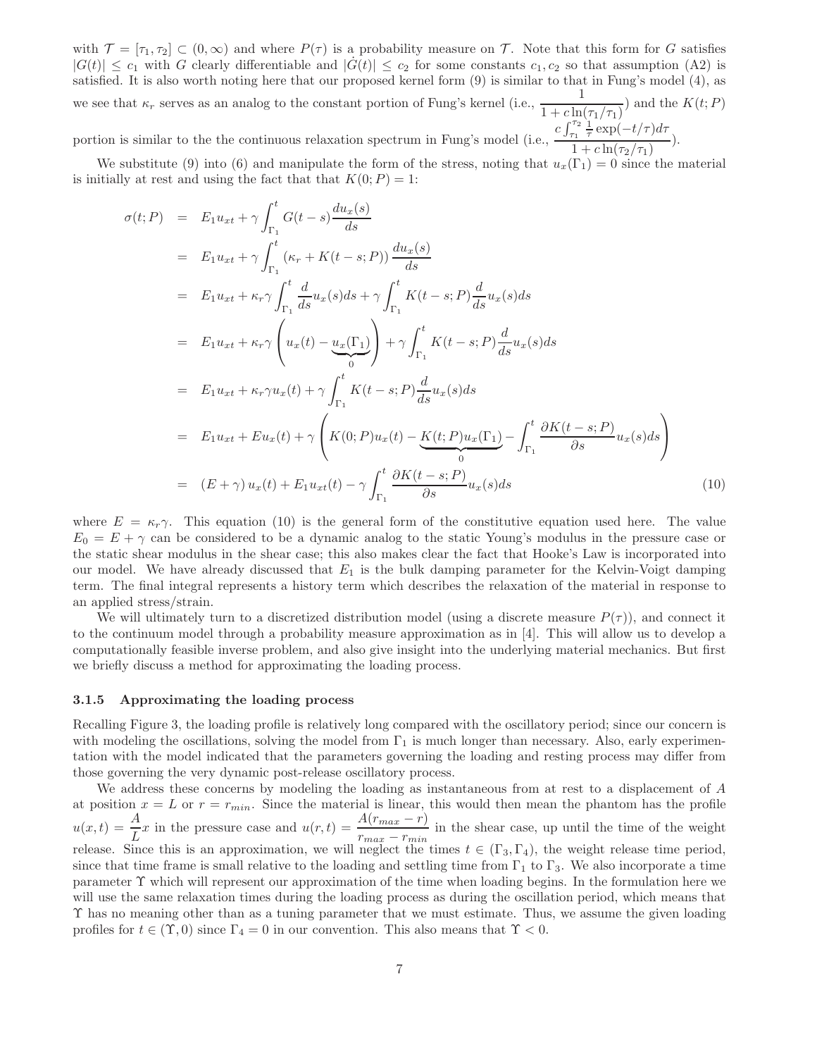with $\mathcal{T} = [\tau_1, \tau_2] \subset (0, \infty)$ and where $P(\tau)$ is a probability measure on $\mathcal{T}$. Note that this form for $G$ satisfies $|G(t)| \leq c_1$ with $G$ clearly differentiable and $|\dot{G}(t)| \leq c_2$ for some constants $c_1, c_2$ so that assumption (A2) is satisfied. It is also worth noting here that our proposed kernel form (9) is similar to that in Fung's model (4), as we see that $\kappa_r$ serves as an analog to the constant portion of Fung's kernel (i.e., $\dfrac{1}{1 + c\ln(\tau_1/\tau_1)}$) and the $K(t;P)$ portion is similar to the the continuous relaxation spectrum in Fung's model (i.e., $\dfrac{c\int_{\tau_1}^{\tau_2} \frac{1}{\tau}\exp(-t/\tau)d\tau}{1 + c\ln(\tau_2/\tau_1)}$).

We substitute (9) into (6) and manipulate the form of the stress, noting that $u_x(\Gamma_1) = 0$ since the material is initially at rest and using the fact that that $K(0;P) = 1$:

$$
\begin{aligned}
\sigma(t;P) &= E_1 u_{xt} + \gamma \int_{\Gamma_1}^{t} G(t-s)\frac{du_x(s)}{ds} \\
&= E_1 u_{xt} + \gamma \int_{\Gamma_1}^{t} \left(\kappa_r + K(t-s;P)\right)\frac{du_x(s)}{ds} \\
&= E_1 u_{xt} + \kappa_r \gamma \int_{\Gamma_1}^{t} \frac{d}{ds}u_x(s)ds + \gamma \int_{\Gamma_1}^{t} K(t-s;P)\frac{d}{ds}u_x(s)ds \\
&= E_1 u_{xt} + \kappa_r \gamma \Bigg(u_x(t) - \underbrace{u_x(\Gamma_1)}_{0}\Bigg) + \gamma \int_{\Gamma_1}^{t} K(t-s;P)\frac{d}{ds}u_x(s)ds \\
&= E_1 u_{xt} + \kappa_r \gamma u_x(t) + \gamma \int_{\Gamma_1}^{t} K(t-s;P)\frac{d}{ds}u_x(s)ds \\
&= E_1 u_{xt} + E u_x(t) + \gamma \Bigg(K(0;P)u_x(t) - \underbrace{K(t;P)u_x(\Gamma_1)}_{0} - \int_{\Gamma_1}^{t} \frac{\partial K(t-s;P)}{\partial s}u_x(s)ds\Bigg) \\
&= \left(E + \gamma\right)u_x(t) + E_1 u_{xt}(t) - \gamma \int_{\Gamma_1}^{t} \frac{\partial K(t-s;P)}{\partial s}u_x(s)ds \qquad (10)
\end{aligned}
$$

where $E = \kappa_r \gamma$. This equation (10) is the general form of the constitutive equation used here. The value $E_0 = E + \gamma$ can be considered to be a dynamic analog to the static Young's modulus in the pressure case or the static shear modulus in the shear case; this also makes clear the fact that Hooke's Law is incorporated into our model. We have already discussed that $E_1$ is the bulk damping parameter for the Kelvin-Voigt damping term. The final integral represents a history term which describes the relaxation of the material in response to an applied stress/strain.

We will ultimately turn to a discretized distribution model (using a discrete measure $P(\tau)$), and connect it to the continuum model through a probability measure approximation as in [4]. This will allow us to develop a computationally feasible inverse problem, and also give insight into the underlying material mechanics. But first we briefly discuss a method for approximating the loading process.

### 3.1.5 Approximating the loading process

Recalling Figure 3, the loading profile is relatively long compared with the oscillatory period; since our concern is with modeling the oscillations, solving the model from $\Gamma_1$ is much longer than necessary. Also, early experimentation with the model indicated that the parameters governing the loading and resting process may differ from those governing the very dynamic post-release oscillatory process.

We address these concerns by modeling the loading as instantaneous from at rest to a displacement of $A$ at position $x = L$ or $r = r_{min}$. Since the material is linear, this would then mean the phantom has the profile $u(x,t) = \dfrac{A}{L}x$ in the pressure case and $u(r,t) = \dfrac{A(r_{max} - r)}{r_{max} - r_{min}}$ in the shear case, up until the time of the weight release. Since this is an approximation, we will neglect the times $t \in (\Gamma_3, \Gamma_4)$, the weight release time period, since that time frame is small relative to the loading and settling time from $\Gamma_1$ to $\Gamma_3$. We also incorporate a time parameter $\Upsilon$ which will represent our approximation of the time when loading begins. In the formulation here we will use the same relaxation times during the loading process as during the oscillation period, which means that $\Upsilon$ has no meaning other than as a tuning parameter that we must estimate. Thus, we assume the given loading profiles for $t \in (\Upsilon, 0)$ since $\Gamma_4 = 0$ in our convention. This also means that $\Upsilon < 0$.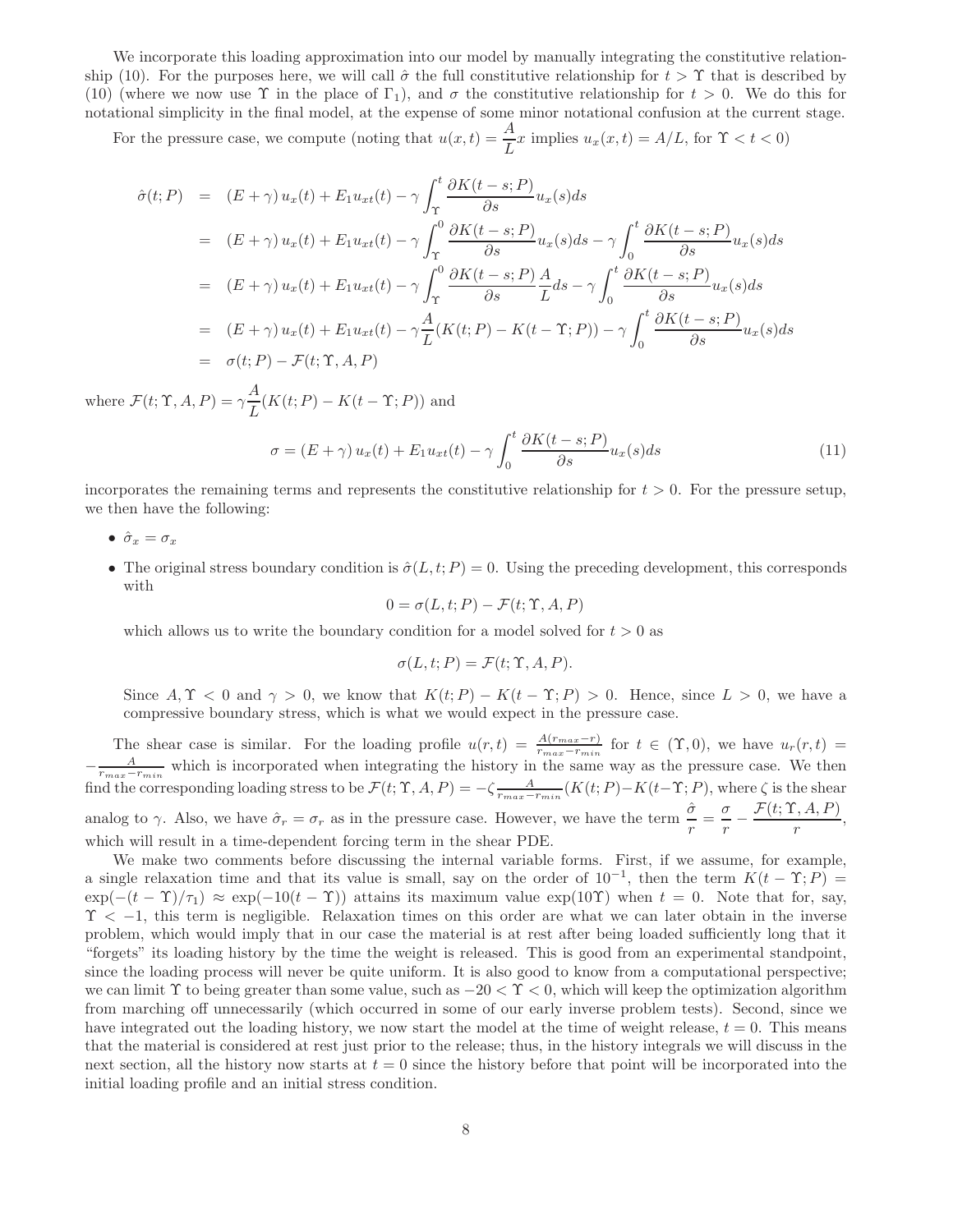We incorporate this loading approximation into our model by manually integrating the constitutive relationship (10). For the purposes here, we will call $\hat{\sigma}$ the full constitutive relationship for $t > \Upsilon$ that is described by (10) (where we now use $\Upsilon$ in the place of $\Gamma_1$), and $\sigma$ the constitutive relationship for $t > 0$. We do this for notational simplicity in the final model, at the expense of some minor notational confusion at the current stage.

For the pressure case, we compute (noting that $u(x,t) = \dfrac{A}{L}x$ implies $u_x(x,t) = A/L$, for $\Upsilon < t < 0$)

$$
\begin{aligned}
\hat{\sigma}(t;P) &= (E+\gamma)\,u_x(t) + E_1 u_{xt}(t) - \gamma \int_{\Upsilon}^{t} \frac{\partial K(t-s;P)}{\partial s} u_x(s)ds \\
&= (E+\gamma)\,u_x(t) + E_1 u_{xt}(t) - \gamma \int_{\Upsilon}^{0} \frac{\partial K(t-s;P)}{\partial s} u_x(s)ds - \gamma \int_{0}^{t} \frac{\partial K(t-s;P)}{\partial s} u_x(s)ds \\
&= (E+\gamma)\,u_x(t) + E_1 u_{xt}(t) - \gamma \int_{\Upsilon}^{0} \frac{\partial K(t-s;P)}{\partial s} \frac{A}{L} ds - \gamma \int_{0}^{t} \frac{\partial K(t-s;P)}{\partial s} u_x(s)ds \\
&= (E+\gamma)\,u_x(t) + E_1 u_{xt}(t) - \gamma \frac{A}{L}(K(t;P) - K(t-\Upsilon;P)) - \gamma \int_{0}^{t} \frac{\partial K(t-s;P)}{\partial s} u_x(s)ds \\
&= \sigma(t;P) - \mathcal{F}(t;\Upsilon,A,P)
\end{aligned}
$$

where $\mathcal{F}(t;\Upsilon,A,P) = \gamma \dfrac{A}{L}(K(t;P) - K(t-\Upsilon;P))$ and

$$
\sigma = (E+\gamma)\,u_x(t) + E_1 u_{xt}(t) - \gamma \int_{0}^{t} \frac{\partial K(t-s;P)}{\partial s} u_x(s)ds \tag{11}
$$

incorporates the remaining terms and represents the constitutive relationship for $t > 0$. For the pressure setup, we then have the following:

- $\hat{\sigma}_x = \sigma_x$
- The original stress boundary condition is $\hat{\sigma}(L,t;P) = 0$. Using the preceding development, this corresponds with

  $$0 = \sigma(L,t;P) - \mathcal{F}(t;\Upsilon,A,P)$$

  which allows us to write the boundary condition for a model solved for $t > 0$ as

  $$\sigma(L,t;P) = \mathcal{F}(t;\Upsilon,A,P).$$

  Since $A, \Upsilon < 0$ and $\gamma > 0$, we know that $K(t;P) - K(t-\Upsilon;P) > 0$. Hence, since $L > 0$, we have a compressive boundary stress, which is what we would expect in the pressure case.

The shear case is similar. For the loading profile $u(r,t) = \frac{A(r_{max}-r)}{r_{max}-r_{min}}$ for $t \in (\Upsilon, 0)$, we have $u_r(r,t) = -\frac{A}{r_{max}-r_{min}}$ which is incorporated when integrating the history in the same way as the pressure case. We then find the corresponding loading stress to be $\mathcal{F}(t;\Upsilon,A,P) = -\zeta \frac{A}{r_{max}-r_{min}}(K(t;P) - K(t-\Upsilon;P))$, where $\zeta$ is the shear analog to $\gamma$. Also, we have $\hat{\sigma}_r = \sigma_r$ as in the pressure case. However, we have the term $\dfrac{\hat{\sigma}}{r} = \dfrac{\sigma}{r} - \dfrac{\mathcal{F}(t;\Upsilon,A,P)}{r}$, which will result in a time-dependent forcing term in the shear PDE.

We make two comments before discussing the internal variable forms. First, if we assume, for example, a single relaxation time and that its value is small, say on the order of $10^{-1}$, then the term $K(t-\Upsilon;P) = \exp(-(t-\Upsilon)/\tau_1) \approx \exp(-10(t-\Upsilon))$ attains its maximum value $\exp(10\Upsilon)$ when $t = 0$. Note that for, say, $\Upsilon < -1$, this term is negligible. Relaxation times on this order are what we can later obtain in the inverse problem, which would imply that in our case the material is at rest after being loaded sufficiently long that it "forgets" its loading history by the time the weight is released. This is good from an experimental standpoint, since the loading process will never be quite uniform. It is also good to know from a computational perspective; we can limit $\Upsilon$ to being greater than some value, such as $-20 < \Upsilon < 0$, which will keep the optimization algorithm from marching off unnecessarily (which occurred in some of our early inverse problem tests). Second, since we have integrated out the loading history, we now start the model at the time of weight release, $t = 0$. This means that the material is considered at rest just prior to the release; thus, in the history integrals we will discuss in the next section, all the history now starts at $t = 0$ since the history before that point will be incorporated into the initial loading profile and an initial stress condition.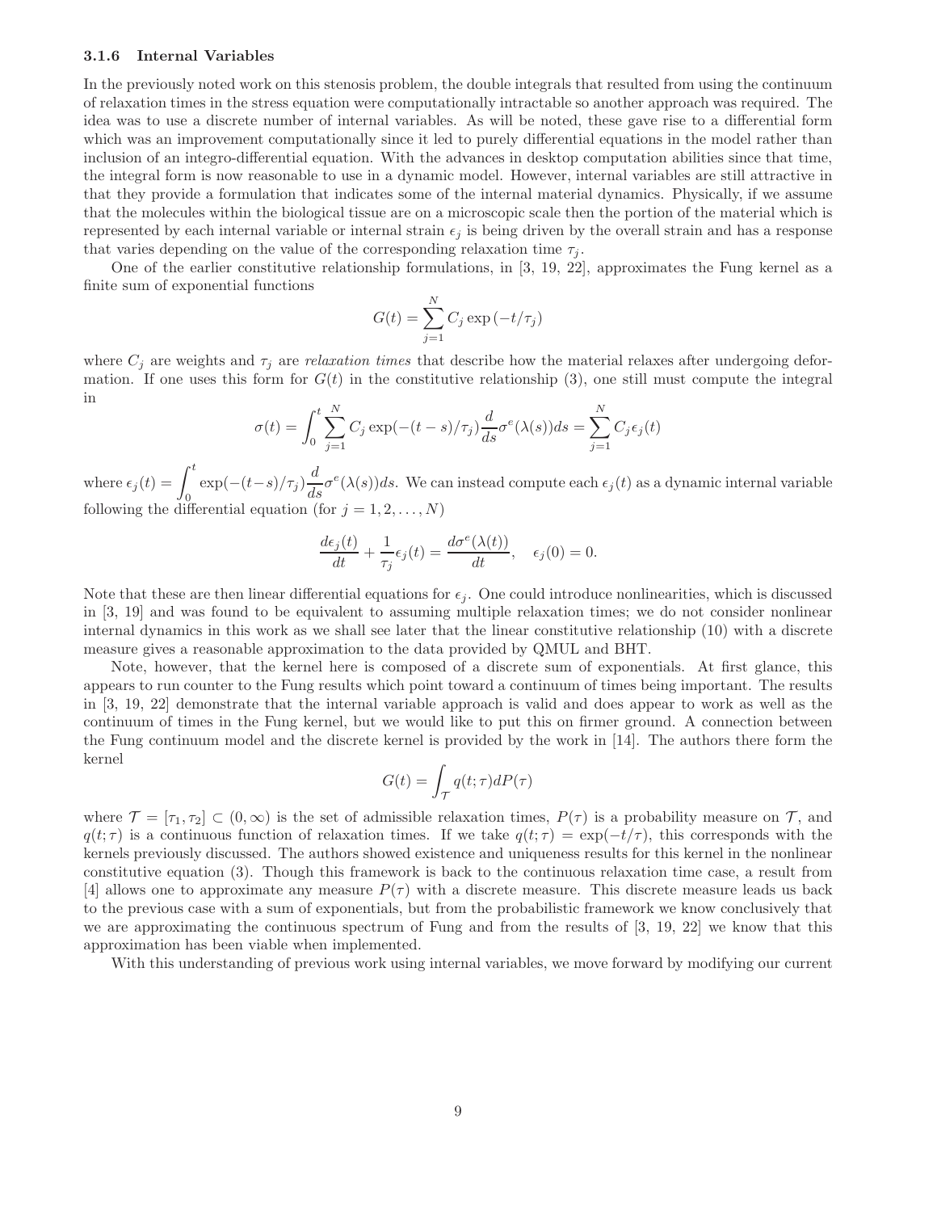### 3.1.6 Internal Variables

In the previously noted work on this stenosis problem, the double integrals that resulted from using the continuum of relaxation times in the stress equation were computationally intractable so another approach was required. The idea was to use a discrete number of internal variables. As will be noted, these gave rise to a differential form which was an improvement computationally since it led to purely differential equations in the model rather than inclusion of an integro-differential equation. With the advances in desktop computation abilities since that time, the integral form is now reasonable to use in a dynamic model. However, internal variables are still attractive in that they provide a formulation that indicates some of the internal material dynamics. Physically, if we assume that the molecules within the biological tissue are on a microscopic scale then the portion of the material which is represented by each internal variable or internal strain $\epsilon_j$ is being driven by the overall strain and has a response that varies depending on the value of the corresponding relaxation time $\tau_j$.

One of the earlier constitutive relationship formulations, in [3, 19, 22], approximates the Fung kernel as a finite sum of exponential functions

$$G(t) = \sum_{j=1}^{N} C_j \exp\left(-t/\tau_j\right)$$

where $C_j$ are weights and $\tau_j$ are *relaxation times* that describe how the material relaxes after undergoing deformation. If one uses this form for $G(t)$ in the constitutive relationship (3), one still must compute the integral in

$$\sigma(t) = \int_0^t \sum_{j=1}^{N} C_j \exp(-(t-s)/\tau_j) \frac{d}{ds}\sigma^e(\lambda(s))ds = \sum_{j=1}^{N} C_j \epsilon_j(t)$$

where $\epsilon_j(t) = \displaystyle\int_0^t \exp(-(t-s)/\tau_j)\frac{d}{ds}\sigma^e(\lambda(s))ds$. We can instead compute each $\epsilon_j(t)$ as a dynamic internal variable following the differential equation (for $j = 1, 2, \ldots, N$)

$$\frac{d\epsilon_j(t)}{dt} + \frac{1}{\tau_j}\epsilon_j(t) = \frac{d\sigma^e(\lambda(t))}{dt}, \quad \epsilon_j(0) = 0.$$

Note that these are then linear differential equations for $\epsilon_j$. One could introduce nonlinearities, which is discussed in [3, 19] and was found to be equivalent to assuming multiple relaxation times; we do not consider nonlinear internal dynamics in this work as we shall see later that the linear constitutive relationship (10) with a discrete measure gives a reasonable approximation to the data provided by QMUL and BHT.

Note, however, that the kernel here is composed of a discrete sum of exponentials. At first glance, this appears to run counter to the Fung results which point toward a continuum of times being important. The results in [3, 19, 22] demonstrate that the internal variable approach is valid and does appear to work as well as the continuum of times in the Fung kernel, but we would like to put this on firmer ground. A connection between the Fung continuum model and the discrete kernel is provided by the work in [14]. The authors there form the kernel

$$G(t) = \int_{\mathcal{T}} q(t;\tau)dP(\tau)$$

where $\mathcal{T} = [\tau_1, \tau_2] \subset (0, \infty)$ is the set of admissible relaxation times, $P(\tau)$ is a probability measure on $\mathcal{T}$, and $q(t;\tau)$ is a continuous function of relaxation times. If we take $q(t;\tau) = \exp(-t/\tau)$, this corresponds with the kernels previously discussed. The authors showed existence and uniqueness results for this kernel in the nonlinear constitutive equation (3). Though this framework is back to the continuous relaxation time case, a result from [4] allows one to approximate any measure $P(\tau)$ with a discrete measure. This discrete measure leads us back to the previous case with a sum of exponentials, but from the probabilistic framework we know conclusively that we are approximating the continuous spectrum of Fung and from the results of [3, 19, 22] we know that this approximation has been viable when implemented.

With this understanding of previous work using internal variables, we move forward by modifying our current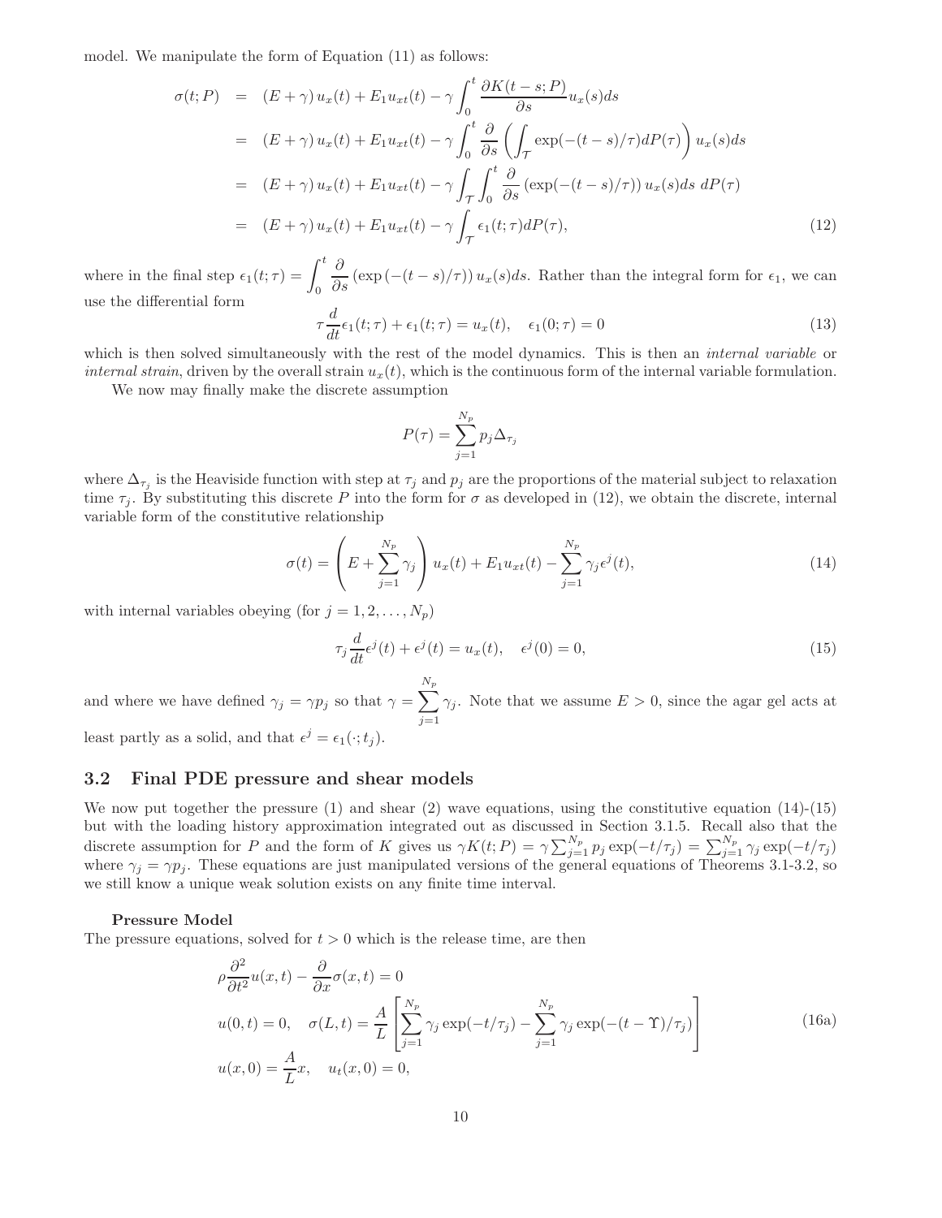model. We manipulate the form of Equation (11) as follows:

$$
\begin{aligned}
\sigma(t;P) &= (E+\gamma)\,u_x(t) + E_1 u_{xt}(t) - \gamma \int_0^t \frac{\partial K(t-s;P)}{\partial s} u_x(s)ds \\
&= (E+\gamma)\,u_x(t) + E_1 u_{xt}(t) - \gamma \int_0^t \frac{\partial}{\partial s}\left(\int_{\mathcal{T}} \exp(-(t-s)/\tau)dP(\tau)\right) u_x(s)ds \\
&= (E+\gamma)\,u_x(t) + E_1 u_{xt}(t) - \gamma \int_{\mathcal{T}} \int_0^t \frac{\partial}{\partial s}\left(\exp(-(t-s)/\tau)\right) u_x(s)ds\; dP(\tau) \\
&= (E+\gamma)\,u_x(t) + E_1 u_{xt}(t) - \gamma \int_{\mathcal{T}} \epsilon_1(t;\tau)dP(\tau),
\end{aligned}
\tag{12}
$$

where in the final step $\epsilon_1(t;\tau) = \displaystyle\int_0^t \frac{\partial}{\partial s}\left(\exp\left(-(t-s)/\tau\right)\right) u_x(s)ds$. Rather than the integral form for $\epsilon_1$, we can use the differential form

$$
\tau \frac{d}{dt}\epsilon_1(t;\tau) + \epsilon_1(t;\tau) = u_x(t), \quad \epsilon_1(0;\tau) = 0 \tag{13}
$$

which is then solved simultaneously with the rest of the model dynamics. This is then an *internal variable* or *internal strain*, driven by the overall strain $u_x(t)$, which is the continuous form of the internal variable formulation.

We now may finally make the discrete assumption

$$
P(\tau) = \sum_{j=1}^{N_p} p_j \Delta_{\tau_j}
$$

where $\Delta_{\tau_j}$ is the Heaviside function with step at $\tau_j$ and $p_j$ are the proportions of the material subject to relaxation time $\tau_j$. By substituting this discrete $P$ into the form for $\sigma$ as developed in (12), we obtain the discrete, internal variable form of the constitutive relationship

$$
\sigma(t) = \left(E + \sum_{j=1}^{N_p} \gamma_j\right) u_x(t) + E_1 u_{xt}(t) - \sum_{j=1}^{N_p} \gamma_j \epsilon^j(t), \tag{14}
$$

with internal variables obeying (for $j = 1, 2, \ldots, N_p$)

$$
\tau_j \frac{d}{dt}\epsilon^j(t) + \epsilon^j(t) = u_x(t), \quad \epsilon^j(0) = 0, \tag{15}
$$

and where we have defined $\gamma_j = \gamma p_j$ so that $\gamma = \displaystyle\sum_{j=1}^{N_p} \gamma_j$. Note that we assume $E > 0$, since the agar gel acts at least partly as a solid, and that $\epsilon^j = \epsilon_1(\cdot;t_j)$.

## 3.2 Final PDE pressure and shear models

We now put together the pressure (1) and shear (2) wave equations, using the constitutive equation (14)-(15) but with the loading history approximation integrated out as discussed in Section 3.1.5. Recall also that the discrete assumption for $P$ and the form of $K$ gives us $\gamma K(t;P) = \gamma \sum_{j=1}^{N_p} p_j \exp(-t/\tau_j) = \sum_{j=1}^{N_p} \gamma_j \exp(-t/\tau_j)$ where $\gamma_j = \gamma p_j$. These equations are just manipulated versions of the general equations of Theorems 3.1-3.2, so we still know a unique weak solution exists on any finite time interval.

**Pressure Model**

The pressure equations, solved for $t > 0$ which is the release time, are then

$$
\begin{aligned}
&\rho \frac{\partial^2}{\partial t^2} u(x,t) - \frac{\partial}{\partial x}\sigma(x,t) = 0 \\
&u(0,t) = 0, \quad \sigma(L,t) = \frac{A}{L}\left[\sum_{j=1}^{N_p} \gamma_j \exp(-t/\tau_j) - \sum_{j=1}^{N_p} \gamma_j \exp(-(t-\Upsilon)/\tau_j)\right] \\
&u(x,0) = \frac{A}{L}x, \quad u_t(x,0) = 0,
\end{aligned}
\tag{16a}
$$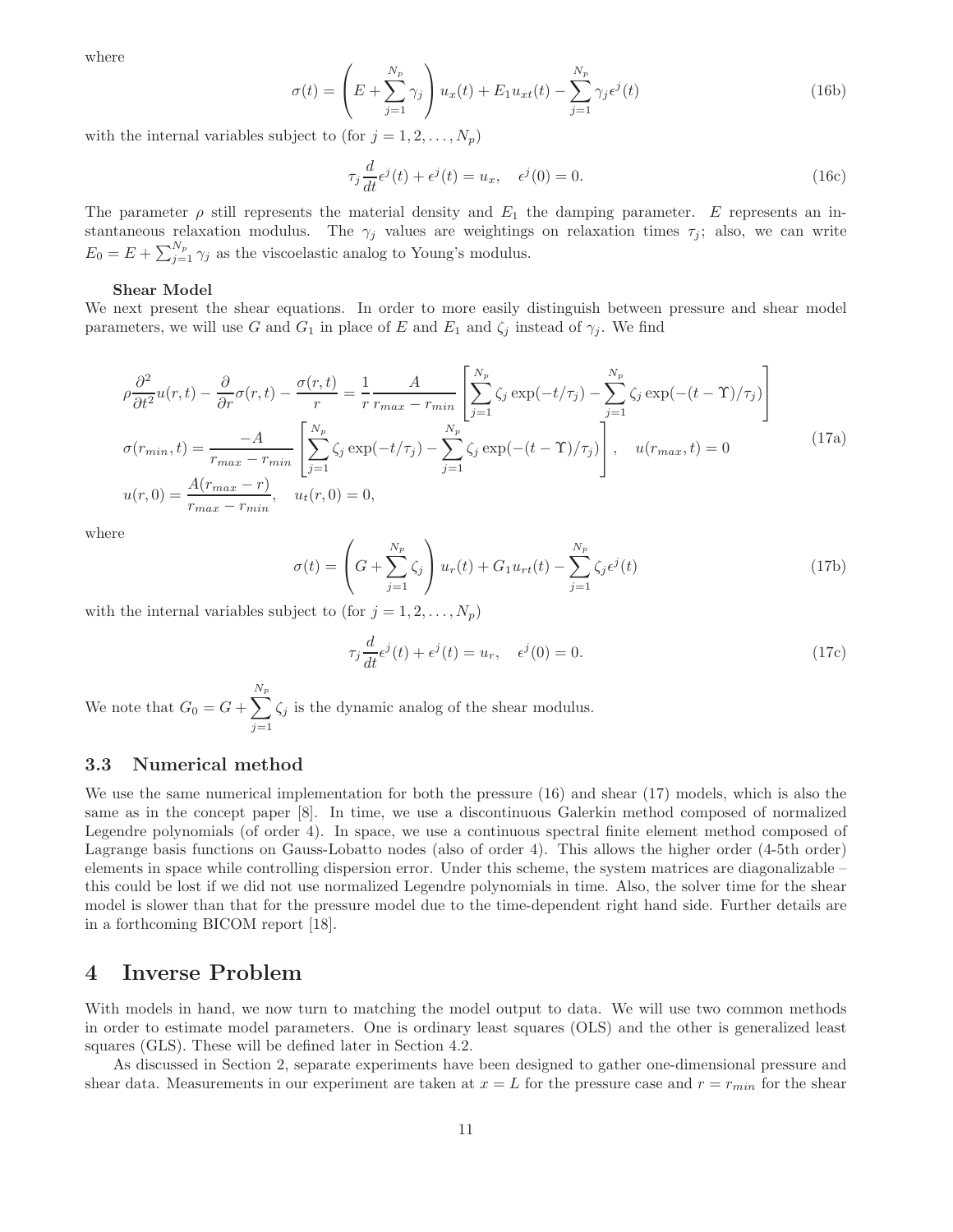where

$$\sigma(t) = \left(E + \sum_{j=1}^{N_p} \gamma_j\right) u_x(t) + E_1 u_{xt}(t) - \sum_{j=1}^{N_p} \gamma_j \epsilon^j(t) \tag{16b}$$

with the internal variables subject to (for $j = 1, 2, \ldots, N_p$)

$$\tau_j \frac{d}{dt}\epsilon^j(t) + \epsilon^j(t) = u_x, \quad \epsilon^j(0) = 0. \tag{16c}$$

The parameter $\rho$ still represents the material density and $E_1$ the damping parameter. $E$ represents an instantaneous relaxation modulus. The $\gamma_j$ values are weightings on relaxation times $\tau_j$; also, we can write $E_0 = E + \sum_{j=1}^{N_p} \gamma_j$ as the viscoelastic analog to Young's modulus.

**Shear Model**

We next present the shear equations. In order to more easily distinguish between pressure and shear model parameters, we will use $G$ and $G_1$ in place of $E$ and $E_1$ and $\zeta_j$ instead of $\gamma_j$. We find

$$\begin{aligned}
&\rho \frac{\partial^2}{\partial t^2} u(r,t) - \frac{\partial}{\partial r}\sigma(r,t) - \frac{\sigma(r,t)}{r} = \frac{1}{r}\frac{A}{r_{max} - r_{min}} \left[\sum_{j=1}^{N_p} \zeta_j \exp(-t/\tau_j) - \sum_{j=1}^{N_p} \zeta_j \exp(-(t-\Upsilon)/\tau_j)\right] \\
&\sigma(r_{min}, t) = \frac{-A}{r_{max} - r_{min}} \left[\sum_{j=1}^{N_p} \zeta_j \exp(-t/\tau_j) - \sum_{j=1}^{N_p} \zeta_j \exp(-(t-\Upsilon)/\tau_j)\right], \quad u(r_{max}, t) = 0 \\
&u(r,0) = \frac{A(r_{max} - r)}{r_{max} - r_{min}}, \quad u_t(r,0) = 0,
\end{aligned} \tag{17a}$$

where

$$\sigma(t) = \left(G + \sum_{j=1}^{N_p} \zeta_j\right) u_r(t) + G_1 u_{rt}(t) - \sum_{j=1}^{N_p} \zeta_j \epsilon^j(t) \tag{17b}$$

with the internal variables subject to (for $j = 1, 2, \ldots, N_p$)

$$\tau_j \frac{d}{dt}\epsilon^j(t) + \epsilon^j(t) = u_r, \quad \epsilon^j(0) = 0. \tag{17c}$$

We note that $G_0 = G + \sum_{j=1}^{N_p} \zeta_j$ is the dynamic analog of the shear modulus.

### 3.3 Numerical method

We use the same numerical implementation for both the pressure (16) and shear (17) models, which is also the same as in the concept paper [8]. In time, we use a discontinuous Galerkin method composed of normalized Legendre polynomials (of order 4). In space, we use a continuous spectral finite element method composed of Lagrange basis functions on Gauss-Lobatto nodes (also of order 4). This allows the higher order (4-5th order) elements in space while controlling dispersion error. Under this scheme, the system matrices are diagonalizable – this could be lost if we did not use normalized Legendre polynomials in time. Also, the solver time for the shear model is slower than that for the pressure model due to the time-dependent right hand side. Further details are in a forthcoming BICOM report [18].

## 4 Inverse Problem

With models in hand, we now turn to matching the model output to data. We will use two common methods in order to estimate model parameters. One is ordinary least squares (OLS) and the other is generalized least squares (GLS). These will be defined later in Section 4.2.

As discussed in Section 2, separate experiments have been designed to gather one-dimensional pressure and shear data. Measurements in our experiment are taken at $x = L$ for the pressure case and $r = r_{min}$ for the shear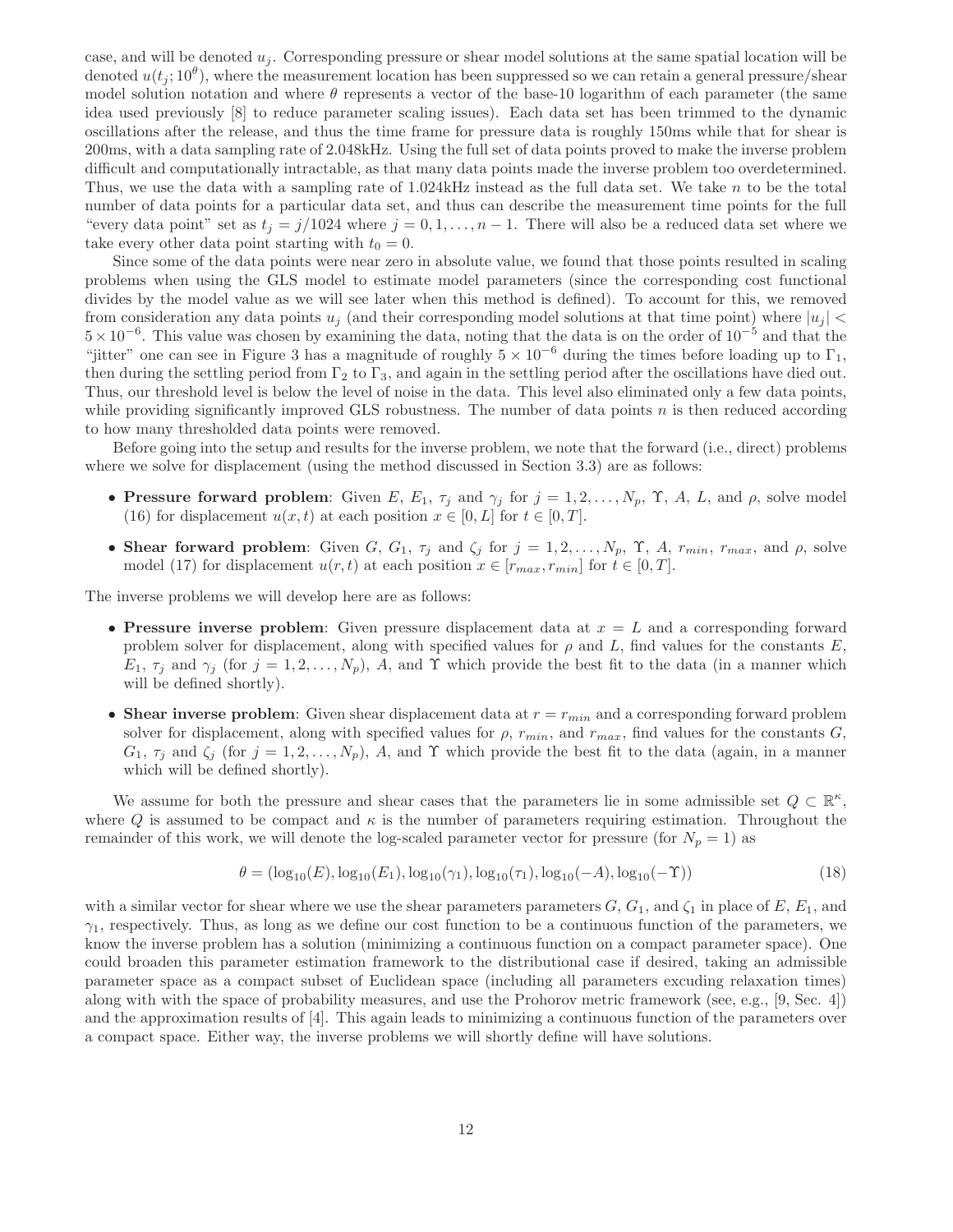case, and will be denoted $u_j$. Corresponding pressure or shear model solutions at the same spatial location will be denoted $u(t_j; 10^\theta)$, where the measurement location has been suppressed so we can retain a general pressure/shear model solution notation and where $\theta$ represents a vector of the base-10 logarithm of each parameter (the same idea used previously [8] to reduce parameter scaling issues). Each data set has been trimmed to the dynamic oscillations after the release, and thus the time frame for pressure data is roughly 150ms while that for shear is 200ms, with a data sampling rate of 2.048kHz. Using the full set of data points proved to make the inverse problem difficult and computationally intractable, as that many data points made the inverse problem too overdetermined. Thus, we use the data with a sampling rate of 1.024kHz instead as the full data set. We take $n$ to be the total number of data points for a particular data set, and thus can describe the measurement time points for the full "every data point" set as $t_j = j/1024$ where $j = 0, 1, \ldots, n-1$. There will also be a reduced data set where we take every other data point starting with $t_0 = 0$.

Since some of the data points were near zero in absolute value, we found that those points resulted in scaling problems when using the GLS model to estimate model parameters (since the corresponding cost functional divides by the model value as we will see later when this method is defined). To account for this, we removed from consideration any data points $u_j$ (and their corresponding model solutions at that time point) where $|u_j| < 5 \times 10^{-6}$. This value was chosen by examining the data, noting that the data is on the order of $10^{-5}$ and that the "jitter" one can see in Figure 3 has a magnitude of roughly $5 \times 10^{-6}$ during the times before loading up to $\Gamma_1$, then during the settling period from $\Gamma_2$ to $\Gamma_3$, and again in the settling period after the oscillations have died out. Thus, our threshold level is below the level of noise in the data. This level also eliminated only a few data points, while providing significantly improved GLS robustness. The number of data points $n$ is then reduced according to how many thresholded data points were removed.

Before going into the setup and results for the inverse problem, we note that the forward (i.e., direct) problems where we solve for displacement (using the method discussed in Section 3.3) are as follows:

- **Pressure forward problem**: Given $E$, $E_1$, $\tau_j$ and $\gamma_j$ for $j = 1, 2, \ldots, N_p$, $\Upsilon$, $A$, $L$, and $\rho$, solve model (16) for displacement $u(x,t)$ at each position $x \in [0, L]$ for $t \in [0, T]$.
- **Shear forward problem**: Given $G$, $G_1$, $\tau_j$ and $\zeta_j$ for $j = 1, 2, \ldots, N_p$, $\Upsilon$, $A$, $r_{min}$, $r_{max}$, and $\rho$, solve model (17) for displacement $u(r,t)$ at each position $x \in [r_{max}, r_{min}]$ for $t \in [0, T]$.

The inverse problems we will develop here are as follows:

- **Pressure inverse problem**: Given pressure displacement data at $x = L$ and a corresponding forward problem solver for displacement, along with specified values for $\rho$ and $L$, find values for the constants $E$, $E_1$, $\tau_j$ and $\gamma_j$ (for $j = 1, 2, \ldots, N_p$), $A$, and $\Upsilon$ which provide the best fit to the data (in a manner which will be defined shortly).
- **Shear inverse problem**: Given shear displacement data at $r = r_{min}$ and a corresponding forward problem solver for displacement, along with specified values for $\rho$, $r_{min}$, and $r_{max}$, find values for the constants $G$, $G_1$, $\tau_j$ and $\zeta_j$ (for $j = 1, 2, \ldots, N_p$), $A$, and $\Upsilon$ which provide the best fit to the data (again, in a manner which will be defined shortly).

We assume for both the pressure and shear cases that the parameters lie in some admissible set $Q \subset \mathbb{R}^\kappa$, where $Q$ is assumed to be compact and $\kappa$ is the number of parameters requiring estimation. Throughout the remainder of this work, we will denote the log-scaled parameter vector for pressure (for $N_p = 1$) as

$$\theta = (\log_{10}(E), \log_{10}(E_1), \log_{10}(\gamma_1), \log_{10}(\tau_1), \log_{10}(-A), \log_{10}(-\Upsilon)) \tag{18}$$

with a similar vector for shear where we use the shear parameters parameters $G$, $G_1$, and $\zeta_1$ in place of $E$, $E_1$, and $\gamma_1$, respectively. Thus, as long as we define our cost function to be a continuous function of the parameters, we know the inverse problem has a solution (minimizing a continuous function on a compact parameter space). One could broaden this parameter estimation framework to the distributional case if desired, taking an admissible parameter space as a compact subset of Euclidean space (including all parameters excuding relaxation times) along with with the space of probability measures, and use the Prohorov metric framework (see, e.g., [9, Sec. 4]) and the approximation results of [4]. This again leads to minimizing a continuous function of the parameters over a compact space. Either way, the inverse problems we will shortly define will have solutions.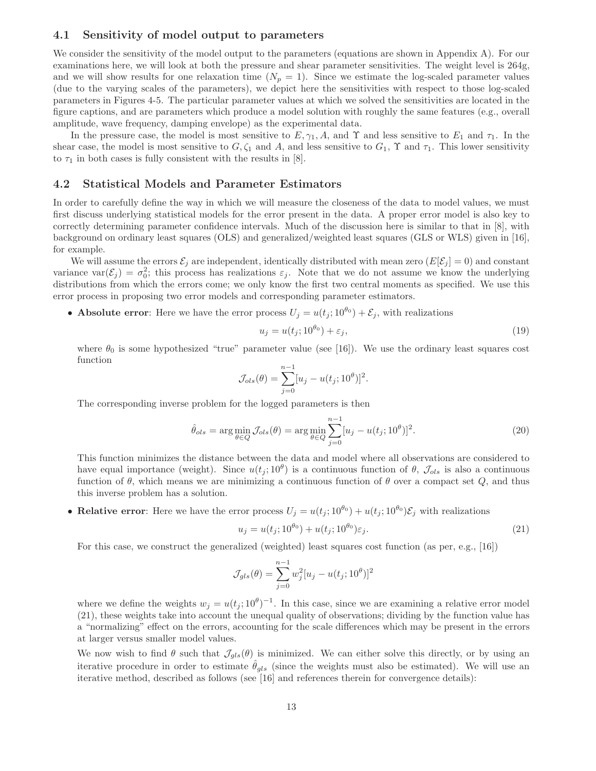### 4.1 Sensitivity of model output to parameters

We consider the sensitivity of the model output to the parameters (equations are shown in Appendix A). For our examinations here, we will look at both the pressure and shear parameter sensitivities. The weight level is 264g, and we will show results for one relaxation time ($N_p = 1$). Since we estimate the log-scaled parameter values (due to the varying scales of the parameters), we depict here the sensitivities with respect to those log-scaled parameters in Figures 4-5. The particular parameter values at which we solved the sensitivities are located in the figure captions, and are parameters which produce a model solution with roughly the same features (e.g., overall amplitude, wave frequency, damping envelope) as the experimental data.

In the pressure case, the model is most sensitive to $E, \gamma_1, A$, and $\Upsilon$ and less sensitive to $E_1$ and $\tau_1$. In the shear case, the model is most sensitive to $G, \zeta_1$ and $A$, and less sensitive to $G_1$, $\Upsilon$ and $\tau_1$. This lower sensitivity to $\tau_1$ in both cases is fully consistent with the results in [8].

### 4.2 Statistical Models and Parameter Estimators

In order to carefully define the way in which we will measure the closeness of the data to model values, we must first discuss underlying statistical models for the error present in the data. A proper error model is also key to correctly determining parameter confidence intervals. Much of the discussion here is similar to that in [8], with background on ordinary least squares (OLS) and generalized/weighted least squares (GLS or WLS) given in [16], for example.

We will assume the errors $\mathcal{E}_j$ are independent, identically distributed with mean zero ($E[\mathcal{E}_j] = 0$) and constant variance $\text{var}(\mathcal{E}_j) = \sigma_0^2$; this process has realizations $\varepsilon_j$. Note that we do not assume we know the underlying distributions from which the errors come; we only know the first two central moments as specified. We use this error process in proposing two error models and corresponding parameter estimators.

- **Absolute error**: Here we have the error process $U_j = u(t_j; 10^{\theta_0}) + \mathcal{E}_j$, with realizations

$$u_j = u(t_j; 10^{\theta_0}) + \varepsilon_j, \tag{19}$$

  where $\theta_0$ is some hypothesized "true" parameter value (see [16]). We use the ordinary least squares cost function

$$\mathcal{J}_{ols}(\theta) = \sum_{j=0}^{n-1} [u_j - u(t_j; 10^{\theta})]^2.$$

  The corresponding inverse problem for the logged parameters is then

$$\hat{\theta}_{ols} = \arg\min_{\theta \in Q} \mathcal{J}_{ols}(\theta) = \arg\min_{\theta \in Q} \sum_{j=0}^{n-1} [u_j - u(t_j; 10^{\theta})]^2. \tag{20}$$

  This function minimizes the distance between the data and model where all observations are considered to have equal importance (weight). Since $u(t_j; 10^{\theta})$ is a continuous function of $\theta$, $\mathcal{J}_{ols}$ is also a continuous function of $\theta$, which means we are minimizing a continuous function of $\theta$ over a compact set $Q$, and thus this inverse problem has a solution.

- **Relative error**: Here we have the error process $U_j = u(t_j; 10^{\theta_0}) + u(t_j; 10^{\theta_0})\mathcal{E}_j$ with realizations

$$u_j = u(t_j; 10^{\theta_0}) + u(t_j; 10^{\theta_0})\varepsilon_j. \tag{21}$$

  For this case, we construct the generalized (weighted) least squares cost function (as per, e.g., [16])

$$\mathcal{J}_{gls}(\theta) = \sum_{j=0}^{n-1} w_j^2 [u_j - u(t_j; 10^{\theta})]^2$$

  where we define the weights $w_j = u(t_j; 10^{\theta})^{-1}$. In this case, since we are examining a relative error model (21), these weights take into account the unequal quality of observations; dividing by the function value has a "normalizing" effect on the errors, accounting for the scale differences which may be present in the errors at larger versus smaller model values.

  We now wish to find $\theta$ such that $\mathcal{J}_{gls}(\theta)$ is minimized. We can either solve this directly, or by using an iterative procedure in order to estimate $\hat{\theta}_{gls}$ (since the weights must also be estimated). We will use an iterative method, described as follows (see [16] and references therein for convergence details):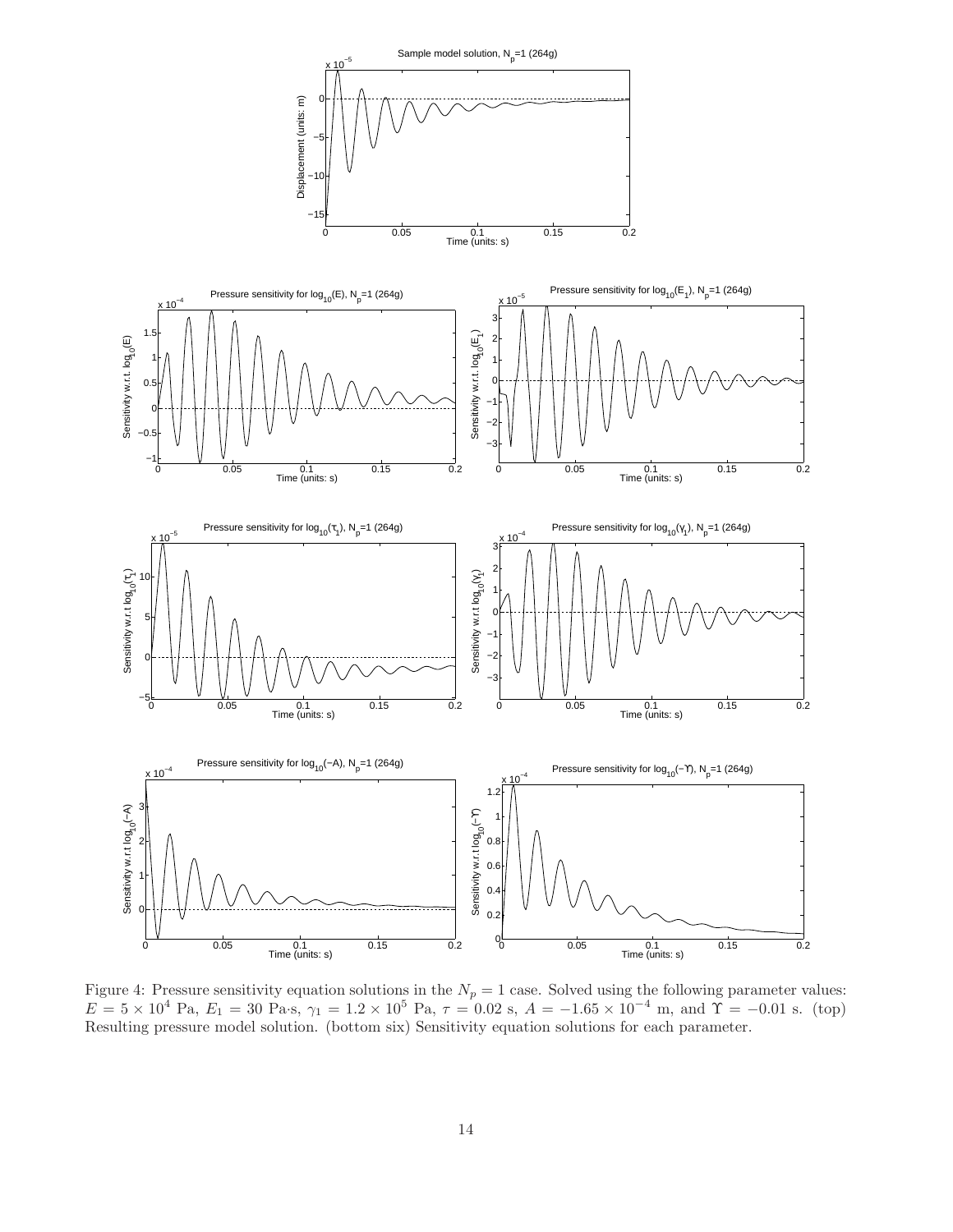Figure 4: Pressure sensitivity equation solutions in the $N_p = 1$ case. Solved using the following parameter values: $E = 5 \times 10^4$ Pa, $E_1 = 30$ Pa·s, $\gamma_1 = 1.2 \times 10^5$ Pa, $\tau = 0.02$ s, $A = -1.65 \times 10^{-4}$ m, and $\Upsilon = -0.01$ s. (top) Resulting pressure model solution. (bottom six) Sensitivity equation solutions for each parameter.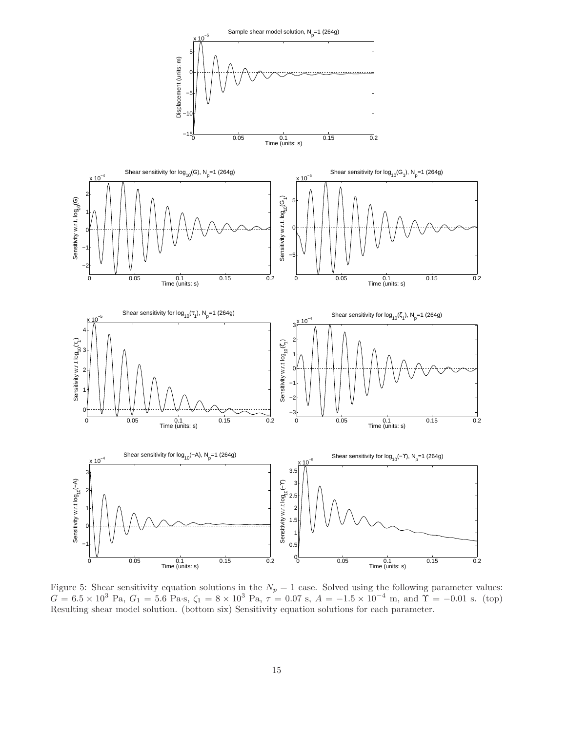Figure 5: Shear sensitivity equation solutions in the $N_p = 1$ case. Solved using the following parameter values: $G = 6.5 \times 10^3$ Pa, $G_1 = 5.6$ Pa·s, $\zeta_1 = 8 \times 10^3$ Pa, $\tau = 0.07$ s, $A = -1.5 \times 10^{-4}$ m, and $\Upsilon = -0.01$ s. (top) Resulting shear model solution. (bottom six) Sensitivity equation solutions for each parameter.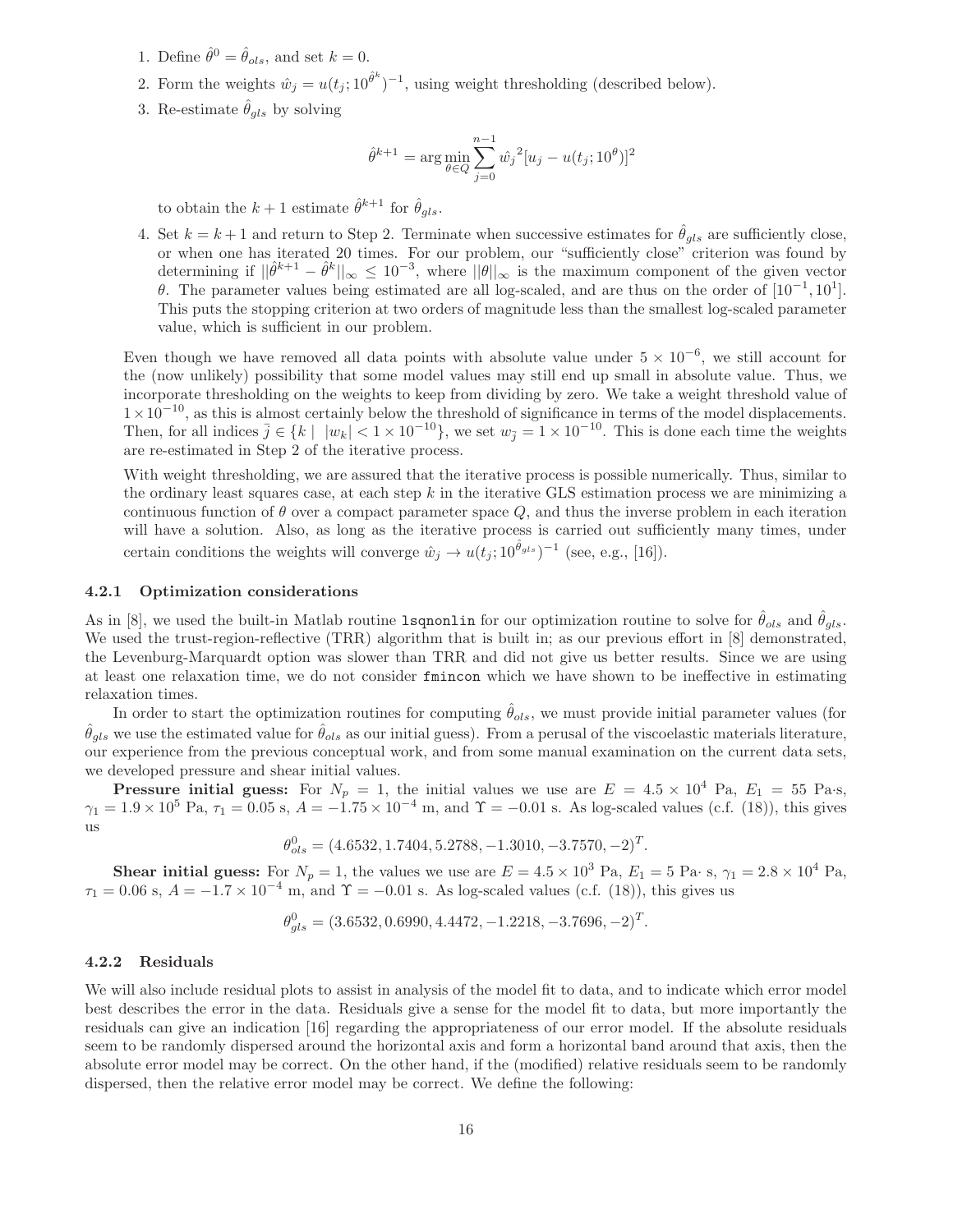1. Define $\hat{\theta}^0 = \hat{\theta}_{ols}$, and set $k = 0$.
2. Form the weights $\hat{w}_j = u(t_j; 10^{\hat{\theta}^k})^{-1}$, using weight thresholding (described below).
3. Re-estimate $\hat{\theta}_{gls}$ by solving

$$\hat{\theta}^{k+1} = \arg\min_{\theta \in Q} \sum_{j=0}^{n-1} \hat{w}_j{}^2 [u_j - u(t_j; 10^{\theta})]^2$$

   to obtain the $k+1$ estimate $\hat{\theta}^{k+1}$ for $\hat{\theta}_{gls}$.

4. Set $k = k+1$ and return to Step 2. Terminate when successive estimates for $\hat{\theta}_{gls}$ are sufficiently close, or when one has iterated 20 times. For our problem, our "sufficiently close" criterion was found by determining if $||\hat{\theta}^{k+1} - \hat{\theta}^k||_\infty \leq 10^{-3}$, where $||\theta||_\infty$ is the maximum component of the given vector $\theta$. The parameter values being estimated are all log-scaled, and are thus on the order of $[10^{-1}, 10^1]$. This puts the stopping criterion at two orders of magnitude less than the smallest log-scaled parameter value, which is sufficient in our problem.

Even though we have removed all data points with absolute value under $5 \times 10^{-6}$, we still account for the (now unlikely) possibility that some model values may still end up small in absolute value. Thus, we incorporate thresholding on the weights to keep from dividing by zero. We take a weight threshold value of $1 \times 10^{-10}$, as this is almost certainly below the threshold of significance in terms of the model displacements. Then, for all indices $\bar{j} \in \{k \mid |w_k| < 1 \times 10^{-10}\}$, we set $w_{\bar{j}} = 1 \times 10^{-10}$. This is done each time the weights are re-estimated in Step 2 of the iterative process.

With weight thresholding, we are assured that the iterative process is possible numerically. Thus, similar to the ordinary least squares case, at each step $k$ in the iterative GLS estimation process we are minimizing a continuous function of $\theta$ over a compact parameter space $Q$, and thus the inverse problem in each iteration will have a solution. Also, as long as the iterative process is carried out sufficiently many times, under certain conditions the weights will converge $\hat{w}_j \to u(t_j; 10^{\hat{\theta}_{gls}})^{-1}$ (see, e.g., [16]).

### 4.2.1 Optimization considerations

As in [8], we used the built-in Matlab routine `lsqnonlin` for our optimization routine to solve for $\hat{\theta}_{ols}$ and $\hat{\theta}_{gls}$. We used the trust-region-reflective (TRR) algorithm that is built in; as our previous effort in [8] demonstrated, the Levenburg-Marquardt option was slower than TRR and did not give us better results. Since we are using at least one relaxation time, we do not consider `fmincon` which we have shown to be ineffective in estimating relaxation times.

In order to start the optimization routines for computing $\hat{\theta}_{ols}$, we must provide initial parameter values (for $\hat{\theta}_{gls}$ we use the estimated value for $\hat{\theta}_{ols}$ as our initial guess). From a perusal of the viscoelastic materials literature, our experience from the previous conceptual work, and from some manual examination on the current data sets, we developed pressure and shear initial values.

**Pressure initial guess:** For $N_p = 1$, the initial values we use are $E = 4.5 \times 10^4$ Pa, $E_1 = 55$ Pa·s, $\gamma_1 = 1.9 \times 10^5$ Pa, $\tau_1 = 0.05$ s, $A = -1.75 \times 10^{-4}$ m, and $\Upsilon = -0.01$ s. As log-scaled values (c.f. (18)), this gives us

$$\theta^0_{ols} = (4.6532, 1.7404, 5.2788, -1.3010, -3.7570, -2)^T.$$

**Shear initial guess:** For $N_p = 1$, the values we use are $E = 4.5 \times 10^3$ Pa, $E_1 = 5$ Pa· s, $\gamma_1 = 2.8 \times 10^4$ Pa, $\tau_1 = 0.06$ s, $A = -1.7 \times 10^{-4}$ m, and $\Upsilon = -0.01$ s. As log-scaled values (c.f. (18)), this gives us

$$\theta^0_{gls} = (3.6532, 0.6990, 4.4472, -1.2218, -3.7696, -2)^T.$$

### 4.2.2 Residuals

We will also include residual plots to assist in analysis of the model fit to data, and to indicate which error model best describes the error in the data. Residuals give a sense for the model fit to data, but more importantly the residuals can give an indication [16] regarding the appropriateness of our error model. If the absolute residuals seem to be randomly dispersed around the horizontal axis and form a horizontal band around that axis, then the absolute error model may be correct. On the other hand, if the (modified) relative residuals seem to be randomly dispersed, then the relative error model may be correct. We define the following: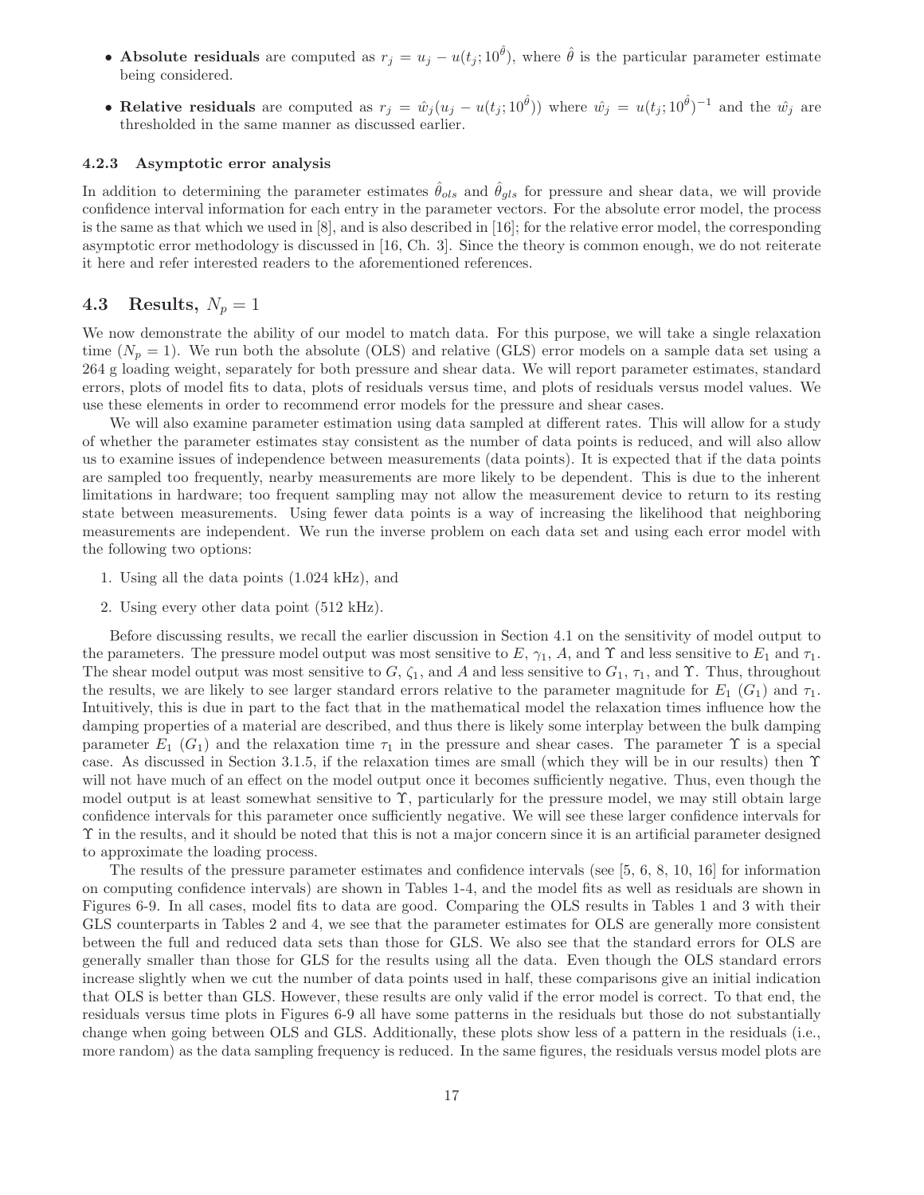- **Absolute residuals** are computed as $r_j = u_j - u(t_j; 10^{\hat{\theta}})$, where $\hat{\theta}$ is the particular parameter estimate being considered.
- **Relative residuals** are computed as $r_j = \hat{w}_j(u_j - u(t_j; 10^{\hat{\theta}}))$ where $\hat{w}_j = u(t_j; 10^{\hat{\theta}})^{-1}$ and the $\hat{w}_j$ are thresholded in the same manner as discussed earlier.

#### 4.2.3 Asymptotic error analysis

In addition to determining the parameter estimates $\hat{\theta}_{ols}$ and $\hat{\theta}_{gls}$ for pressure and shear data, we will provide confidence interval information for each entry in the parameter vectors. For the absolute error model, the process is the same as that which we used in [8], and is also described in [16]; for the relative error model, the corresponding asymptotic error methodology is discussed in [16, Ch. 3]. Since the theory is common enough, we do not reiterate it here and refer interested readers to the aforementioned references.

### 4.3 Results, $N_p = 1$

We now demonstrate the ability of our model to match data. For this purpose, we will take a single relaxation time ($N_p = 1$). We run both the absolute (OLS) and relative (GLS) error models on a sample data set using a 264 g loading weight, separately for both pressure and shear data. We will report parameter estimates, standard errors, plots of model fits to data, plots of residuals versus time, and plots of residuals versus model values. We use these elements in order to recommend error models for the pressure and shear cases.

We will also examine parameter estimation using data sampled at different rates. This will allow for a study of whether the parameter estimates stay consistent as the number of data points is reduced, and will also allow us to examine issues of independence between measurements (data points). It is expected that if the data points are sampled too frequently, nearby measurements are more likely to be dependent. This is due to the inherent limitations in hardware; too frequent sampling may not allow the measurement device to return to its resting state between measurements. Using fewer data points is a way of increasing the likelihood that neighboring measurements are independent. We run the inverse problem on each data set and using each error model with the following two options:

1. Using all the data points (1.024 kHz), and
2. Using every other data point (512 kHz).

Before discussing results, we recall the earlier discussion in Section 4.1 on the sensitivity of model output to the parameters. The pressure model output was most sensitive to $E$, $\gamma_1$, $A$, and $\Upsilon$ and less sensitive to $E_1$ and $\tau_1$. The shear model output was most sensitive to $G$, $\zeta_1$, and $A$ and less sensitive to $G_1$, $\tau_1$, and $\Upsilon$. Thus, throughout the results, we are likely to see larger standard errors relative to the parameter magnitude for $E_1$ ($G_1$) and $\tau_1$. Intuitively, this is due in part to the fact that in the mathematical model the relaxation times influence how the damping properties of a material are described, and thus there is likely some interplay between the bulk damping parameter $E_1$ ($G_1$) and the relaxation time $\tau_1$ in the pressure and shear cases. The parameter $\Upsilon$ is a special case. As discussed in Section 3.1.5, if the relaxation times are small (which they will be in our results) then $\Upsilon$ will not have much of an effect on the model output once it becomes sufficiently negative. Thus, even though the model output is at least somewhat sensitive to $\Upsilon$, particularly for the pressure model, we may still obtain large confidence intervals for this parameter once sufficiently negative. We will see these larger confidence intervals for $\Upsilon$ in the results, and it should be noted that this is not a major concern since it is an artificial parameter designed to approximate the loading process.

The results of the pressure parameter estimates and confidence intervals (see [5, 6, 8, 10, 16] for information on computing confidence intervals) are shown in Tables 1-4, and the model fits as well as residuals are shown in Figures 6-9. In all cases, model fits to data are good. Comparing the OLS results in Tables 1 and 3 with their GLS counterparts in Tables 2 and 4, we see that the parameter estimates for OLS are generally more consistent between the full and reduced data sets than those for GLS. We also see that the standard errors for OLS are generally smaller than those for GLS for the results using all the data. Even though the OLS standard errors increase slightly when we cut the number of data points used in half, these comparisons give an initial indication that OLS is better than GLS. However, these results are only valid if the error model is correct. To that end, the residuals versus time plots in Figures 6-9 all have some patterns in the residuals but those do not substantially change when going between OLS and GLS. Additionally, these plots show less of a pattern in the residuals (i.e., more random) as the data sampling frequency is reduced. In the same figures, the residuals versus model plots are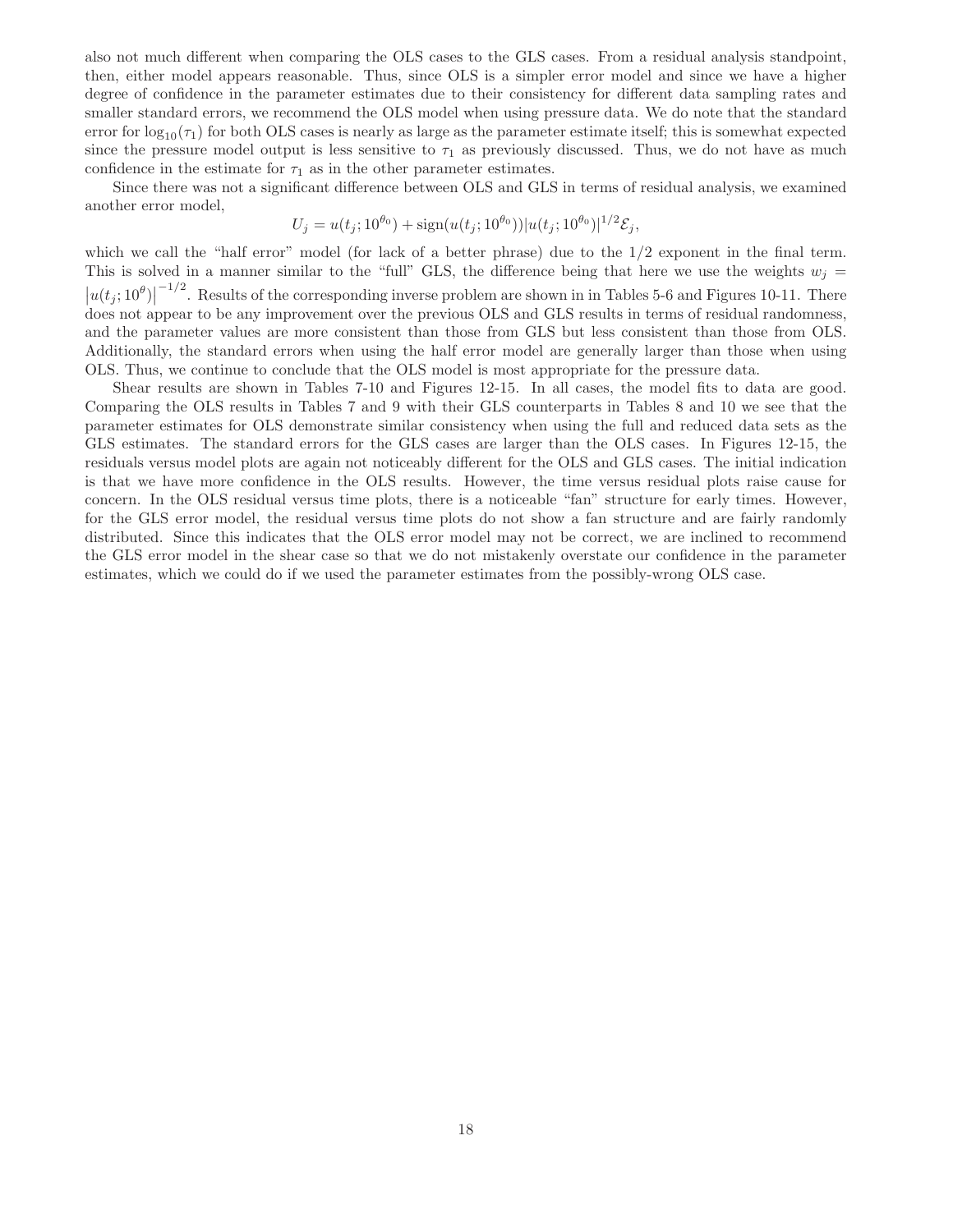also not much different when comparing the OLS cases to the GLS cases. From a residual analysis standpoint, then, either model appears reasonable. Thus, since OLS is a simpler error model and since we have a higher degree of confidence in the parameter estimates due to their consistency for different data sampling rates and smaller standard errors, we recommend the OLS model when using pressure data. We do note that the standard error for $\log_{10}(\tau_1)$ for both OLS cases is nearly as large as the parameter estimate itself; this is somewhat expected since the pressure model output is less sensitive to $\tau_1$ as previously discussed. Thus, we do not have as much confidence in the estimate for $\tau_1$ as in the other parameter estimates.

Since there was not a significant difference between OLS and GLS in terms of residual analysis, we examined another error model,

$$U_j = u(t_j; 10^{\theta_0}) + \text{sign}(u(t_j; 10^{\theta_0}))|u(t_j; 10^{\theta_0})|^{1/2}\mathcal{E}_j,$$

which we call the "half error" model (for lack of a better phrase) due to the 1/2 exponent in the final term. This is solved in a manner similar to the "full" GLS, the difference being that here we use the weights $w_j = \left|u(t_j; 10^{\theta})\right|^{-1/2}$. Results of the corresponding inverse problem are shown in in Tables 5-6 and Figures 10-11. There does not appear to be any improvement over the previous OLS and GLS results in terms of residual randomness, and the parameter values are more consistent than those from GLS but less consistent than those from OLS. Additionally, the standard errors when using the half error model are generally larger than those when using OLS. Thus, we continue to conclude that the OLS model is most appropriate for the pressure data.

Shear results are shown in Tables 7-10 and Figures 12-15. In all cases, the model fits to data are good. Comparing the OLS results in Tables 7 and 9 with their GLS counterparts in Tables 8 and 10 we see that the parameter estimates for OLS demonstrate similar consistency when using the full and reduced data sets as the GLS estimates. The standard errors for the GLS cases are larger than the OLS cases. In Figures 12-15, the residuals versus model plots are again not noticeably different for the OLS and GLS cases. The initial indication is that we have more confidence in the OLS results. However, the time versus residual plots raise cause for concern. In the OLS residual versus time plots, there is a noticeable "fan" structure for early times. However, for the GLS error model, the residual versus time plots do not show a fan structure and are fairly randomly distributed. Since this indicates that the OLS error model may not be correct, we are inclined to recommend the GLS error model in the shear case so that we do not mistakenly overstate our confidence in the parameter estimates, which we could do if we used the parameter estimates from the possibly-wrong OLS case.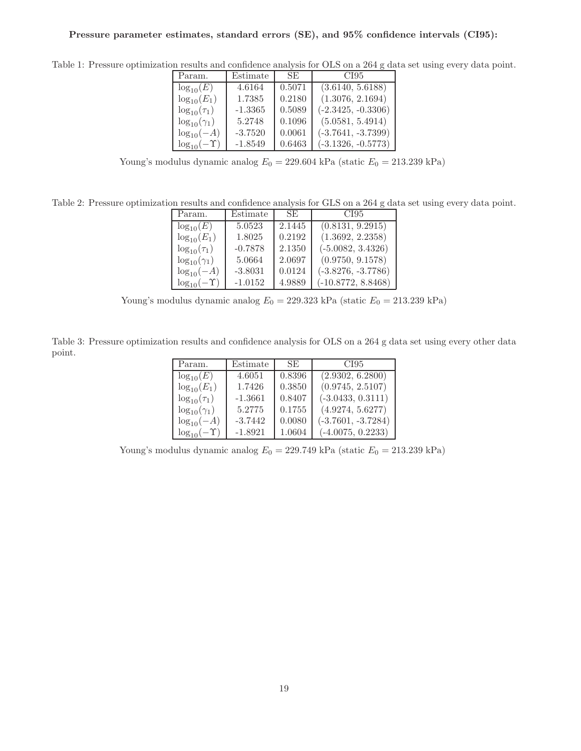**Pressure parameter estimates, standard errors (SE), and 95% confidence intervals (CI95):**

Table 1: Pressure optimization results and confidence analysis for OLS on a 264 g data set using every data point.

| Param. | Estimate | SE | CI95 |
|---|---|---|---|
| $\log_{10}(E)$ | 4.6164 | 0.5071 | (3.6140, 5.6188) |
| $\log_{10}(E_1)$ | 1.7385 | 0.2180 | (1.3076, 2.1694) |
| $\log_{10}(\tau_1)$ | -1.3365 | 0.5089 | (-2.3425, -0.3306) |
| $\log_{10}(\gamma_1)$ | 5.2748 | 0.1096 | (5.0581, 5.4914) |
| $\log_{10}(-A)$ | -3.7520 | 0.0061 | (-3.7641, -3.7399) |
| $\log_{10}(-\Upsilon)$ | -1.8549 | 0.6463 | (-3.1326, -0.5773) |

Young's modulus dynamic analog $E_0 = 229.604$ kPa (static $E_0 = 213.239$ kPa)

Table 2: Pressure optimization results and confidence analysis for GLS on a 264 g data set using every data point.

| Param. | Estimate | SE | CI95 |
|---|---|---|---|
| $\log_{10}(E)$ | 5.0523 | 2.1445 | (0.8131, 9.2915) |
| $\log_{10}(E_1)$ | 1.8025 | 0.2192 | (1.3692, 2.2358) |
| $\log_{10}(\tau_1)$ | -0.7878 | 2.1350 | (-5.0082, 3.4326) |
| $\log_{10}(\gamma_1)$ | 5.0664 | 2.0697 | (0.9750, 9.1578) |
| $\log_{10}(-A)$ | -3.8031 | 0.0124 | (-3.8276, -3.7786) |
| $\log_{10}(-\Upsilon)$ | -1.0152 | 4.9889 | (-10.8772, 8.8468) |

Young's modulus dynamic analog $E_0 = 229.323$ kPa (static $E_0 = 213.239$ kPa)

Table 3: Pressure optimization results and confidence analysis for OLS on a 264 g data set using every other data point.

| Param. | Estimate | SE | CI95 |
|---|---|---|---|
| $\log_{10}(E)$ | 4.6051 | 0.8396 | (2.9302, 6.2800) |
| $\log_{10}(E_1)$ | 1.7426 | 0.3850 | (0.9745, 2.5107) |
| $\log_{10}(\tau_1)$ | -1.3661 | 0.8407 | (-3.0433, 0.3111) |
| $\log_{10}(\gamma_1)$ | 5.2775 | 0.1755 | (4.9274, 5.6277) |
| $\log_{10}(-A)$ | -3.7442 | 0.0080 | (-3.7601, -3.7284) |
| $\log_{10}(-\Upsilon)$ | -1.8921 | 1.0604 | (-4.0075, 0.2233) |

Young's modulus dynamic analog $E_0 = 229.749$ kPa (static $E_0 = 213.239$ kPa)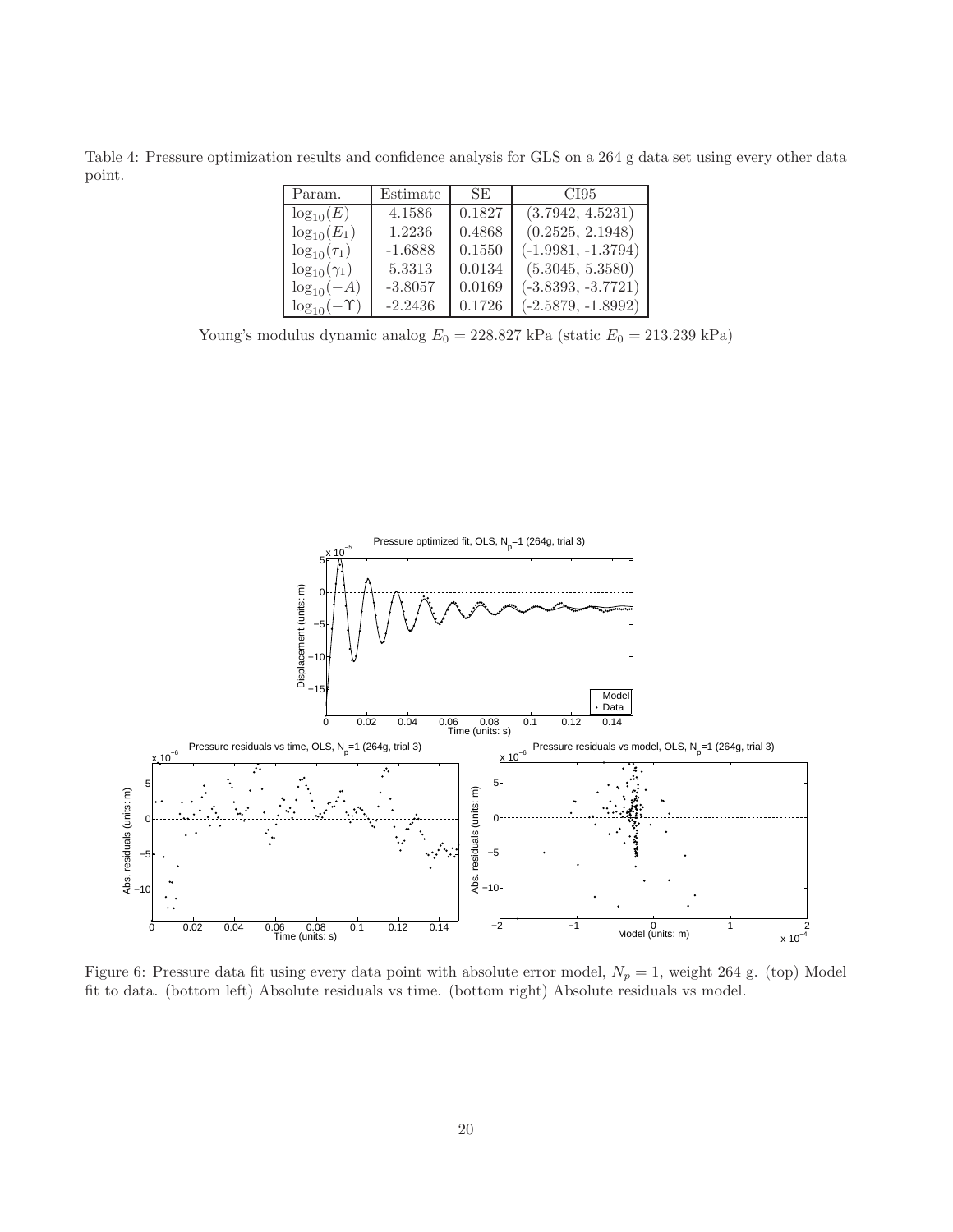Table 4: Pressure optimization results and confidence analysis for GLS on a 264 g data set using every other data point.

| Param. | Estimate | SE | CI95 |
|---|---|---|---|
| $\log_{10}(E)$ | 4.1586 | 0.1827 | (3.7942, 4.5231) |
| $\log_{10}(E_1)$ | 1.2236 | 0.4868 | (0.2525, 2.1948) |
| $\log_{10}(\tau_1)$ | -1.6888 | 0.1550 | (-1.9981, -1.3794) |
| $\log_{10}(\gamma_1)$ | 5.3313 | 0.0134 | (5.3045, 5.3580) |
| $\log_{10}(-A)$ | -3.8057 | 0.0169 | (-3.8393, -3.7721) |
| $\log_{10}(-\Upsilon)$ | -2.2436 | 0.1726 | (-2.5879, -1.8992) |

Young's modulus dynamic analog $E_0 = 228.827$ kPa (static $E_0 = 213.239$ kPa)

Figure 6: Pressure data fit using every data point with absolute error model, $N_p = 1$, weight 264 g. (top) Model fit to data. (bottom left) Absolute residuals vs time. (bottom right) Absolute residuals vs model.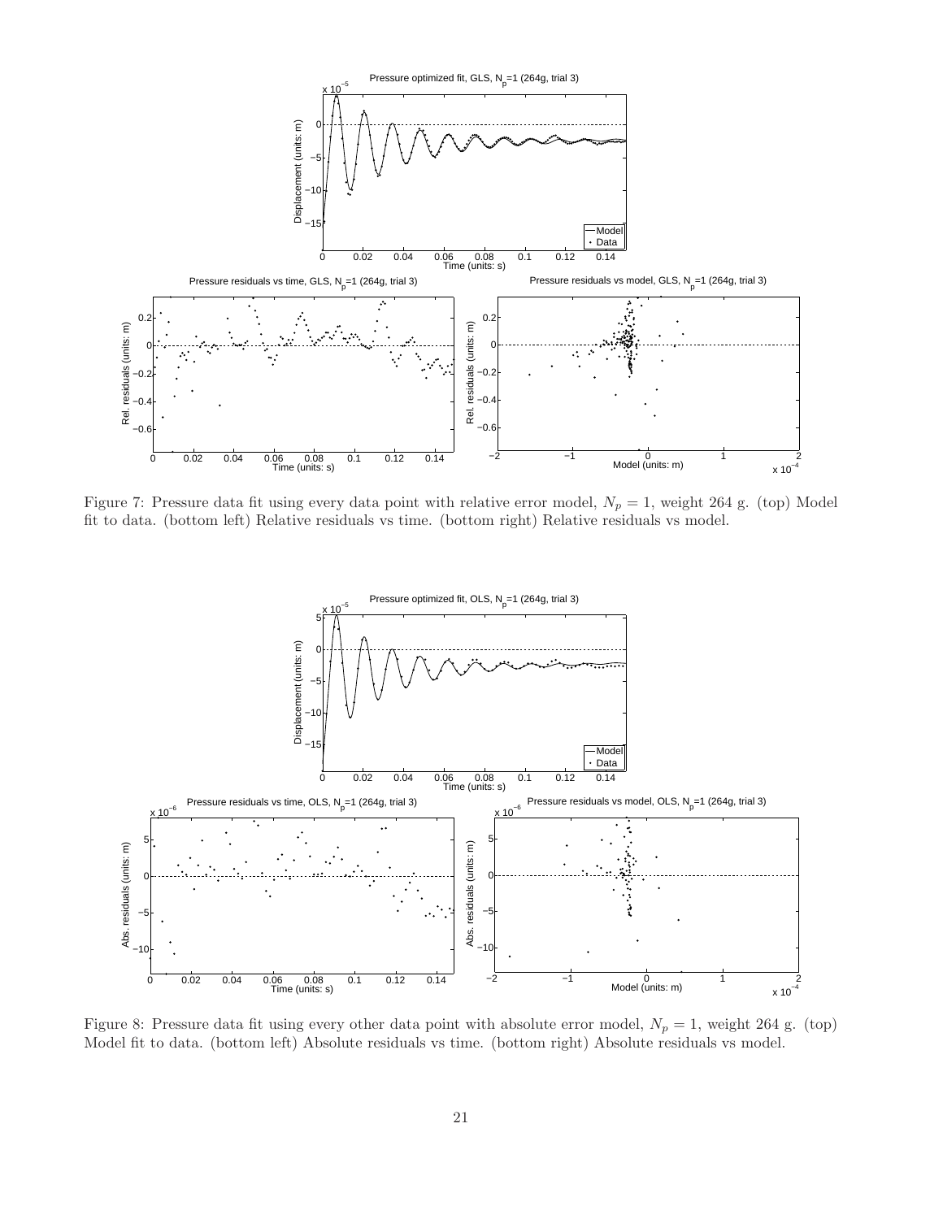Figure 7: Pressure data fit using every data point with relative error model, $N_p = 1$, weight 264 g. (top) Model fit to data. (bottom left) Relative residuals vs time. (bottom right) Relative residuals vs model.

Figure 8: Pressure data fit using every other data point with absolute error model, $N_p = 1$, weight 264 g. (top) Model fit to data. (bottom left) Absolute residuals vs time. (bottom right) Absolute residuals vs model.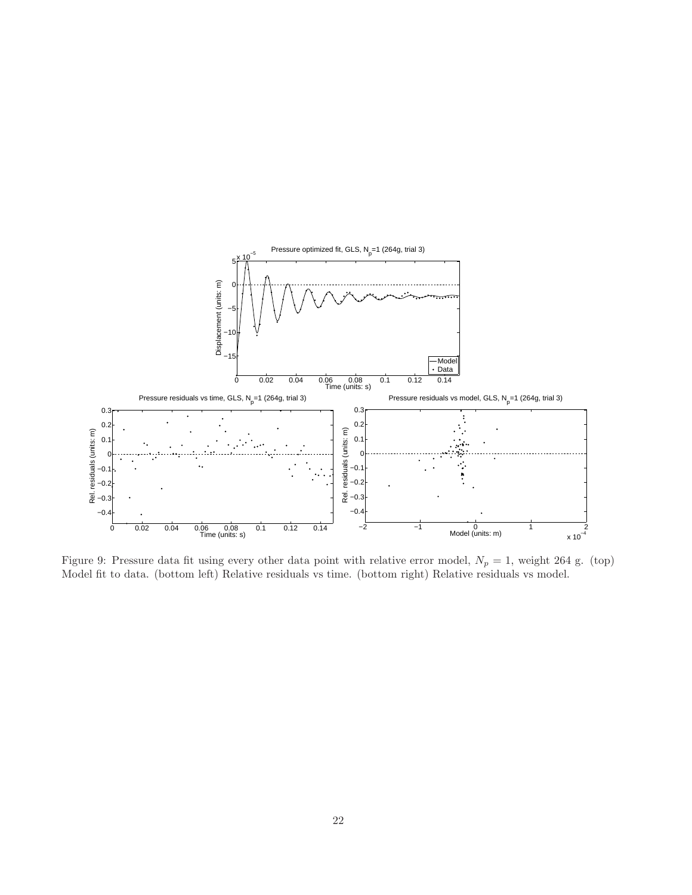Figure 9: Pressure data fit using every other data point with relative error model, $N_p = 1$, weight 264 g. (top) Model fit to data. (bottom left) Relative residuals vs time. (bottom right) Relative residuals vs model.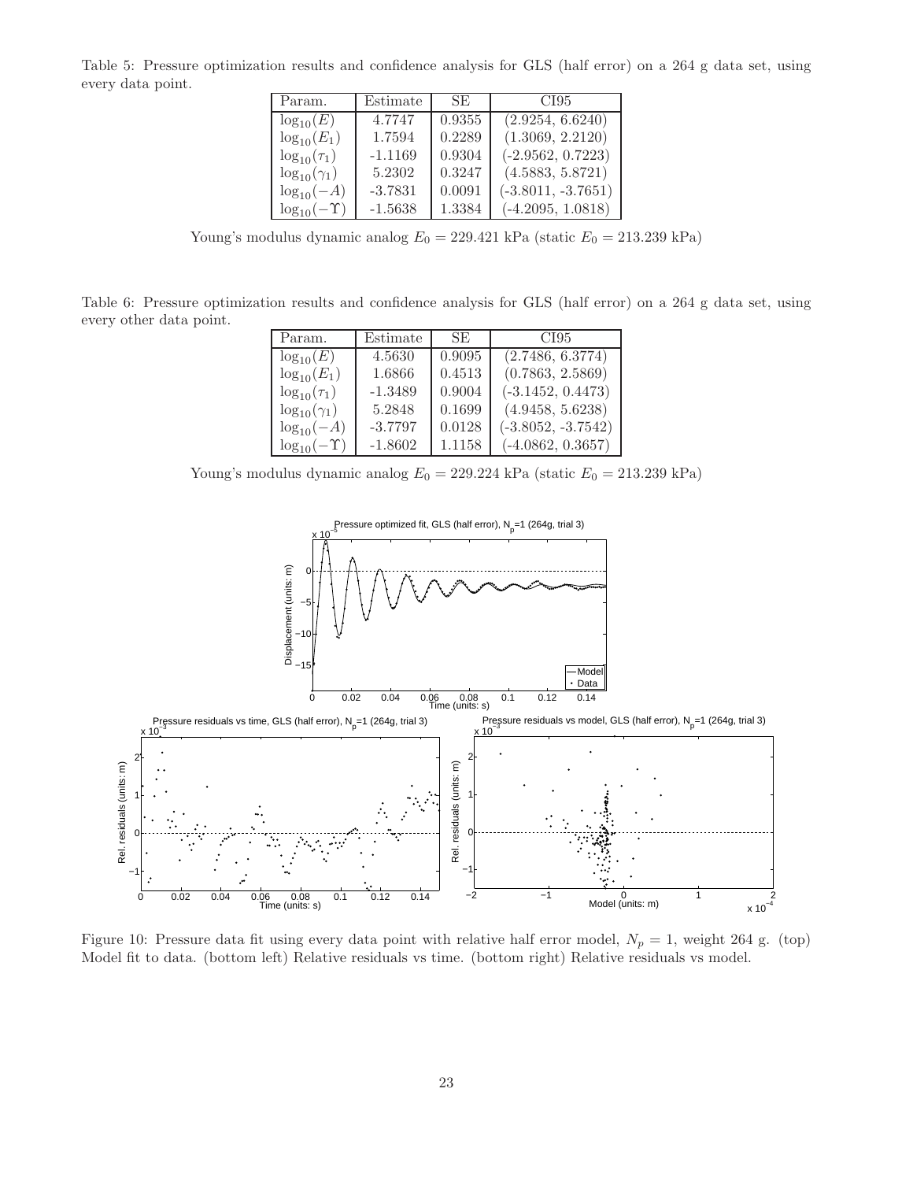Table 5: Pressure optimization results and confidence analysis for GLS (half error) on a 264 g data set, using every data point.

| Param. | Estimate | SE | CI95 |
|---|---|---|---|
| $\log_{10}(E)$ | 4.7747 | 0.9355 | (2.9254, 6.6240) |
| $\log_{10}(E_1)$ | 1.7594 | 0.2289 | (1.3069, 2.2120) |
| $\log_{10}(\tau_1)$ | -1.1169 | 0.9304 | (-2.9562, 0.7223) |
| $\log_{10}(\gamma_1)$ | 5.2302 | 0.3247 | (4.5883, 5.8721) |
| $\log_{10}(-A)$ | -3.7831 | 0.0091 | (-3.8011, -3.7651) |
| $\log_{10}(-\Upsilon)$ | -1.5638 | 1.3384 | (-4.2095, 1.0818) |

Young's modulus dynamic analog $E_0 = 229.421$ kPa (static $E_0 = 213.239$ kPa)

Table 6: Pressure optimization results and confidence analysis for GLS (half error) on a 264 g data set, using every other data point.

| Param. | Estimate | SE | CI95 |
|---|---|---|---|
| $\log_{10}(E)$ | 4.5630 | 0.9095 | (2.7486, 6.3774) |
| $\log_{10}(E_1)$ | 1.6866 | 0.4513 | (0.7863, 2.5869) |
| $\log_{10}(\tau_1)$ | -1.3489 | 0.9004 | (-3.1452, 0.4473) |
| $\log_{10}(\gamma_1)$ | 5.2848 | 0.1699 | (4.9458, 5.6238) |
| $\log_{10}(-A)$ | -3.7797 | 0.0128 | (-3.8052, -3.7542) |
| $\log_{10}(-\Upsilon)$ | -1.8602 | 1.1158 | (-4.0862, 0.3657) |

Young's modulus dynamic analog $E_0 = 229.224$ kPa (static $E_0 = 213.239$ kPa)

Figure 10: Pressure data fit using every data point with relative half error model, $N_p = 1$, weight 264 g. (top) Model fit to data. (bottom left) Relative residuals vs time. (bottom right) Relative residuals vs model.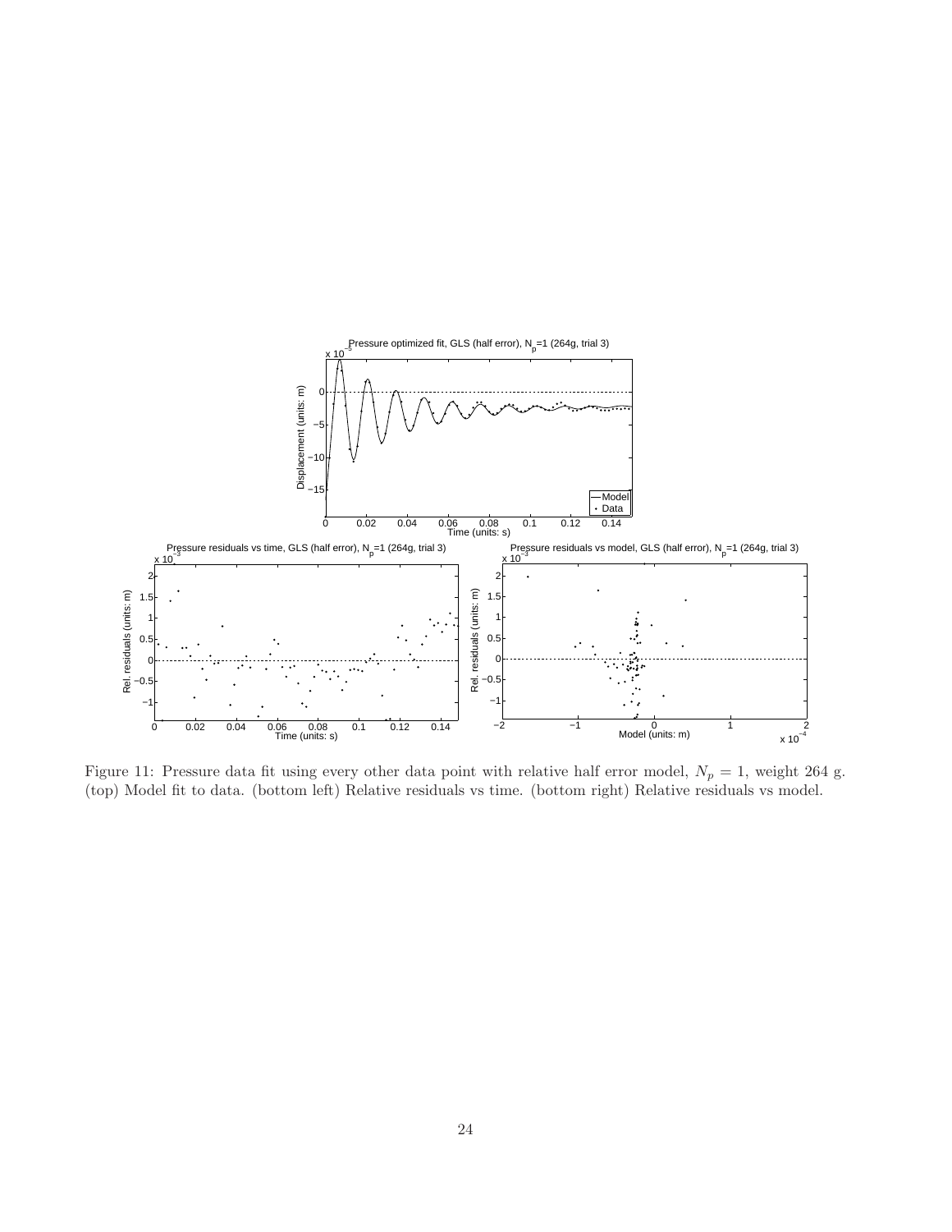Figure 11: Pressure data fit using every other data point with relative half error model, $N_p = 1$, weight 264 g. (top) Model fit to data. (bottom left) Relative residuals vs time. (bottom right) Relative residuals vs model.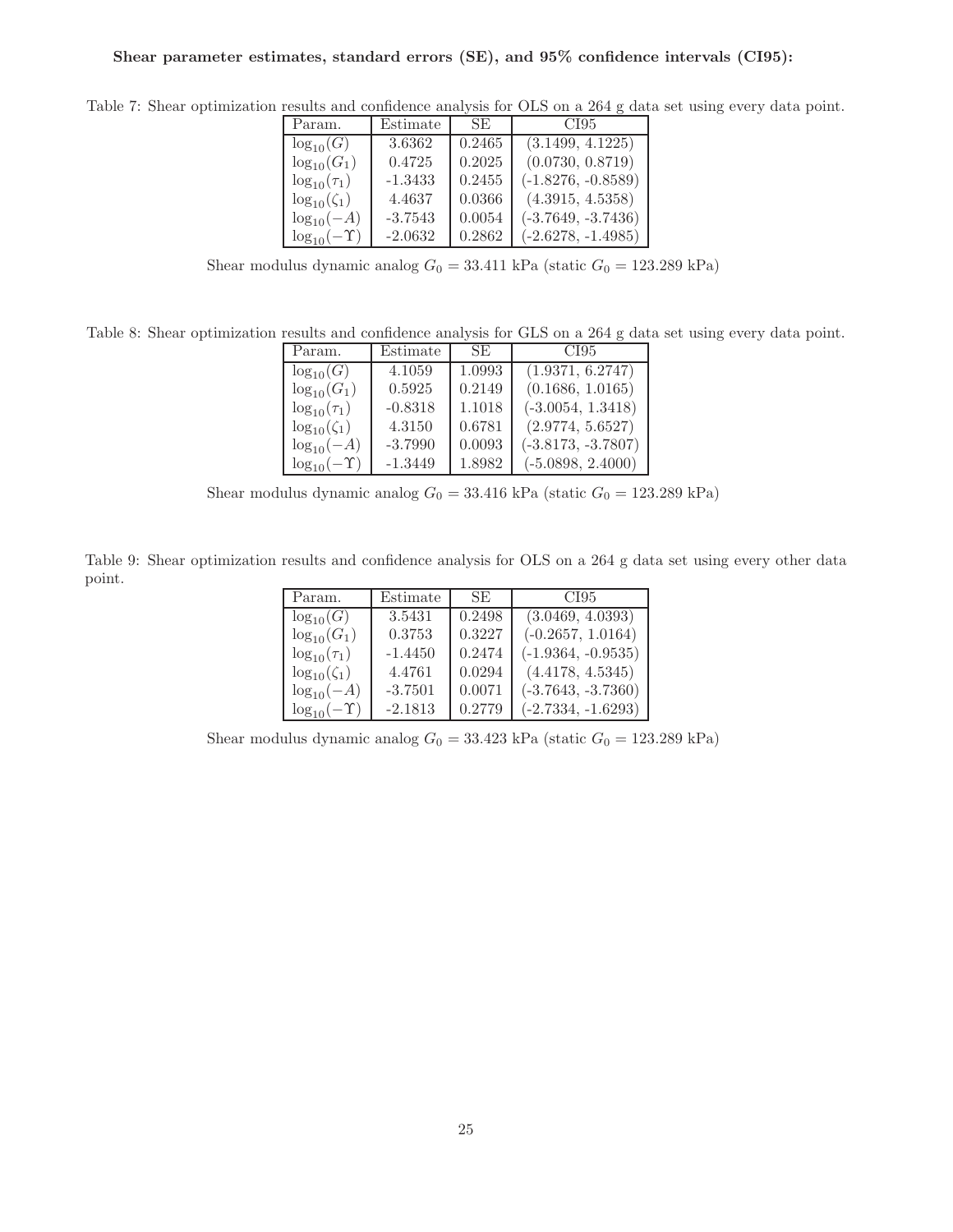**Shear parameter estimates, standard errors (SE), and 95% confidence intervals (CI95):**

Table 7: Shear optimization results and confidence analysis for OLS on a 264 g data set using every data point.

| Param. | Estimate | SE | CI95 |
|---|---|---|---|
| $\log_{10}(G)$ | 3.6362 | 0.2465 | (3.1499, 4.1225) |
| $\log_{10}(G_1)$ | 0.4725 | 0.2025 | (0.0730, 0.8719) |
| $\log_{10}(\tau_1)$ | -1.3433 | 0.2455 | (-1.8276, -0.8589) |
| $\log_{10}(\zeta_1)$ | 4.4637 | 0.0366 | (4.3915, 4.5358) |
| $\log_{10}(-A)$ | -3.7543 | 0.0054 | (-3.7649, -3.7436) |
| $\log_{10}(-\Upsilon)$ | -2.0632 | 0.2862 | (-2.6278, -1.4985) |

Shear modulus dynamic analog $G_0 = 33.411$ kPa (static $G_0 = 123.289$ kPa)

Table 8: Shear optimization results and confidence analysis for GLS on a 264 g data set using every data point.

| Param. | Estimate | SE | CI95 |
|---|---|---|---|
| $\log_{10}(G)$ | 4.1059 | 1.0993 | (1.9371, 6.2747) |
| $\log_{10}(G_1)$ | 0.5925 | 0.2149 | (0.1686, 1.0165) |
| $\log_{10}(\tau_1)$ | -0.8318 | 1.1018 | (-3.0054, 1.3418) |
| $\log_{10}(\zeta_1)$ | 4.3150 | 0.6781 | (2.9774, 5.6527) |
| $\log_{10}(-A)$ | -3.7990 | 0.0093 | (-3.8173, -3.7807) |
| $\log_{10}(-\Upsilon)$ | -1.3449 | 1.8982 | (-5.0898, 2.4000) |

Shear modulus dynamic analog $G_0 = 33.416$ kPa (static $G_0 = 123.289$ kPa)

Table 9: Shear optimization results and confidence analysis for OLS on a 264 g data set using every other data point.

| Param. | Estimate | SE | CI95 |
|---|---|---|---|
| $\log_{10}(G)$ | 3.5431 | 0.2498 | (3.0469, 4.0393) |
| $\log_{10}(G_1)$ | 0.3753 | 0.3227 | (-0.2657, 1.0164) |
| $\log_{10}(\tau_1)$ | -1.4450 | 0.2474 | (-1.9364, -0.9535) |
| $\log_{10}(\zeta_1)$ | 4.4761 | 0.0294 | (4.4178, 4.5345) |
| $\log_{10}(-A)$ | -3.7501 | 0.0071 | (-3.7643, -3.7360) |
| $\log_{10}(-\Upsilon)$ | -2.1813 | 0.2779 | (-2.7334, -1.6293) |

Shear modulus dynamic analog $G_0 = 33.423$ kPa (static $G_0 = 123.289$ kPa)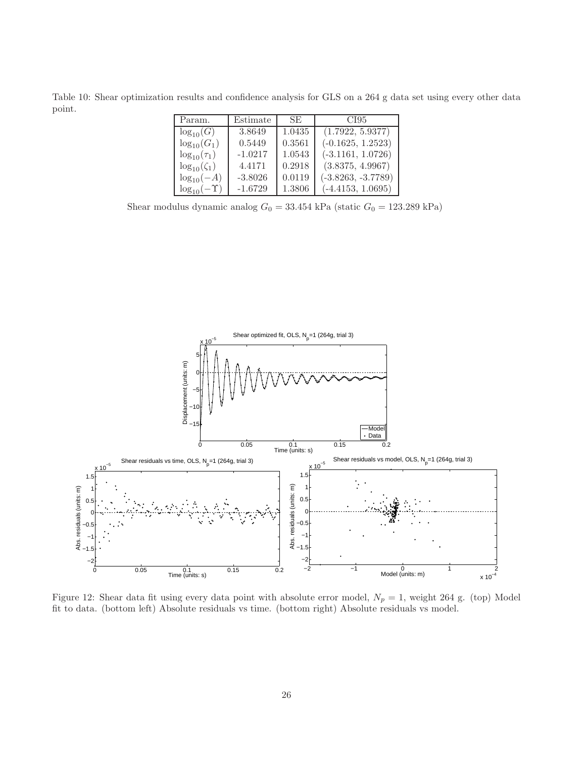Table 10: Shear optimization results and confidence analysis for GLS on a 264 g data set using every other data point.

| Param. | Estimate | SE | CI95 |
|---|---|---|---|
| $\log_{10}(G)$ | 3.8649 | 1.0435 | (1.7922, 5.9377) |
| $\log_{10}(G_1)$ | 0.5449 | 0.3561 | (-0.1625, 1.2523) |
| $\log_{10}(\tau_1)$ | -1.0217 | 1.0543 | (-3.1161, 1.0726) |
| $\log_{10}(\zeta_1)$ | 4.4171 | 0.2918 | (3.8375, 4.9967) |
| $\log_{10}(-A)$ | -3.8026 | 0.0119 | (-3.8263, -3.7789) |
| $\log_{10}(-\Upsilon)$ | -1.6729 | 1.3806 | (-4.4153, 1.0695) |

Shear modulus dynamic analog $G_0 = 33.454$ kPa (static $G_0 = 123.289$ kPa)

Figure 12: Shear data fit using every data point with absolute error model, $N_p = 1$, weight 264 g. (top) Model fit to data. (bottom left) Absolute residuals vs time. (bottom right) Absolute residuals vs model.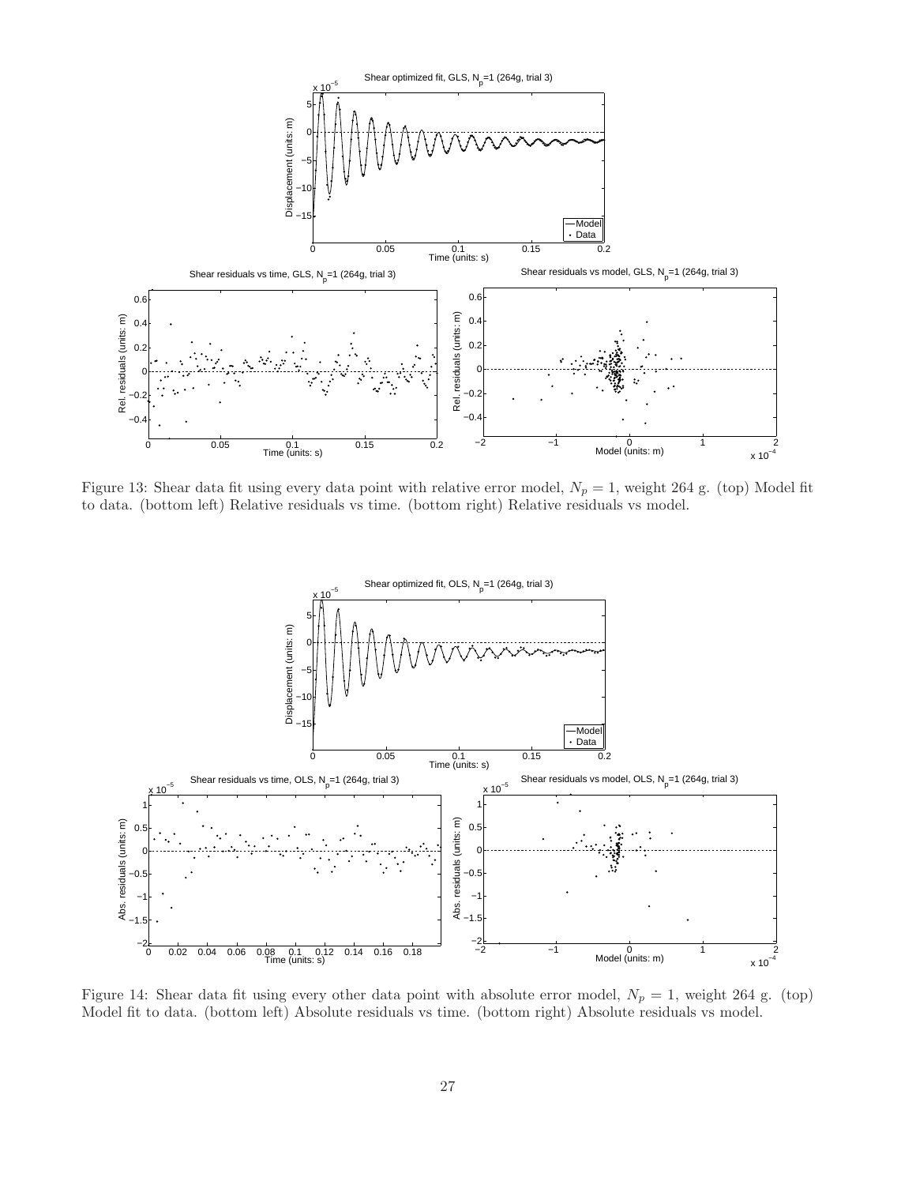Figure 13: Shear data fit using every data point with relative error model, $N_p = 1$, weight 264 g. (top) Model fit to data. (bottom left) Relative residuals vs time. (bottom right) Relative residuals vs model.

Figure 14: Shear data fit using every other data point with absolute error model, $N_p = 1$, weight 264 g. (top) Model fit to data. (bottom left) Absolute residuals vs time. (bottom right) Absolute residuals vs model.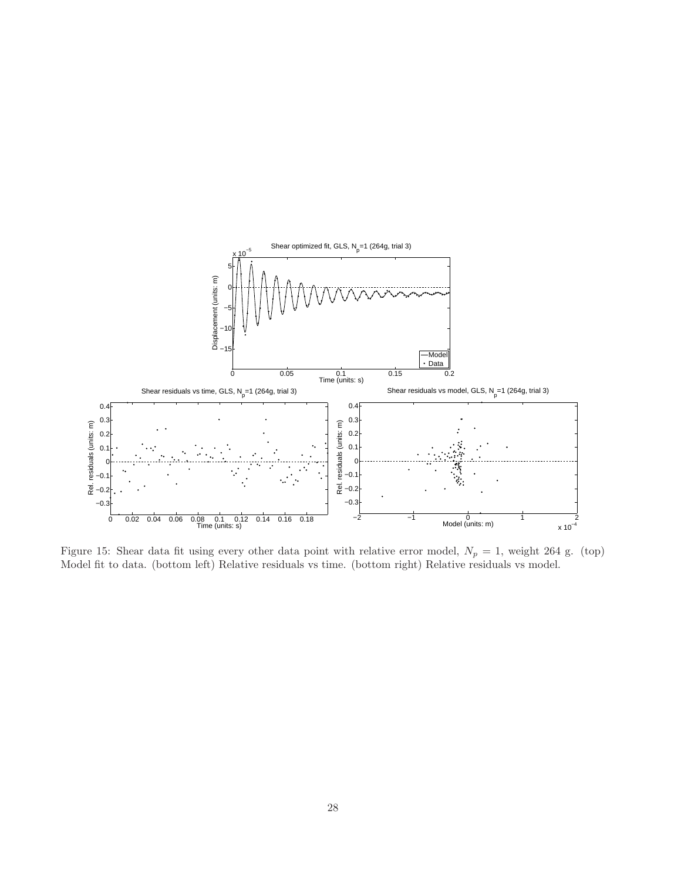Figure 15: Shear data fit using every other data point with relative error model, $N_p = 1$, weight 264 g. (top) Model fit to data. (bottom left) Relative residuals vs time. (bottom right) Relative residuals vs model.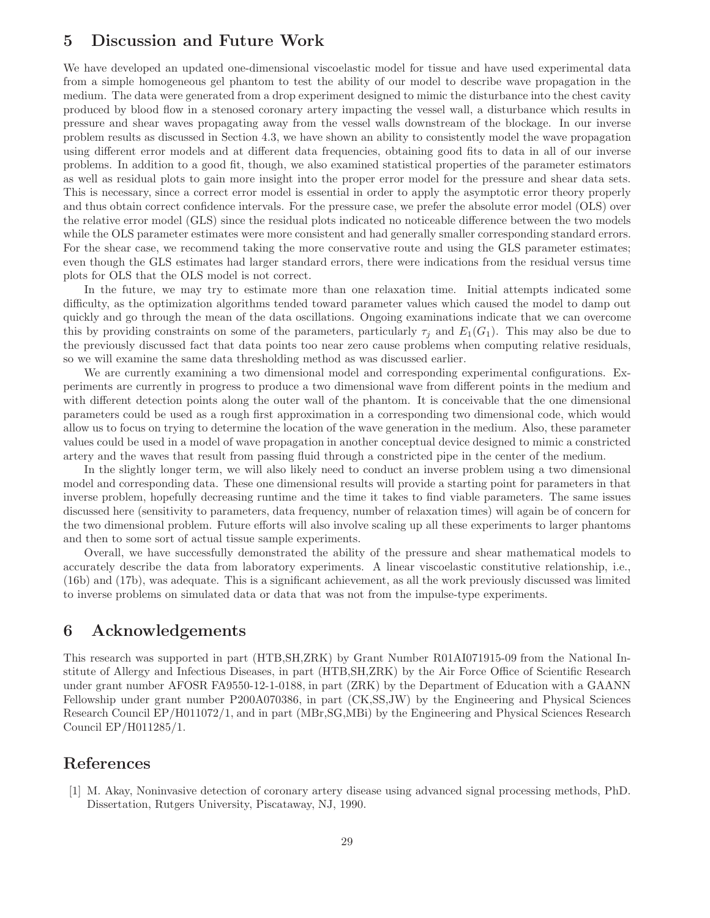## 5 Discussion and Future Work

We have developed an updated one-dimensional viscoelastic model for tissue and have used experimental data from a simple homogeneous gel phantom to test the ability of our model to describe wave propagation in the medium. The data were generated from a drop experiment designed to mimic the disturbance into the chest cavity produced by blood flow in a stenosed coronary artery impacting the vessel wall, a disturbance which results in pressure and shear waves propagating away from the vessel walls downstream of the blockage. In our inverse problem results as discussed in Section 4.3, we have shown an ability to consistently model the wave propagation using different error models and at different data frequencies, obtaining good fits to data in all of our inverse problems. In addition to a good fit, though, we also examined statistical properties of the parameter estimators as well as residual plots to gain more insight into the proper error model for the pressure and shear data sets. This is necessary, since a correct error model is essential in order to apply the asymptotic error theory properly and thus obtain correct confidence intervals. For the pressure case, we prefer the absolute error model (OLS) over the relative error model (GLS) since the residual plots indicated no noticeable difference between the two models while the OLS parameter estimates were more consistent and had generally smaller corresponding standard errors. For the shear case, we recommend taking the more conservative route and using the GLS parameter estimates; even though the GLS estimates had larger standard errors, there were indications from the residual versus time plots for OLS that the OLS model is not correct.

In the future, we may try to estimate more than one relaxation time. Initial attempts indicated some difficulty, as the optimization algorithms tended toward parameter values which caused the model to damp out quickly and go through the mean of the data oscillations. Ongoing examinations indicate that we can overcome this by providing constraints on some of the parameters, particularly $\tau_j$ and $E_1(G_1)$. This may also be due to the previously discussed fact that data points too near zero cause problems when computing relative residuals, so we will examine the same data thresholding method as was discussed earlier.

We are currently examining a two dimensional model and corresponding experimental configurations. Experiments are currently in progress to produce a two dimensional wave from different points in the medium and with different detection points along the outer wall of the phantom. It is conceivable that the one dimensional parameters could be used as a rough first approximation in a corresponding two dimensional code, which would allow us to focus on trying to determine the location of the wave generation in the medium. Also, these parameter values could be used in a model of wave propagation in another conceptual device designed to mimic a constricted artery and the waves that result from passing fluid through a constricted pipe in the center of the medium.

In the slightly longer term, we will also likely need to conduct an inverse problem using a two dimensional model and corresponding data. These one dimensional results will provide a starting point for parameters in that inverse problem, hopefully decreasing runtime and the time it takes to find viable parameters. The same issues discussed here (sensitivity to parameters, data frequency, number of relaxation times) will again be of concern for the two dimensional problem. Future efforts will also involve scaling up all these experiments to larger phantoms and then to some sort of actual tissue sample experiments.

Overall, we have successfully demonstrated the ability of the pressure and shear mathematical models to accurately describe the data from laboratory experiments. A linear viscoelastic constitutive relationship, i.e., (16b) and (17b), was adequate. This is a significant achievement, as all the work previously discussed was limited to inverse problems on simulated data or data that was not from the impulse-type experiments.

## 6 Acknowledgements

This research was supported in part (HTB,SH,ZRK) by Grant Number R01AI071915-09 from the National Institute of Allergy and Infectious Diseases, in part (HTB,SH,ZRK) by the Air Force Office of Scientific Research under grant number AFOSR FA9550-12-1-0188, in part (ZRK) by the Department of Education with a GAANN Fellowship under grant number P200A070386, in part (CK,SS,JW) by the Engineering and Physical Sciences Research Council EP/H011072/1, and in part (MBr,SG,MBi) by the Engineering and Physical Sciences Research Council EP/H011285/1.

## References

[1] M. Akay, Noninvasive detection of coronary artery disease using advanced signal processing methods, PhD. Dissertation, Rutgers University, Piscataway, NJ, 1990.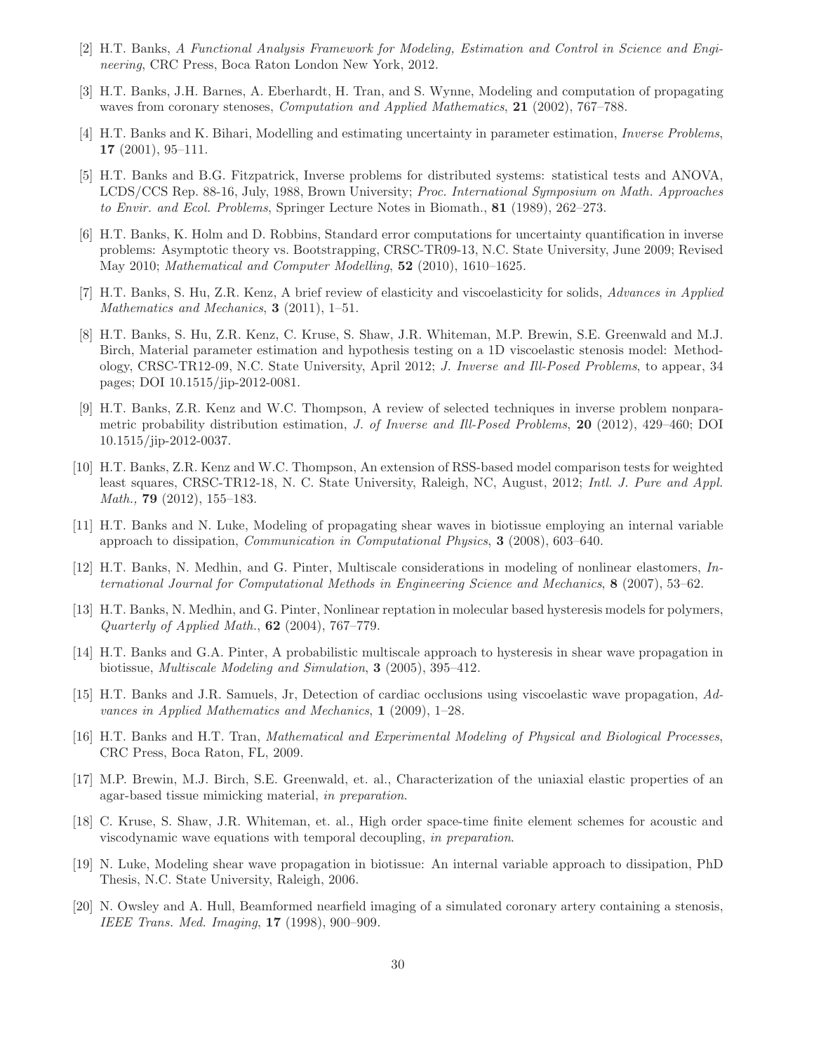[2] H.T. Banks, *A Functional Analysis Framework for Modeling, Estimation and Control in Science and Engineering*, CRC Press, Boca Raton London New York, 2012.

[3] H.T. Banks, J.H. Barnes, A. Eberhardt, H. Tran, and S. Wynne, Modeling and computation of propagating waves from coronary stenoses, *Computation and Applied Mathematics*, **21** (2002), 767–788.

[4] H.T. Banks and K. Bihari, Modelling and estimating uncertainty in parameter estimation, *Inverse Problems*, **17** (2001), 95–111.

[5] H.T. Banks and B.G. Fitzpatrick, Inverse problems for distributed systems: statistical tests and ANOVA, LCDS/CCS Rep. 88-16, July, 1988, Brown University; *Proc. International Symposium on Math. Approaches to Envir. and Ecol. Problems*, Springer Lecture Notes in Biomath., **81** (1989), 262–273.

[6] H.T. Banks, K. Holm and D. Robbins, Standard error computations for uncertainty quantification in inverse problems: Asymptotic theory vs. Bootstrapping, CRSC-TR09-13, N.C. State University, June 2009; Revised May 2010; *Mathematical and Computer Modelling*, **52** (2010), 1610–1625.

[7] H.T. Banks, S. Hu, Z.R. Kenz, A brief review of elasticity and viscoelasticity for solids, *Advances in Applied Mathematics and Mechanics*, **3** (2011), 1–51.

[8] H.T. Banks, S. Hu, Z.R. Kenz, C. Kruse, S. Shaw, J.R. Whiteman, M.P. Brewin, S.E. Greenwald and M.J. Birch, Material parameter estimation and hypothesis testing on a 1D viscoelastic stenosis model: Methodology, CRSC-TR12-09, N.C. State University, April 2012; *J. Inverse and Ill-Posed Problems*, to appear, 34 pages; DOI 10.1515/jip-2012-0081.

[9] H.T. Banks, Z.R. Kenz and W.C. Thompson, A review of selected techniques in inverse problem nonparametric probability distribution estimation, *J. of Inverse and Ill-Posed Problems*, **20** (2012), 429–460; DOI 10.1515/jip-2012-0037.

[10] H.T. Banks, Z.R. Kenz and W.C. Thompson, An extension of RSS-based model comparison tests for weighted least squares, CRSC-TR12-18, N. C. State University, Raleigh, NC, August, 2012; *Intl. J. Pure and Appl. Math.,* **79** (2012), 155–183.

[11] H.T. Banks and N. Luke, Modeling of propagating shear waves in biotissue employing an internal variable approach to dissipation, *Communication in Computational Physics*, **3** (2008), 603–640.

[12] H.T. Banks, N. Medhin, and G. Pinter, Multiscale considerations in modeling of nonlinear elastomers, *International Journal for Computational Methods in Engineering Science and Mechanics*, **8** (2007), 53–62.

[13] H.T. Banks, N. Medhin, and G. Pinter, Nonlinear reptation in molecular based hysteresis models for polymers, *Quarterly of Applied Math.*, **62** (2004), 767–779.

[14] H.T. Banks and G.A. Pinter, A probabilistic multiscale approach to hysteresis in shear wave propagation in biotissue, *Multiscale Modeling and Simulation*, **3** (2005), 395–412.

[15] H.T. Banks and J.R. Samuels, Jr, Detection of cardiac occlusions using viscoelastic wave propagation, *Advances in Applied Mathematics and Mechanics*, **1** (2009), 1–28.

[16] H.T. Banks and H.T. Tran, *Mathematical and Experimental Modeling of Physical and Biological Processes*, CRC Press, Boca Raton, FL, 2009.

[17] M.P. Brewin, M.J. Birch, S.E. Greenwald, et. al., Characterization of the uniaxial elastic properties of an agar-based tissue mimicking material, *in preparation*.

[18] C. Kruse, S. Shaw, J.R. Whiteman, et. al., High order space-time finite element schemes for acoustic and viscodynamic wave equations with temporal decoupling, *in preparation*.

[19] N. Luke, Modeling shear wave propagation in biotissue: An internal variable approach to dissipation, PhD Thesis, N.C. State University, Raleigh, 2006.

[20] N. Owsley and A. Hull, Beamformed nearfield imaging of a simulated coronary artery containing a stenosis, *IEEE Trans. Med. Imaging*, **17** (1998), 900–909.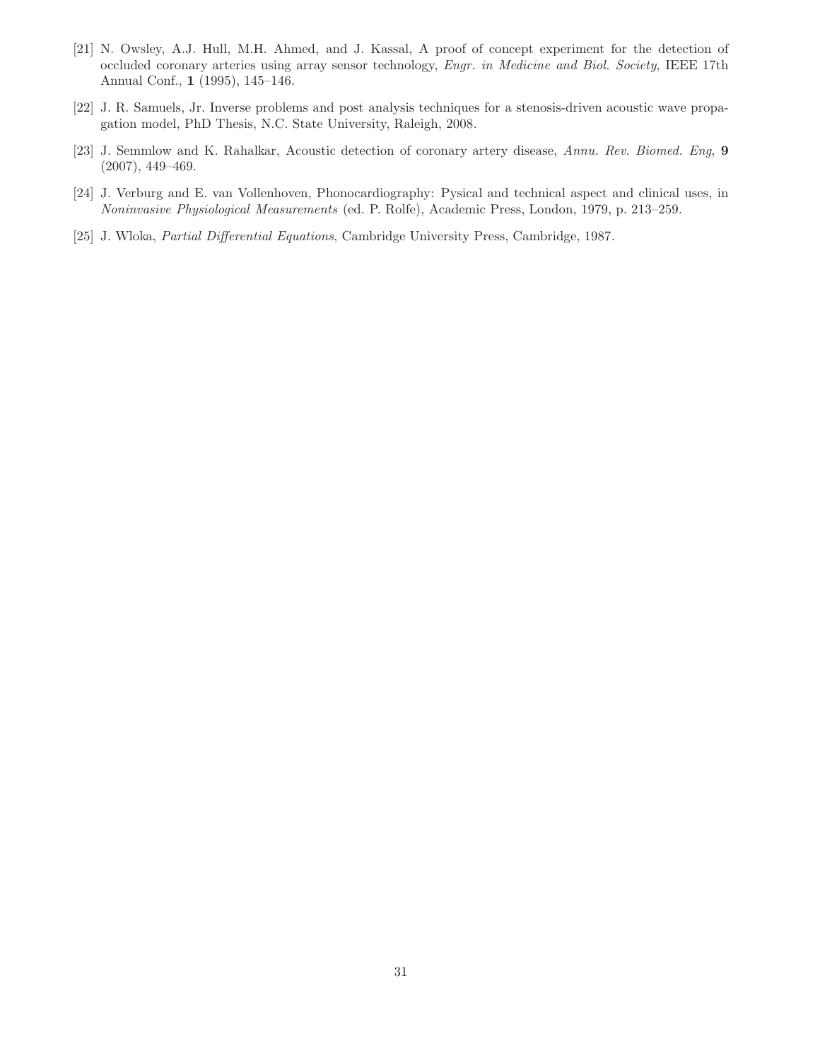[21] N. Owsley, A.J. Hull, M.H. Ahmed, and J. Kassal, A proof of concept experiment for the detection of occluded coronary arteries using array sensor technology, *Engr. in Medicine and Biol. Society*, IEEE 17th Annual Conf., **1** (1995), 145–146.

[22] J. R. Samuels, Jr. Inverse problems and post analysis techniques for a stenosis-driven acoustic wave propagation model, PhD Thesis, N.C. State University, Raleigh, 2008.

[23] J. Semmlow and K. Rahalkar, Acoustic detection of coronary artery disease, *Annu. Rev. Biomed. Eng*, **9** (2007), 449–469.

[24] J. Verburg and E. van Vollenhoven, Phonocardiography: Pysical and technical aspect and clinical uses, in *Noninvasive Physiological Measurements* (ed. P. Rolfe), Academic Press, London, 1979, p. 213–259.

[25] J. Wloka, *Partial Differential Equations*, Cambridge University Press, Cambridge, 1987.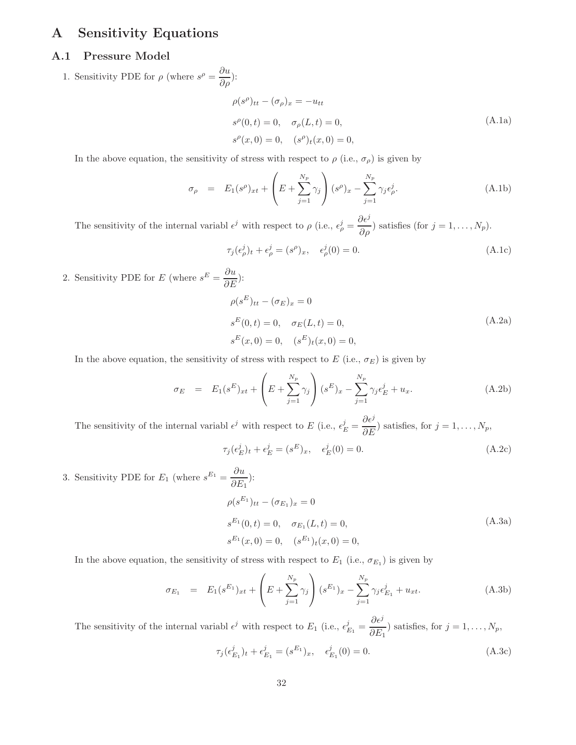# A Sensitivity Equations

## A.1 Pressure Model

1. Sensitivity PDE for $\rho$ (where $s^\rho = \dfrac{\partial u}{\partial \rho}$):

$$
\begin{aligned}
&\rho(s^\rho)_{tt} - (\sigma_\rho)_x = -u_{tt} \\
&s^\rho(0,t) = 0, \quad \sigma_\rho(L,t) = 0, \\
&s^\rho(x,0) = 0, \quad (s^\rho)_t(x,0) = 0,
\end{aligned}
\tag{A.1a}
$$

In the above equation, the sensitivity of stress with respect to $\rho$ (i.e., $\sigma_\rho$) is given by

$$
\sigma_\rho \;=\; E_1(s^\rho)_{xt} + \left(E + \sum_{j=1}^{N_p}\gamma_j\right)(s^\rho)_x - \sum_{j=1}^{N_p}\gamma_j\epsilon^j_\rho.
\tag{A.1b}
$$

The sensitivity of the internal variabl $\epsilon^j$ with respect to $\rho$ (i.e., $\epsilon^j_\rho = \dfrac{\partial \epsilon^j}{\partial \rho}$) satisfies (for $j = 1, \ldots, N_p$).

$$
\tau_j(\epsilon^j_\rho)_t + \epsilon^j_\rho = (s^\rho)_x, \quad \epsilon^j_\rho(0) = 0.
\tag{A.1c}
$$

2. Sensitivity PDE for $E$ (where $s^E = \dfrac{\partial u}{\partial E}$):

$$
\begin{aligned}
&\rho(s^E)_{tt} - (\sigma_E)_x = 0 \\
&s^E(0,t) = 0, \quad \sigma_E(L,t) = 0, \\
&s^E(x,0) = 0, \quad (s^E)_t(x,0) = 0,
\end{aligned}
\tag{A.2a}
$$

In the above equation, the sensitivity of stress with respect to $E$ (i.e., $\sigma_E$) is given by

$$
\sigma_E \;=\; E_1(s^E)_{xt} + \left(E + \sum_{j=1}^{N_p}\gamma_j\right)(s^E)_x - \sum_{j=1}^{N_p}\gamma_j\epsilon^j_E + u_x.
\tag{A.2b}
$$

The sensitivity of the internal variabl $\epsilon^j$ with respect to $E$ (i.e., $\epsilon^j_E = \dfrac{\partial \epsilon^j}{\partial E}$) satisfies, for $j = 1, \ldots, N_p$,

$$
\tau_j(\epsilon^j_E)_t + \epsilon^j_E = (s^E)_x, \quad \epsilon^j_E(0) = 0.
\tag{A.2c}
$$

3. Sensitivity PDE for $E_1$ (where $s^{E_1} = \dfrac{\partial u}{\partial E_1}$):

$$
\begin{aligned}
&\rho(s^{E_1})_{tt} - (\sigma_{E_1})_x = 0 \\
&s^{E_1}(0,t) = 0, \quad \sigma_{E_1}(L,t) = 0, \\
&s^{E_1}(x,0) = 0, \quad (s^{E_1})_t(x,0) = 0,
\end{aligned}
\tag{A.3a}
$$

In the above equation, the sensitivity of stress with respect to $E_1$ (i.e., $\sigma_{E_1}$) is given by

$$
\sigma_{E_1} \;=\; E_1(s^{E_1})_{xt} + \left(E + \sum_{j=1}^{N_p}\gamma_j\right)(s^{E_1})_x - \sum_{j=1}^{N_p}\gamma_j\epsilon^j_{E_1} + u_{xt}.
\tag{A.3b}
$$

The sensitivity of the internal variabl $\epsilon^j$ with respect to $E_1$ (i.e., $\epsilon^j_{E_1} = \dfrac{\partial \epsilon^j}{\partial E_1}$) satisfies, for $j = 1, \ldots, N_p$,

$$
\tau_j(\epsilon^j_{E_1})_t + \epsilon^j_{E_1} = (s^{E_1})_x, \quad \epsilon^j_{E_1}(0) = 0.
\tag{A.3c}
$$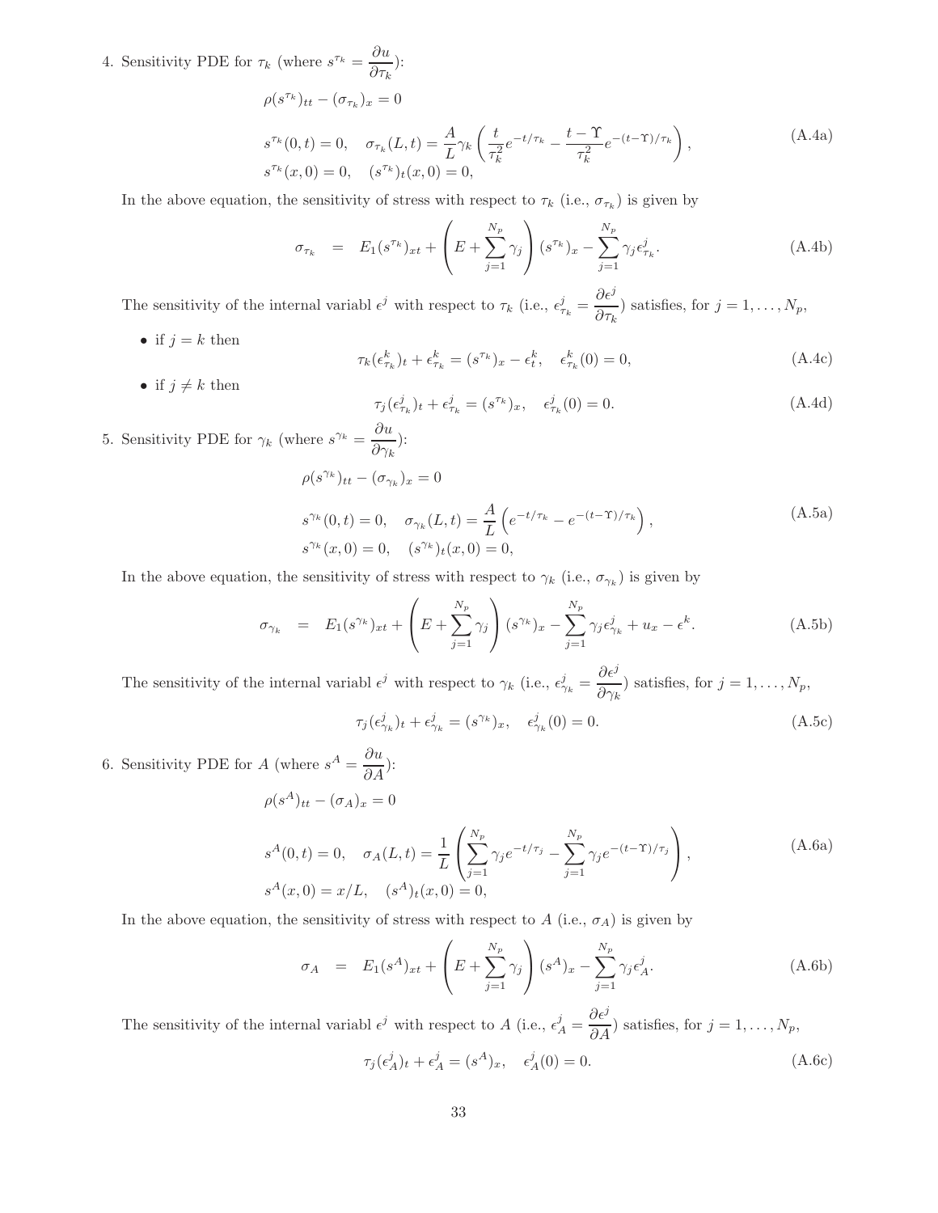4. Sensitivity PDE for $\tau_k$ (where $s^{\tau_k} = \dfrac{\partial u}{\partial \tau_k}$):

$$
\begin{aligned}
&\rho(s^{\tau_k})_{tt} - (\sigma_{\tau_k})_x = 0 \\
&s^{\tau_k}(0,t) = 0, \quad \sigma_{\tau_k}(L,t) = \frac{A}{L}\gamma_k \left( \frac{t}{\tau_k^2} e^{-t/\tau_k} - \frac{t-\Upsilon}{\tau_k^2} e^{-(t-\Upsilon)/\tau_k} \right), \\
&s^{\tau_k}(x,0) = 0, \quad (s^{\tau_k})_t(x,0) = 0,
\end{aligned}
\tag{A.4a}
$$

In the above equation, the sensitivity of stress with respect to $\tau_k$ (i.e., $\sigma_{\tau_k}$) is given by

$$
\sigma_{\tau_k} \;=\; E_1(s^{\tau_k})_{xt} + \left( E + \sum_{j=1}^{N_p} \gamma_j \right) (s^{\tau_k})_x - \sum_{j=1}^{N_p} \gamma_j \epsilon^j_{\tau_k}. \tag{A.4b}
$$

The sensitivity of the internal variabl $\epsilon^j$ with respect to $\tau_k$ (i.e., $\epsilon^j_{\tau_k} = \dfrac{\partial \epsilon^j}{\partial \tau_k}$) satisfies, for $j = 1, \ldots, N_p$,

- if $j = k$ then

$$
\tau_k(\epsilon^k_{\tau_k})_t + \epsilon^k_{\tau_k} = (s^{\tau_k})_x - \epsilon^k_t, \quad \epsilon^k_{\tau_k}(0) = 0, \tag{A.4c}
$$

- if $j \neq k$ then

$$
\tau_j(\epsilon^j_{\tau_k})_t + \epsilon^j_{\tau_k} = (s^{\tau_k})_x, \quad \epsilon^j_{\tau_k}(0) = 0. \tag{A.4d}
$$

5. Sensitivity PDE for $\gamma_k$ (where $s^{\gamma_k} = \dfrac{\partial u}{\partial \gamma_k}$):

$$
\begin{aligned}
&\rho(s^{\gamma_k})_{tt} - (\sigma_{\gamma_k})_x = 0 \\
&s^{\gamma_k}(0,t) = 0, \quad \sigma_{\gamma_k}(L,t) = \frac{A}{L} \left( e^{-t/\tau_k} - e^{-(t-\Upsilon)/\tau_k} \right), \\
&s^{\gamma_k}(x,0) = 0, \quad (s^{\gamma_k})_t(x,0) = 0,
\end{aligned}
\tag{A.5a}
$$

In the above equation, the sensitivity of stress with respect to $\gamma_k$ (i.e., $\sigma_{\gamma_k}$) is given by

$$
\sigma_{\gamma_k} \;=\; E_1(s^{\gamma_k})_{xt} + \left( E + \sum_{j=1}^{N_p} \gamma_j \right) (s^{\gamma_k})_x - \sum_{j=1}^{N_p} \gamma_j \epsilon^j_{\gamma_k} + u_x - \epsilon^k. \tag{A.5b}
$$

The sensitivity of the internal variabl $\epsilon^j$ with respect to $\gamma_k$ (i.e., $\epsilon^j_{\gamma_k} = \dfrac{\partial \epsilon^j}{\partial \gamma_k}$) satisfies, for $j = 1, \ldots, N_p$,

$$
\tau_j(\epsilon^j_{\gamma_k})_t + \epsilon^j_{\gamma_k} = (s^{\gamma_k})_x, \quad \epsilon^j_{\gamma_k}(0) = 0. \tag{A.5c}
$$

6. Sensitivity PDE for $A$ (where $s^A = \dfrac{\partial u}{\partial A}$):

$$
\begin{aligned}
&\rho(s^A)_{tt} - (\sigma_A)_x = 0 \\
&s^A(0,t) = 0, \quad \sigma_A(L,t) = \frac{1}{L} \left( \sum_{j=1}^{N_p} \gamma_j e^{-t/\tau_j} - \sum_{j=1}^{N_p} \gamma_j e^{-(t-\Upsilon)/\tau_j} \right), \\
&s^A(x,0) = x/L, \quad (s^A)_t(x,0) = 0,
\end{aligned}
\tag{A.6a}
$$

In the above equation, the sensitivity of stress with respect to $A$ (i.e., $\sigma_A$) is given by

$$
\sigma_A \;=\; E_1(s^A)_{xt} + \left( E + \sum_{j=1}^{N_p} \gamma_j \right) (s^A)_x - \sum_{j=1}^{N_p} \gamma_j \epsilon^j_A. \tag{A.6b}
$$

The sensitivity of the internal variabl $\epsilon^j$ with respect to $A$ (i.e., $\epsilon^j_A = \dfrac{\partial \epsilon^j}{\partial A}$) satisfies, for $j = 1, \ldots, N_p$,

$$
\tau_j(\epsilon^j_A)_t + \epsilon^j_A = (s^A)_x, \quad \epsilon^j_A(0) = 0. \tag{A.6c}
$$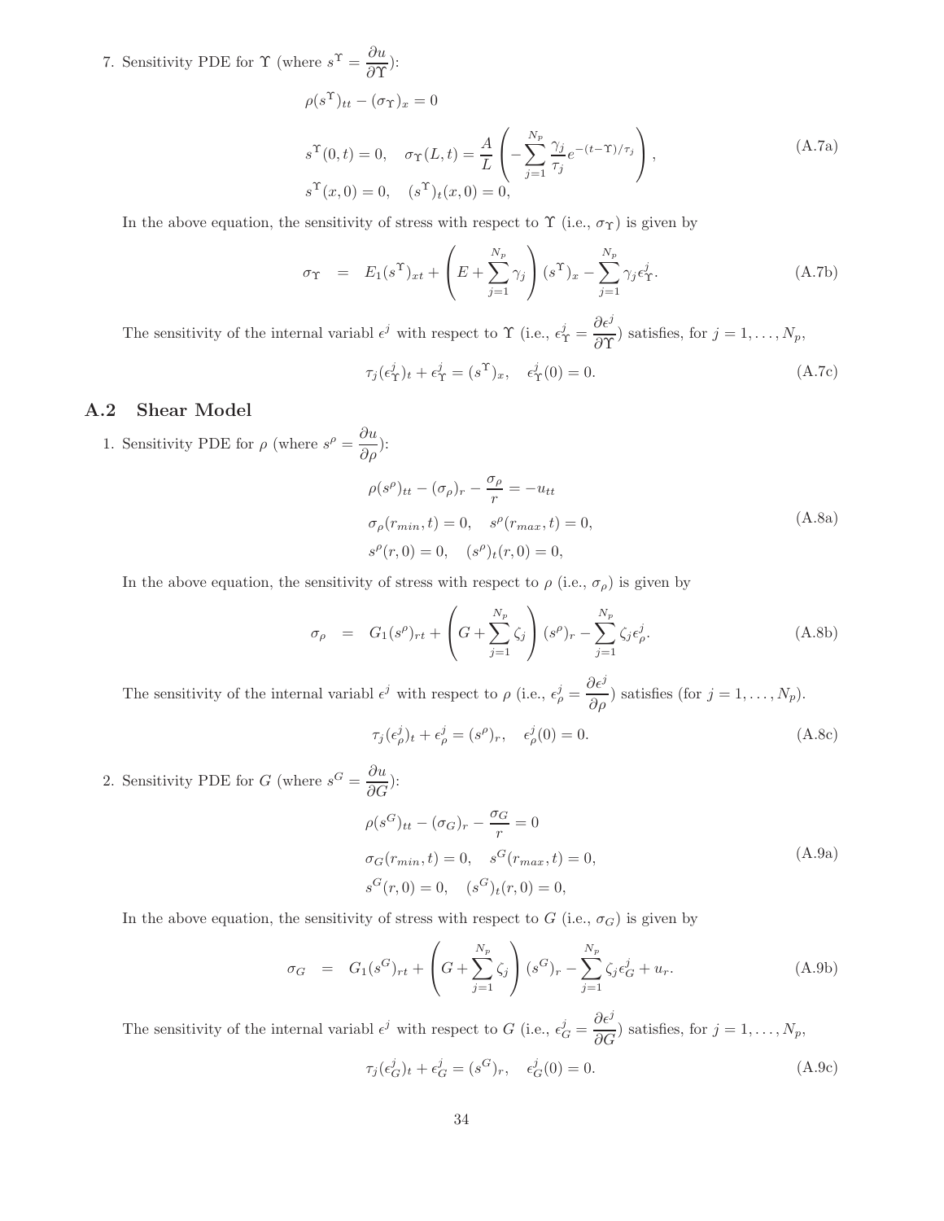7. Sensitivity PDE for $\Upsilon$ (where $s^{\Upsilon} = \dfrac{\partial u}{\partial \Upsilon}$):

$$
\begin{aligned}
&\rho(s^{\Upsilon})_{tt} - (\sigma_{\Upsilon})_x = 0 \\
&s^{\Upsilon}(0,t) = 0, \quad \sigma_{\Upsilon}(L,t) = \frac{A}{L}\left( -\sum_{j=1}^{N_p} \frac{\gamma_j}{\tau_j} e^{-(t-\Upsilon)/\tau_j} \right), \\
&s^{\Upsilon}(x,0) = 0, \quad (s^{\Upsilon})_t(x,0) = 0,
\end{aligned}
\tag{A.7a}
$$

In the above equation, the sensitivity of stress with respect to $\Upsilon$ (i.e., $\sigma_{\Upsilon}$) is given by

$$
\sigma_{\Upsilon} = E_1(s^{\Upsilon})_{xt} + \left( E + \sum_{j=1}^{N_p} \gamma_j \right)(s^{\Upsilon})_x - \sum_{j=1}^{N_p} \gamma_j \epsilon^j_{\Upsilon}. \tag{A.7b}
$$

The sensitivity of the internal variabl $\epsilon^j$ with respect to $\Upsilon$ (i.e., $\epsilon^j_{\Upsilon} = \dfrac{\partial \epsilon^j}{\partial \Upsilon}$) satisfies, for $j = 1, \ldots, N_p$,

$$
\tau_j(\epsilon^j_{\Upsilon})_t + \epsilon^j_{\Upsilon} = (s^{\Upsilon})_x, \quad \epsilon^j_{\Upsilon}(0) = 0. \tag{A.7c}
$$

## A.2 Shear Model

1. Sensitivity PDE for $\rho$ (where $s^{\rho} = \dfrac{\partial u}{\partial \rho}$):

$$
\begin{aligned}
&\rho(s^{\rho})_{tt} - (\sigma_{\rho})_r - \frac{\sigma_{\rho}}{r} = -u_{tt} \\
&\sigma_{\rho}(r_{min},t) = 0, \quad s^{\rho}(r_{max},t) = 0, \\
&s^{\rho}(r,0) = 0, \quad (s^{\rho})_t(r,0) = 0,
\end{aligned}
\tag{A.8a}
$$

In the above equation, the sensitivity of stress with respect to $\rho$ (i.e., $\sigma_{\rho}$) is given by

$$
\sigma_{\rho} = G_1(s^{\rho})_{rt} + \left( G + \sum_{j=1}^{N_p} \zeta_j \right)(s^{\rho})_r - \sum_{j=1}^{N_p} \zeta_j \epsilon^j_{\rho}. \tag{A.8b}
$$

The sensitivity of the internal variabl $\epsilon^j$ with respect to $\rho$ (i.e., $\epsilon^j_{\rho} = \dfrac{\partial \epsilon^j}{\partial \rho}$) satisfies (for $j = 1, \ldots, N_p$).

$$
\tau_j(\epsilon^j_{\rho})_t + \epsilon^j_{\rho} = (s^{\rho})_r, \quad \epsilon^j_{\rho}(0) = 0. \tag{A.8c}
$$

2. Sensitivity PDE for $G$ (where $s^{G} = \dfrac{\partial u}{\partial G}$):

$$
\begin{aligned}
&\rho(s^{G})_{tt} - (\sigma_{G})_r - \frac{\sigma_{G}}{r} = 0 \\
&\sigma_{G}(r_{min},t) = 0, \quad s^{G}(r_{max},t) = 0, \\
&s^{G}(r,0) = 0, \quad (s^{G})_t(r,0) = 0,
\end{aligned}
\tag{A.9a}
$$

In the above equation, the sensitivity of stress with respect to $G$ (i.e., $\sigma_G$) is given by

$$
\sigma_{G} = G_1(s^{G})_{rt} + \left( G + \sum_{j=1}^{N_p} \zeta_j \right)(s^{G})_r - \sum_{j=1}^{N_p} \zeta_j \epsilon^j_{G} + u_r. \tag{A.9b}
$$

The sensitivity of the internal variabl $\epsilon^j$ with respect to $G$ (i.e., $\epsilon^j_{G} = \dfrac{\partial \epsilon^j}{\partial G}$) satisfies, for $j = 1, \ldots, N_p$,

$$
\tau_j(\epsilon^j_{G})_t + \epsilon^j_{G} = (s^{G})_r, \quad \epsilon^j_{G}(0) = 0. \tag{A.9c}
$$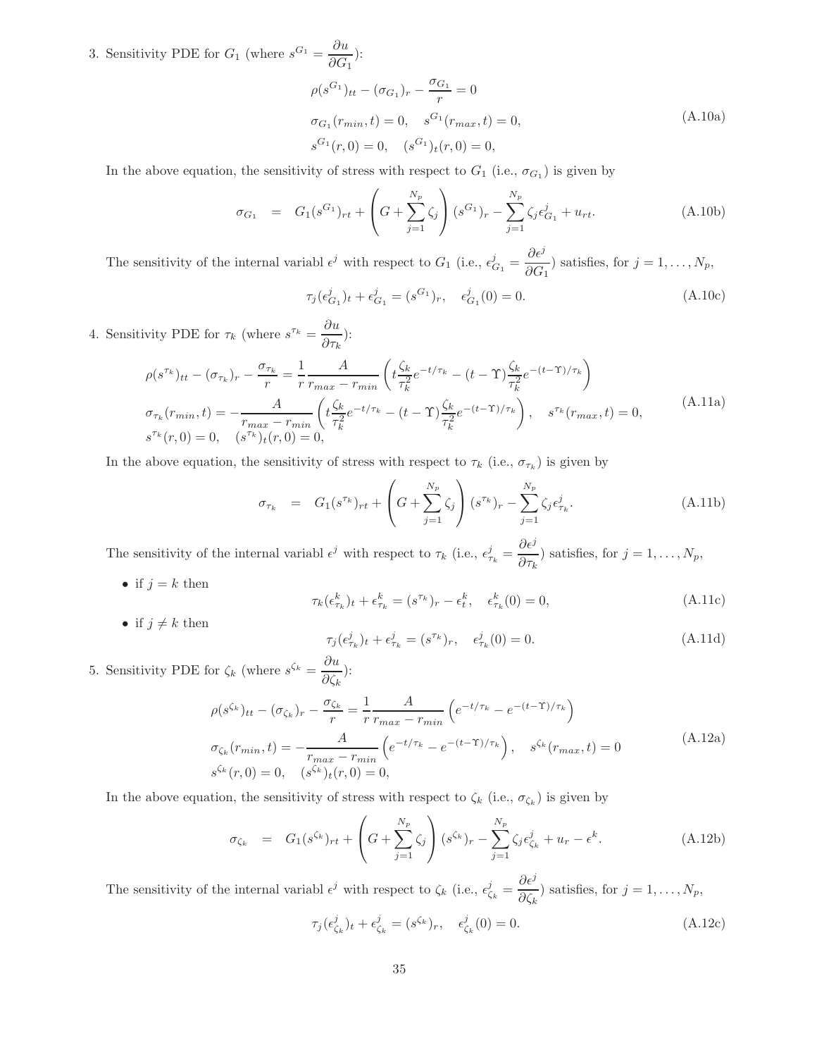3. Sensitivity PDE for $G_1$ (where $s^{G_1} = \dfrac{\partial u}{\partial G_1}$):

$$
\begin{aligned}
&\rho(s^{G_1})_{tt} - (\sigma_{G_1})_r - \frac{\sigma_{G_1}}{r} = 0 \\
&\sigma_{G_1}(r_{min}, t) = 0, \quad s^{G_1}(r_{max}, t) = 0, \\
&s^{G_1}(r, 0) = 0, \quad (s^{G_1})_t(r, 0) = 0,
\end{aligned}
\tag{A.10a}
$$

In the above equation, the sensitivity of stress with respect to $G_1$ (i.e., $\sigma_{G_1}$) is given by

$$
\sigma_{G_1} = G_1 (s^{G_1})_{rt} + \left( G + \sum_{j=1}^{N_p} \zeta_j \right) (s^{G_1})_r - \sum_{j=1}^{N_p} \zeta_j \epsilon^j_{G_1} + u_{rt}. \tag{A.10b}
$$

The sensitivity of the internal variabl $\epsilon^j$ with respect to $G_1$ (i.e., $\epsilon^j_{G_1} = \dfrac{\partial \epsilon^j}{\partial G_1}$) satisfies, for $j = 1, \ldots, N_p$,

$$
\tau_j (\epsilon^j_{G_1})_t + \epsilon^j_{G_1} = (s^{G_1})_r, \quad \epsilon^j_{G_1}(0) = 0. \tag{A.10c}
$$

4. Sensitivity PDE for $\tau_k$ (where $s^{\tau_k} = \dfrac{\partial u}{\partial \tau_k}$):

$$
\begin{aligned}
&\rho(s^{\tau_k})_{tt} - (\sigma_{\tau_k})_r - \frac{\sigma_{\tau_k}}{r} = \frac{1}{r} \frac{A}{r_{max} - r_{min}} \left( t \frac{\zeta_k}{\tau_k^2} e^{-t/\tau_k} - (t - \Upsilon) \frac{\zeta_k}{\tau_k^2} e^{-(t-\Upsilon)/\tau_k} \right) \\
&\sigma_{\tau_k}(r_{min}, t) = -\frac{A}{r_{max} - r_{min}} \left( t \frac{\zeta_k}{\tau_k^2} e^{-t/\tau_k} - (t - \Upsilon) \frac{\zeta_k}{\tau_k^2} e^{-(t-\Upsilon)/\tau_k} \right), \quad s^{\tau_k}(r_{max}, t) = 0, \\
&s^{\tau_k}(r, 0) = 0, \quad (s^{\tau_k})_t(r, 0) = 0,
\end{aligned}
\tag{A.11a}
$$

In the above equation, the sensitivity of stress with respect to $\tau_k$ (i.e., $\sigma_{\tau_k}$) is given by

$$
\sigma_{\tau_k} = G_1 (s^{\tau_k})_{rt} + \left( G + \sum_{j=1}^{N_p} \zeta_j \right) (s^{\tau_k})_r - \sum_{j=1}^{N_p} \zeta_j \epsilon^j_{\tau_k}. \tag{A.11b}
$$

The sensitivity of the internal variabl $\epsilon^j$ with respect to $\tau_k$ (i.e., $\epsilon^j_{\tau_k} = \dfrac{\partial \epsilon^j}{\partial \tau_k}$) satisfies, for $j = 1, \ldots, N_p$,

- if $j = k$ then

$$
\tau_k (\epsilon^k_{\tau_k})_t + \epsilon^k_{\tau_k} = (s^{\tau_k})_r - \epsilon^k_t, \quad \epsilon^k_{\tau_k}(0) = 0, \tag{A.11c}
$$

- if $j \neq k$ then

$$
\tau_j (\epsilon^j_{\tau_k})_t + \epsilon^j_{\tau_k} = (s^{\tau_k})_r, \quad \epsilon^j_{\tau_k}(0) = 0. \tag{A.11d}
$$

5. Sensitivity PDE for $\zeta_k$ (where $s^{\zeta_k} = \dfrac{\partial u}{\partial \zeta_k}$):

$$
\begin{aligned}
&\rho(s^{\zeta_k})_{tt} - (\sigma_{\zeta_k})_r - \frac{\sigma_{\zeta_k}}{r} = \frac{1}{r} \frac{A}{r_{max} - r_{min}} \left( e^{-t/\tau_k} - e^{-(t-\Upsilon)/\tau_k} \right) \\
&\sigma_{\zeta_k}(r_{min}, t) = -\frac{A}{r_{max} - r_{min}} \left( e^{-t/\tau_k} - e^{-(t-\Upsilon)/\tau_k} \right), \quad s^{\zeta_k}(r_{max}, t) = 0 \\
&s^{\zeta_k}(r, 0) = 0, \quad (s^{\zeta_k})_t(r, 0) = 0,
\end{aligned}
\tag{A.12a}
$$

In the above equation, the sensitivity of stress with respect to $\zeta_k$ (i.e., $\sigma_{\zeta_k}$) is given by

$$
\sigma_{\zeta_k} = G_1 (s^{\zeta_k})_{rt} + \left( G + \sum_{j=1}^{N_p} \zeta_j \right) (s^{\zeta_k})_r - \sum_{j=1}^{N_p} \zeta_j \epsilon^j_{\zeta_k} + u_r - \epsilon^k. \tag{A.12b}
$$

The sensitivity of the internal variabl $\epsilon^j$ with respect to $\zeta_k$ (i.e., $\epsilon^j_{\zeta_k} = \dfrac{\partial \epsilon^j}{\partial \zeta_k}$) satisfies, for $j = 1, \ldots, N_p$,

$$
\tau_j (\epsilon^j_{\zeta_k})_t + \epsilon^j_{\zeta_k} = (s^{\zeta_k})_r, \quad \epsilon^j_{\zeta_k}(0) = 0. \tag{A.12c}
$$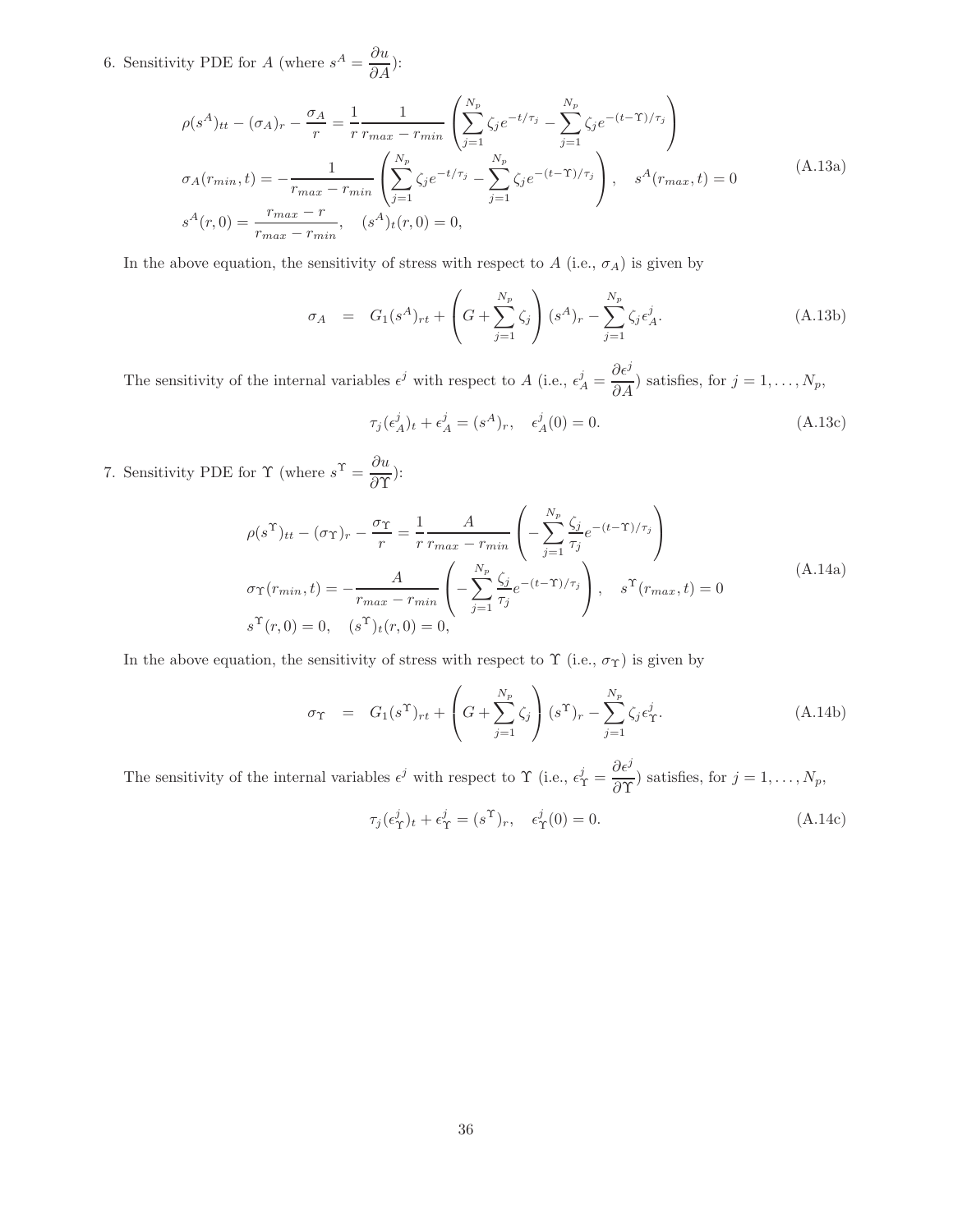6. Sensitivity PDE for $A$ (where $s^A = \dfrac{\partial u}{\partial A}$):

$$
\begin{aligned}
&\rho(s^A)_{tt} - (\sigma_A)_r - \frac{\sigma_A}{r} = \frac{1}{r}\frac{1}{r_{max} - r_{min}}\left(\sum_{j=1}^{N_p}\zeta_j e^{-t/\tau_j} - \sum_{j=1}^{N_p}\zeta_j e^{-(t-\Upsilon)/\tau_j}\right)\\
&\sigma_A(r_{min}, t) = -\frac{1}{r_{max} - r_{min}}\left(\sum_{j=1}^{N_p}\zeta_j e^{-t/\tau_j} - \sum_{j=1}^{N_p}\zeta_j e^{-(t-\Upsilon)/\tau_j}\right), \quad s^A(r_{max}, t) = 0\\
&s^A(r, 0) = \frac{r_{max} - r}{r_{max} - r_{min}}, \quad (s^A)_t(r, 0) = 0,
\end{aligned}
\tag{A.13a}
$$

In the above equation, the sensitivity of stress with respect to $A$ (i.e., $\sigma_A$) is given by

$$
\sigma_A = G_1(s^A)_{rt} + \left(G + \sum_{j=1}^{N_p}\zeta_j\right)(s^A)_r - \sum_{j=1}^{N_p}\zeta_j \epsilon_A^j. \tag{A.13b}
$$

The sensitivity of the internal variables $\epsilon^j$ with respect to $A$ (i.e., $\epsilon_A^j = \dfrac{\partial \epsilon^j}{\partial A}$) satisfies, for $j = 1, \ldots, N_p$,

$$
\tau_j(\epsilon_A^j)_t + \epsilon_A^j = (s^A)_r, \quad \epsilon_A^j(0) = 0. \tag{A.13c}
$$

7. Sensitivity PDE for $\Upsilon$ (where $s^\Upsilon = \dfrac{\partial u}{\partial \Upsilon}$):

$$
\begin{aligned}
&\rho(s^\Upsilon)_{tt} - (\sigma_\Upsilon)_r - \frac{\sigma_\Upsilon}{r} = \frac{1}{r}\frac{A}{r_{max} - r_{min}}\left(-\sum_{j=1}^{N_p}\frac{\zeta_j}{\tau_j} e^{-(t-\Upsilon)/\tau_j}\right)\\
&\sigma_\Upsilon(r_{min}, t) = -\frac{A}{r_{max} - r_{min}}\left(-\sum_{j=1}^{N_p}\frac{\zeta_j}{\tau_j} e^{-(t-\Upsilon)/\tau_j}\right), \quad s^\Upsilon(r_{max}, t) = 0\\
&s^\Upsilon(r, 0) = 0, \quad (s^\Upsilon)_t(r, 0) = 0,
\end{aligned}
\tag{A.14a}
$$

In the above equation, the sensitivity of stress with respect to $\Upsilon$ (i.e., $\sigma_\Upsilon$) is given by

$$
\sigma_\Upsilon = G_1(s^\Upsilon)_{rt} + \left(G + \sum_{j=1}^{N_p}\zeta_j\right)(s^\Upsilon)_r - \sum_{j=1}^{N_p}\zeta_j \epsilon_\Upsilon^j. \tag{A.14b}
$$

The sensitivity of the internal variables $\epsilon^j$ with respect to $\Upsilon$ (i.e., $\epsilon_\Upsilon^j = \dfrac{\partial \epsilon^j}{\partial \Upsilon}$) satisfies, for $j = 1, \ldots, N_p$,

$$
\tau_j(\epsilon_\Upsilon^j)_t + \epsilon_\Upsilon^j = (s^\Upsilon)_r, \quad \epsilon_\Upsilon^j(0) = 0. \tag{A.14c}
$$